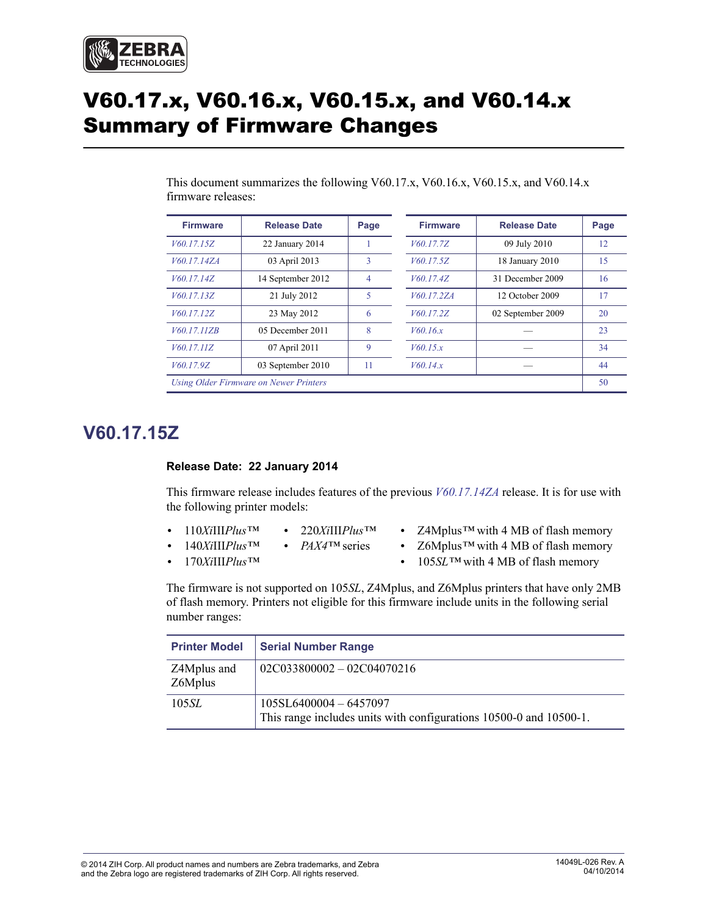# V60.17.x, V60.16.x, V60.15.x, and V60.14.x Summary of Firmware Changes

This document summarizes the following V60.17.x, V60.16.x, V60.15.x, and V60.14.x firmware releases:

| Firmware | Release Date | Page | Firmware | Release Date | Page |
|---|---|---|---|---|---|
| *V60.17.15Z* | 22 January 2014 | 1 | *V60.17.7Z* | 09 July 2010 | 12 |
| *V60.17.14ZA* | 03 April 2013 | 3 | *V60.17.5Z* | 18 January 2010 | 15 |
| *V60.17.14Z* | 14 September 2012 | 4 | *V60.17.4Z* | 31 December 2009 | 16 |
| *V60.17.13Z* | 21 July 2012 | 5 | *V60.17.2ZA* | 12 October 2009 | 17 |
| *V60.17.12Z* | 23 May 2012 | 6 | *V60.17.2Z* | 02 September 2009 | 20 |
| *V60.17.11ZB* | 05 December 2011 | 8 | *V60.16.x* | — | 23 |
| *V60.17.11Z* | 07 April 2011 | 9 | *V60.15.x* | — | 34 |
| *V60.17.9Z* | 03 September 2010 | 11 | *V60.14.x* | — | 44 |
| *Using Older Firmware on Newer Printers* | | | | | 50 |

## V60.17.15Z

**Release Date: 22 January 2014**

This firmware release includes features of the previous *V60.17.14ZA* release. It is for use with the following printer models:

- 110*Xi*III*Plus*™
- 140*Xi*III*Plus*™
- 170*Xi*III*Plus*™
- 220*Xi*III*Plus*™
- *PAX4*™ series
- Z4Mplus™ with 4 MB of flash memory
- Z6Mplus™ with 4 MB of flash memory
- 105*SL*™ with 4 MB of flash memory

The firmware is not supported on 105*SL*, Z4Mplus, and Z6Mplus printers that have only 2MB of flash memory. Printers not eligible for this firmware include units in the following serial number ranges:

| Printer Model | Serial Number Range |
|---|---|
| Z4Mplus and Z6Mplus | 02C033800002 – 02C04070216 |
| 105*SL* | 105SL6400004 – 6457097<br>This range includes units with configurations 10500-0 and 10500-1. |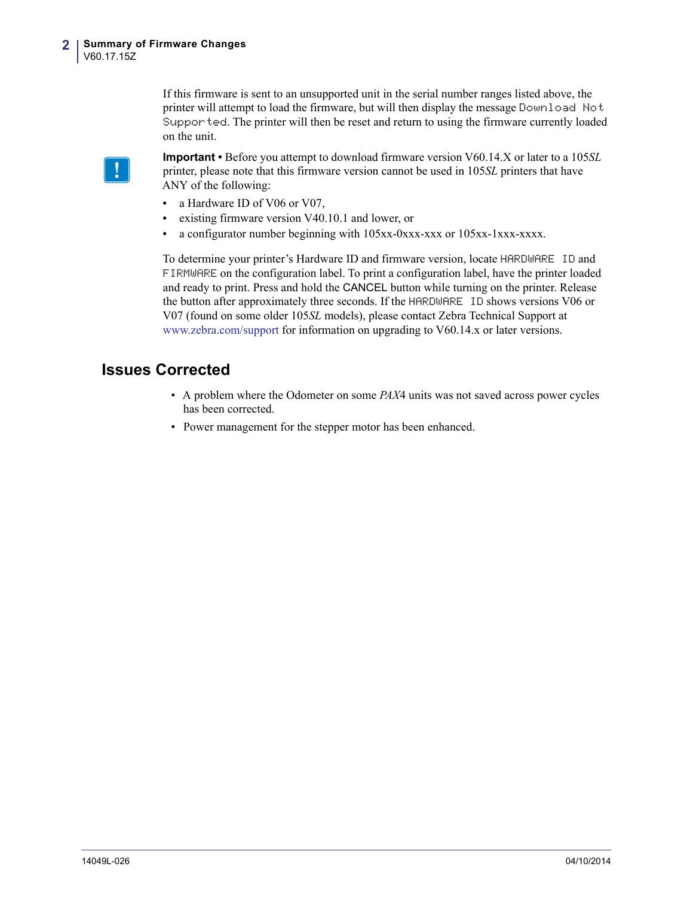If this firmware is sent to an unsupported unit in the serial number ranges listed above, the printer will attempt to load the firmware, but will then display the message `Download Not Supported`. The printer will then be reset and return to using the firmware currently loaded on the unit.

**Important •** Before you attempt to download firmware version V60.14.X or later to a 105*SL* printer, please note that this firmware version cannot be used in 105*SL* printers that have ANY of the following:

- a Hardware ID of V06 or V07,
- existing firmware version V40.10.1 and lower, or
- a configurator number beginning with 105xx-0xxx-xxx or 105xx-1xxx-xxxx.

To determine your printer's Hardware ID and firmware version, locate `HARDWARE ID` and `FIRMWARE` on the configuration label. To print a configuration label, have the printer loaded and ready to print. Press and hold the CANCEL button while turning on the printer. Release the button after approximately three seconds. If the `HARDWARE ID` shows versions V06 or V07 (found on some older 105*SL* models), please contact Zebra Technical Support at www.zebra.com/support for information on upgrading to V60.14.x or later versions.

## Issues Corrected

- A problem where the Odometer on some *PAX*4 units was not saved across power cycles has been corrected.
- Power management for the stepper motor has been enhanced.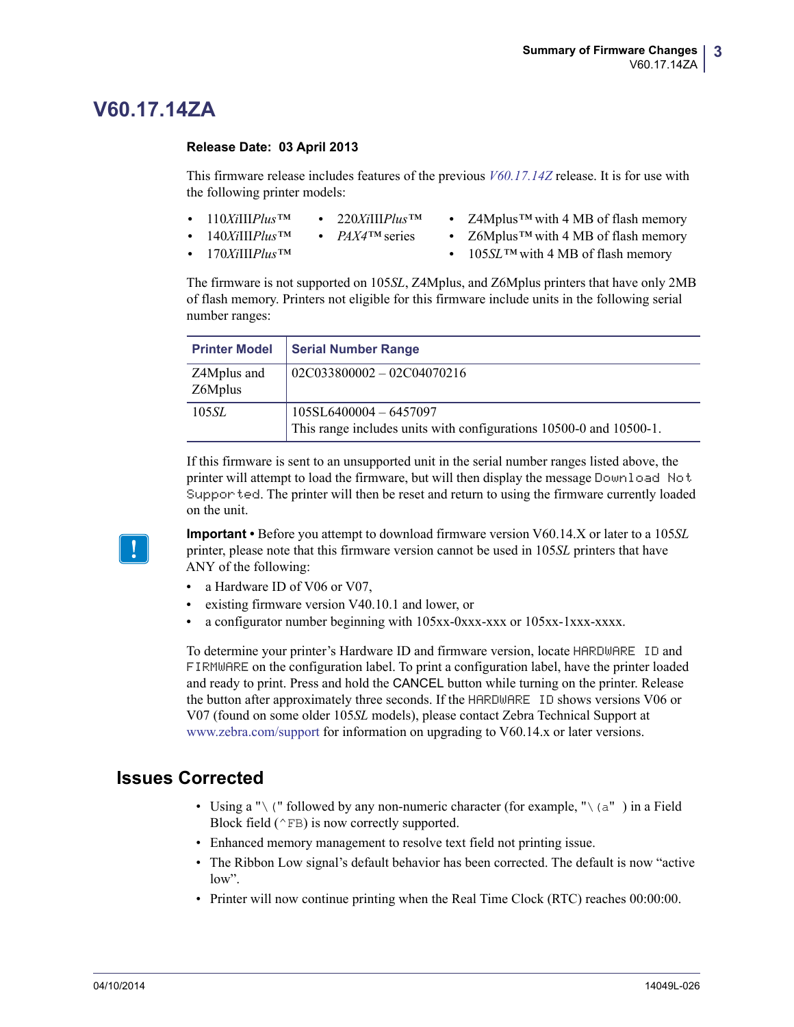# V60.17.14ZA

**Release Date: 03 April 2013**

This firmware release includes features of the previous *V60.17.14Z* release. It is for use with the following printer models:

- 110*Xi*III*Plus*™
- 140*Xi*III*Plus*™
- 170*Xi*III*Plus*™
- 220*Xi*III*Plus*™
- *PAX4*™ series
- Z4Mplus™ with 4 MB of flash memory
- Z6Mplus™ with 4 MB of flash memory
- 105*SL*™ with 4 MB of flash memory

The firmware is not supported on 105*SL*, Z4Mplus, and Z6Mplus printers that have only 2MB of flash memory. Printers not eligible for this firmware include units in the following serial number ranges:

| Printer Model | Serial Number Range |
|---|---|
| Z4Mplus and Z6Mplus | 02C033800002 – 02C04070216 |
| 105*SL* | 105SL6400004 – 6457097<br>This range includes units with configurations 10500-0 and 10500-1. |

If this firmware is sent to an unsupported unit in the serial number ranges listed above, the printer will attempt to load the firmware, but will then display the message `Download Not Supported`. The printer will then be reset and return to using the firmware currently loaded on the unit.

**Important •** Before you attempt to download firmware version V60.14.X or later to a 105*SL* printer, please note that this firmware version cannot be used in 105*SL* printers that have ANY of the following:

- a Hardware ID of V06 or V07,
- existing firmware version V40.10.1 and lower, or
- a configurator number beginning with 105xx-0xxx-xxx or 105xx-1xxx-xxxx.

To determine your printer's Hardware ID and firmware version, locate `HARDWARE ID` and `FIRMWARE` on the configuration label. To print a configuration label, have the printer loaded and ready to print. Press and hold the CANCEL button while turning on the printer. Release the button after approximately three seconds. If the `HARDWARE ID` shows versions V06 or V07 (found on some older 105*SL* models), please contact Zebra Technical Support at www.zebra.com/support for information on upgrading to V60.14.x or later versions.

## Issues Corrected

- Using a "`\(`" followed by any non-numeric character (for example, "`\(a`" ) in a Field Block field (`^FB`) is now correctly supported.
- Enhanced memory management to resolve text field not printing issue.
- The Ribbon Low signal's default behavior has been corrected. The default is now "active low".
- Printer will now continue printing when the Real Time Clock (RTC) reaches 00:00:00.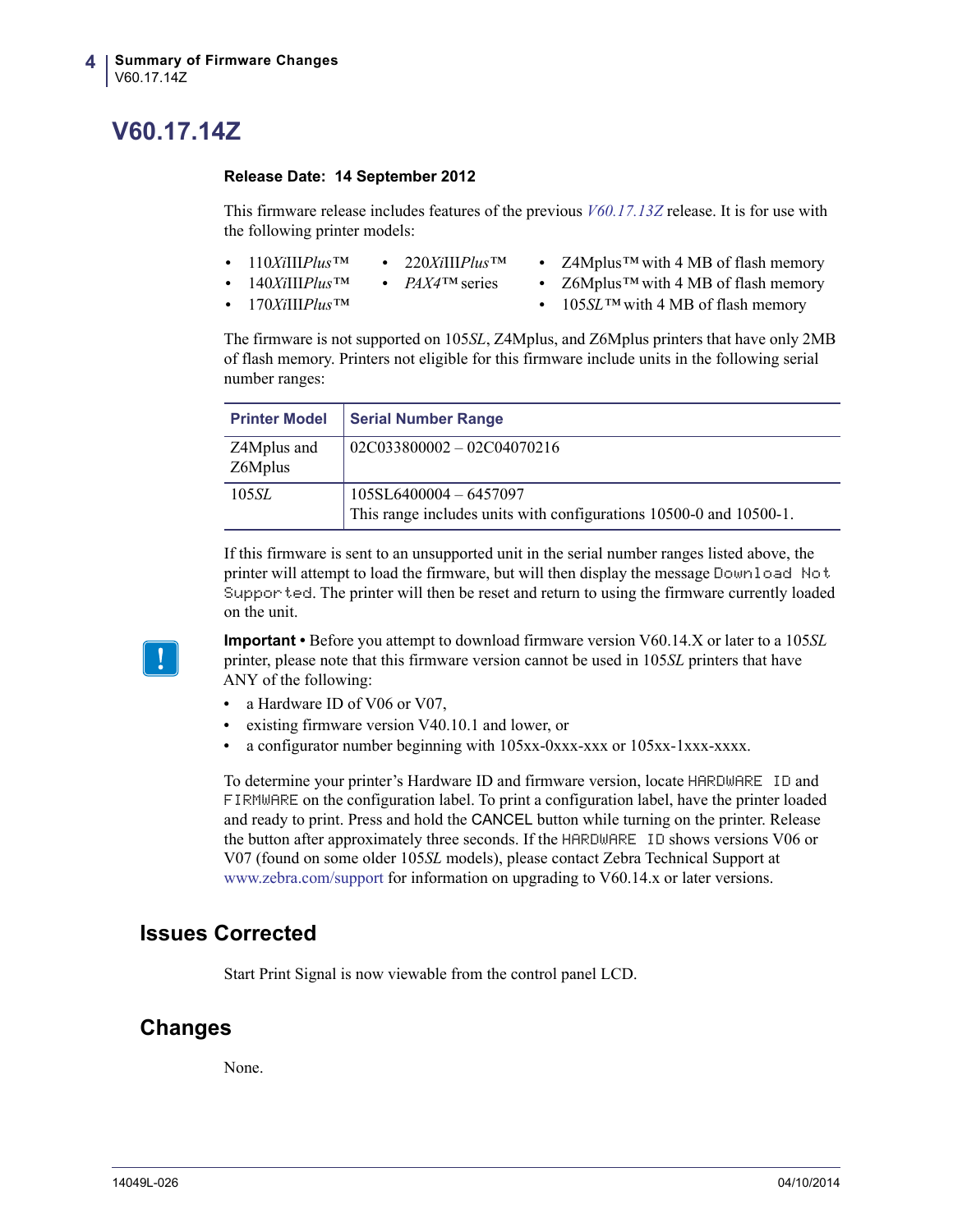# V60.17.14Z

**Release Date: 14 September 2012**

This firmware release includes features of the previous *V60.17.13Z* release. It is for use with the following printer models:

- 110*Xi*III*Plus*™
- 140*Xi*III*Plus*™
- 170*Xi*III*Plus*™
- 220*Xi*III*Plus*™
- *PAX4*™ series
- Z4Mplus™ with 4 MB of flash memory
- Z6Mplus™ with 4 MB of flash memory
- 105*SL*™ with 4 MB of flash memory

The firmware is not supported on 105*SL*, Z4Mplus, and Z6Mplus printers that have only 2MB of flash memory. Printers not eligible for this firmware include units in the following serial number ranges:

| Printer Model | Serial Number Range |
|---|---|
| Z4Mplus and Z6Mplus | 02C033800002 – 02C04070216 |
| 105*SL* | 105SL6400004 – 6457097<br>This range includes units with configurations 10500-0 and 10500-1. |

If this firmware is sent to an unsupported unit in the serial number ranges listed above, the printer will attempt to load the firmware, but will then display the message `Download Not Supported`. The printer will then be reset and return to using the firmware currently loaded on the unit.

**Important •** Before you attempt to download firmware version V60.14.X or later to a 105*SL* printer, please note that this firmware version cannot be used in 105*SL* printers that have ANY of the following:

- a Hardware ID of V06 or V07,
- existing firmware version V40.10.1 and lower, or
- a configurator number beginning with 105xx-0xxx-xxx or 105xx-1xxx-xxxx.

To determine your printer's Hardware ID and firmware version, locate `HARDWARE ID` and `FIRMWARE` on the configuration label. To print a configuration label, have the printer loaded and ready to print. Press and hold the CANCEL button while turning on the printer. Release the button after approximately three seconds. If the `HARDWARE ID` shows versions V06 or V07 (found on some older 105*SL* models), please contact Zebra Technical Support at www.zebra.com/support for information on upgrading to V60.14.x or later versions.

## Issues Corrected

Start Print Signal is now viewable from the control panel LCD.

## Changes

None.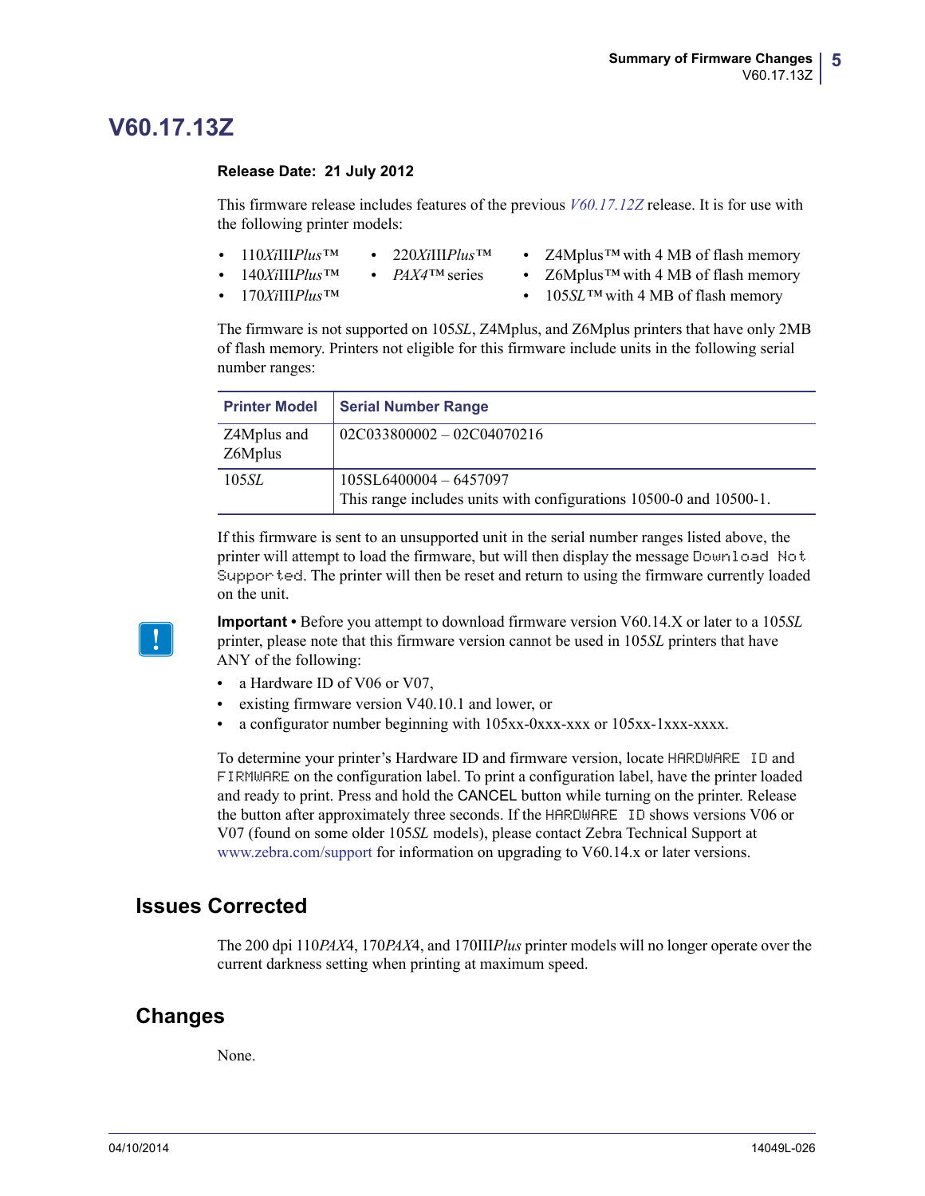# V60.17.13Z

**Release Date: 21 July 2012**

This firmware release includes features of the previous *V60.17.12Z* release. It is for use with the following printer models:

- 110*Xi*III*Plus*™
- 140*Xi*III*Plus*™
- 170*Xi*III*Plus*™
- 220*Xi*III*Plus*™
- *PAX4*™ series
- Z4Mplus™ with 4 MB of flash memory
- Z6Mplus™ with 4 MB of flash memory
- 105*SL*™ with 4 MB of flash memory

The firmware is not supported on 105*SL*, Z4Mplus, and Z6Mplus printers that have only 2MB of flash memory. Printers not eligible for this firmware include units in the following serial number ranges:

| Printer Model | Serial Number Range |
|---|---|
| Z4Mplus and Z6Mplus | 02C033800002 – 02C04070216 |
| 105*SL* | 105SL6400004 – 6457097<br>This range includes units with configurations 10500-0 and 10500-1. |

If this firmware is sent to an unsupported unit in the serial number ranges listed above, the printer will attempt to load the firmware, but will then display the message `Download Not Supported`. The printer will then be reset and return to using the firmware currently loaded on the unit.

**Important •** Before you attempt to download firmware version V60.14.X or later to a 105*SL* printer, please note that this firmware version cannot be used in 105*SL* printers that have ANY of the following:

- a Hardware ID of V06 or V07,
- existing firmware version V40.10.1 and lower, or
- a configurator number beginning with 105xx-0xxx-xxx or 105xx-1xxx-xxxx.

To determine your printer's Hardware ID and firmware version, locate `HARDWARE ID` and `FIRMWARE` on the configuration label. To print a configuration label, have the printer loaded and ready to print. Press and hold the CANCEL button while turning on the printer. Release the button after approximately three seconds. If the `HARDWARE ID` shows versions V06 or V07 (found on some older 105*SL* models), please contact Zebra Technical Support at www.zebra.com/support for information on upgrading to V60.14.x or later versions.

## Issues Corrected

The 200 dpi 110*PAX*4, 170*PAX*4, and 170III*Plus* printer models will no longer operate over the current darkness setting when printing at maximum speed.

## Changes

None.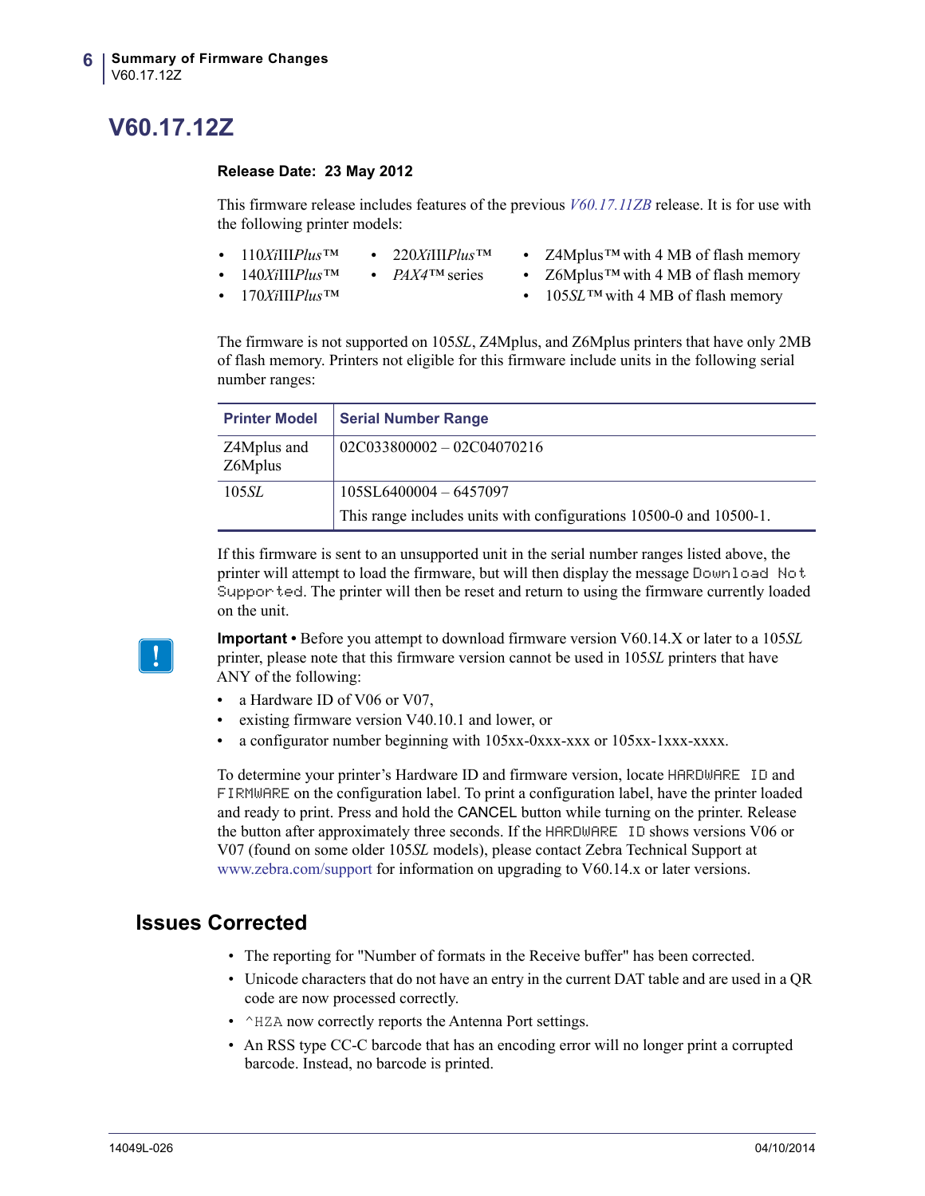# V60.17.12Z

**Release Date: 23 May 2012**

This firmware release includes features of the previous *V60.17.11ZB* release. It is for use with the following printer models:

- 110*Xi*III*Plus*™
- 140*Xi*III*Plus*™
- 170*Xi*III*Plus*™
- 220*Xi*III*Plus*™
- *PAX4*™ series
- Z4Mplus™ with 4 MB of flash memory
- Z6Mplus™ with 4 MB of flash memory
- 105*SL*™ with 4 MB of flash memory

The firmware is not supported on 105*SL*, Z4Mplus, and Z6Mplus printers that have only 2MB of flash memory. Printers not eligible for this firmware include units in the following serial number ranges:

| Printer Model | Serial Number Range |
|---|---|
| Z4Mplus and Z6Mplus | 02C033800002 – 02C04070216 |
| 105*SL* | 105SL6400004 – 6457097<br>This range includes units with configurations 10500-0 and 10500-1. |

If this firmware is sent to an unsupported unit in the serial number ranges listed above, the printer will attempt to load the firmware, but will then display the message `Download Not Supported`. The printer will then be reset and return to using the firmware currently loaded on the unit.

**Important •** Before you attempt to download firmware version V60.14.X or later to a 105*SL* printer, please note that this firmware version cannot be used in 105*SL* printers that have ANY of the following:

- a Hardware ID of V06 or V07,
- existing firmware version V40.10.1 and lower, or
- a configurator number beginning with 105xx-0xxx-xxx or 105xx-1xxx-xxxx.

To determine your printer's Hardware ID and firmware version, locate `HARDWARE ID` and `FIRMWARE` on the configuration label. To print a configuration label, have the printer loaded and ready to print. Press and hold the CANCEL button while turning on the printer. Release the button after approximately three seconds. If the `HARDWARE ID` shows versions V06 or V07 (found on some older 105*SL* models), please contact Zebra Technical Support at www.zebra.com/support for information on upgrading to V60.14.x or later versions.

## Issues Corrected

- The reporting for "Number of formats in the Receive buffer" has been corrected.
- Unicode characters that do not have an entry in the current DAT table and are used in a QR code are now processed correctly.
- `^HZA` now correctly reports the Antenna Port settings.
- An RSS type CC-C barcode that has an encoding error will no longer print a corrupted barcode. Instead, no barcode is printed.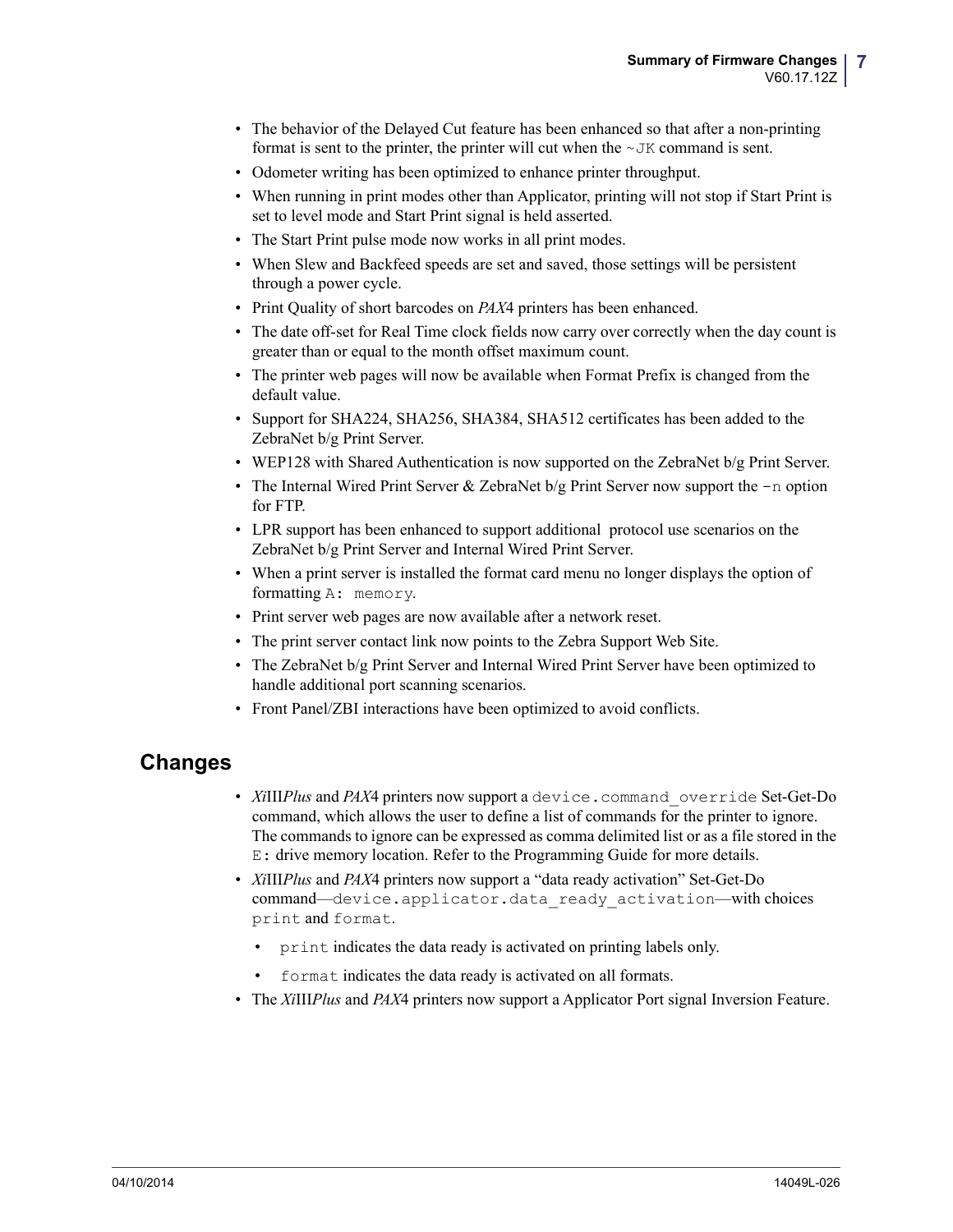- The behavior of the Delayed Cut feature has been enhanced so that after a non-printing format is sent to the printer, the printer will cut when the `~JK` command is sent.
- Odometer writing has been optimized to enhance printer throughput.
- When running in print modes other than Applicator, printing will not stop if Start Print is set to level mode and Start Print signal is held asserted.
- The Start Print pulse mode now works in all print modes.
- When Slew and Backfeed speeds are set and saved, those settings will be persistent through a power cycle.
- Print Quality of short barcodes on *PAX*4 printers has been enhanced.
- The date off-set for Real Time clock fields now carry over correctly when the day count is greater than or equal to the month offset maximum count.
- The printer web pages will now be available when Format Prefix is changed from the default value.
- Support for SHA224, SHA256, SHA384, SHA512 certificates has been added to the ZebraNet b/g Print Server.
- WEP128 with Shared Authentication is now supported on the ZebraNet b/g Print Server.
- The Internal Wired Print Server & ZebraNet b/g Print Server now support the `-n` option for FTP.
- LPR support has been enhanced to support additional protocol use scenarios on the ZebraNet b/g Print Server and Internal Wired Print Server.
- When a print server is installed the format card menu no longer displays the option of formatting `A: memory`.
- Print server web pages are now available after a network reset.
- The print server contact link now points to the Zebra Support Web Site.
- The ZebraNet b/g Print Server and Internal Wired Print Server have been optimized to handle additional port scanning scenarios.
- Front Panel/ZBI interactions have been optimized to avoid conflicts.

## Changes

- *Xi*III*Plus* and *PAX*4 printers now support a `device.command_override` Set-Get-Do command, which allows the user to define a list of commands for the printer to ignore. The commands to ignore can be expressed as comma delimited list or as a file stored in the `E:` drive memory location. Refer to the Programming Guide for more details.
- *Xi*III*Plus* and *PAX*4 printers now support a "data ready activation" Set-Get-Do command—`device.applicator.data_ready_activation`—with choices `print` and `format`.
  - `print` indicates the data ready is activated on printing labels only.
  - `format` indicates the data ready is activated on all formats.
- The *Xi*III*Plus* and *PAX*4 printers now support a Applicator Port signal Inversion Feature.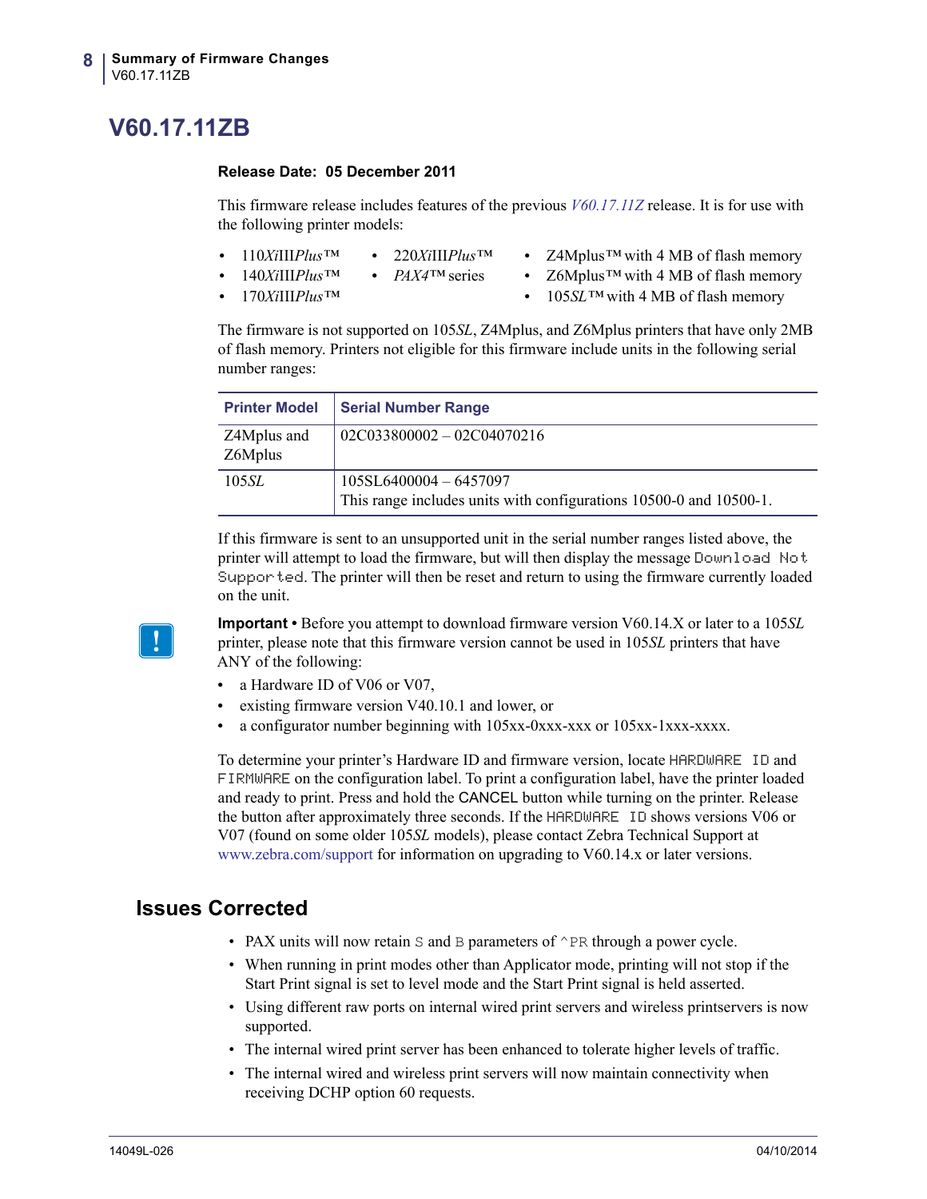# V60.17.11ZB

**Release Date: 05 December 2011**

This firmware release includes features of the previous *V60.17.11Z* release. It is for use with the following printer models:

- 110*Xi*III*Plus*™
- 140*Xi*III*Plus*™
- 170*Xi*III*Plus*™
- 220*Xi*III*Plus*™
- *PAX4*™ series
- Z4Mplus™ with 4 MB of flash memory
- Z6Mplus™ with 4 MB of flash memory
- 105*SL*™ with 4 MB of flash memory

The firmware is not supported on 105*SL*, Z4Mplus, and Z6Mplus printers that have only 2MB of flash memory. Printers not eligible for this firmware include units in the following serial number ranges:

| Printer Model | Serial Number Range |
|---|---|
| Z4Mplus and Z6Mplus | 02C033800002 – 02C04070216 |
| 105*SL* | 105SL6400004 – 6457097<br>This range includes units with configurations 10500-0 and 10500-1. |

If this firmware is sent to an unsupported unit in the serial number ranges listed above, the printer will attempt to load the firmware, but will then display the message `Download Not Supported`. The printer will then be reset and return to using the firmware currently loaded on the unit.

**Important •** Before you attempt to download firmware version V60.14.X or later to a 105*SL* printer, please note that this firmware version cannot be used in 105*SL* printers that have ANY of the following:

- a Hardware ID of V06 or V07,
- existing firmware version V40.10.1 and lower, or
- a configurator number beginning with 105xx-0xxx-xxx or 105xx-1xxx-xxxx.

To determine your printer's Hardware ID and firmware version, locate `HARDWARE ID` and `FIRMWARE` on the configuration label. To print a configuration label, have the printer loaded and ready to print. Press and hold the CANCEL button while turning on the printer. Release the button after approximately three seconds. If the `HARDWARE ID` shows versions V06 or V07 (found on some older 105*SL* models), please contact Zebra Technical Support at www.zebra.com/support for information on upgrading to V60.14.x or later versions.

## Issues Corrected

- PAX units will now retain `S` and `B` parameters of `^PR` through a power cycle.
- When running in print modes other than Applicator mode, printing will not stop if the Start Print signal is set to level mode and the Start Print signal is held asserted.
- Using different raw ports on internal wired print servers and wireless printservers is now supported.
- The internal wired print server has been enhanced to tolerate higher levels of traffic.
- The internal wired and wireless print servers will now maintain connectivity when receiving DCHP option 60 requests.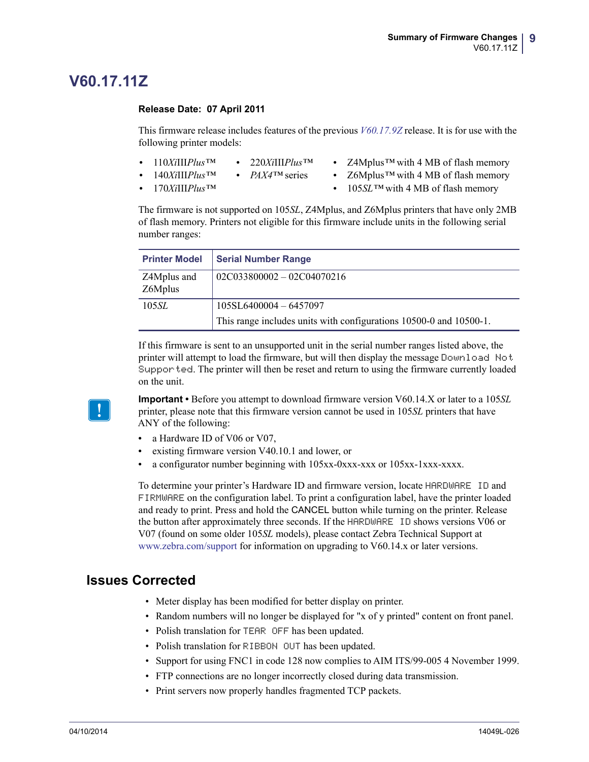# V60.17.11Z

**Release Date: 07 April 2011**

This firmware release includes features of the previous *V60.17.9Z* release. It is for use with the following printer models:

- 110*Xi*III*Plus*™
- 140*Xi*III*Plus*™
- 170*Xi*III*Plus*™
- 220*Xi*III*Plus*™
- *PAX4*™ series
- Z4Mplus™ with 4 MB of flash memory
- Z6Mplus™ with 4 MB of flash memory
- 105*SL*™ with 4 MB of flash memory

The firmware is not supported on 105*SL*, Z4Mplus, and Z6Mplus printers that have only 2MB of flash memory. Printers not eligible for this firmware include units in the following serial number ranges:

| Printer Model | Serial Number Range |
|---|---|
| Z4Mplus and Z6Mplus | 02C033800002 – 02C04070216 |
| 105*SL* | 105SL6400004 – 6457097<br>This range includes units with configurations 10500-0 and 10500-1. |

If this firmware is sent to an unsupported unit in the serial number ranges listed above, the printer will attempt to load the firmware, but will then display the message `Download Not Supported`. The printer will then be reset and return to using the firmware currently loaded on the unit.

**Important •** Before you attempt to download firmware version V60.14.X or later to a 105*SL* printer, please note that this firmware version cannot be used in 105*SL* printers that have ANY of the following:

- a Hardware ID of V06 or V07,
- existing firmware version V40.10.1 and lower, or
- a configurator number beginning with 105xx-0xxx-xxx or 105xx-1xxx-xxxx.

To determine your printer's Hardware ID and firmware version, locate `HARDWARE ID` and `FIRMWARE` on the configuration label. To print a configuration label, have the printer loaded and ready to print. Press and hold the CANCEL button while turning on the printer. Release the button after approximately three seconds. If the `HARDWARE ID` shows versions V06 or V07 (found on some older 105*SL* models), please contact Zebra Technical Support at www.zebra.com/support for information on upgrading to V60.14.x or later versions.

## Issues Corrected

- Meter display has been modified for better display on printer.
- Random numbers will no longer be displayed for "x of y printed" content on front panel.
- Polish translation for `TEAR OFF` has been updated.
- Polish translation for `RIBBON OUT` has been updated.
- Support for using FNC1 in code 128 now complies to AIM ITS/99-005 4 November 1999.
- FTP connections are no longer incorrectly closed during data transmission.
- Print servers now properly handles fragmented TCP packets.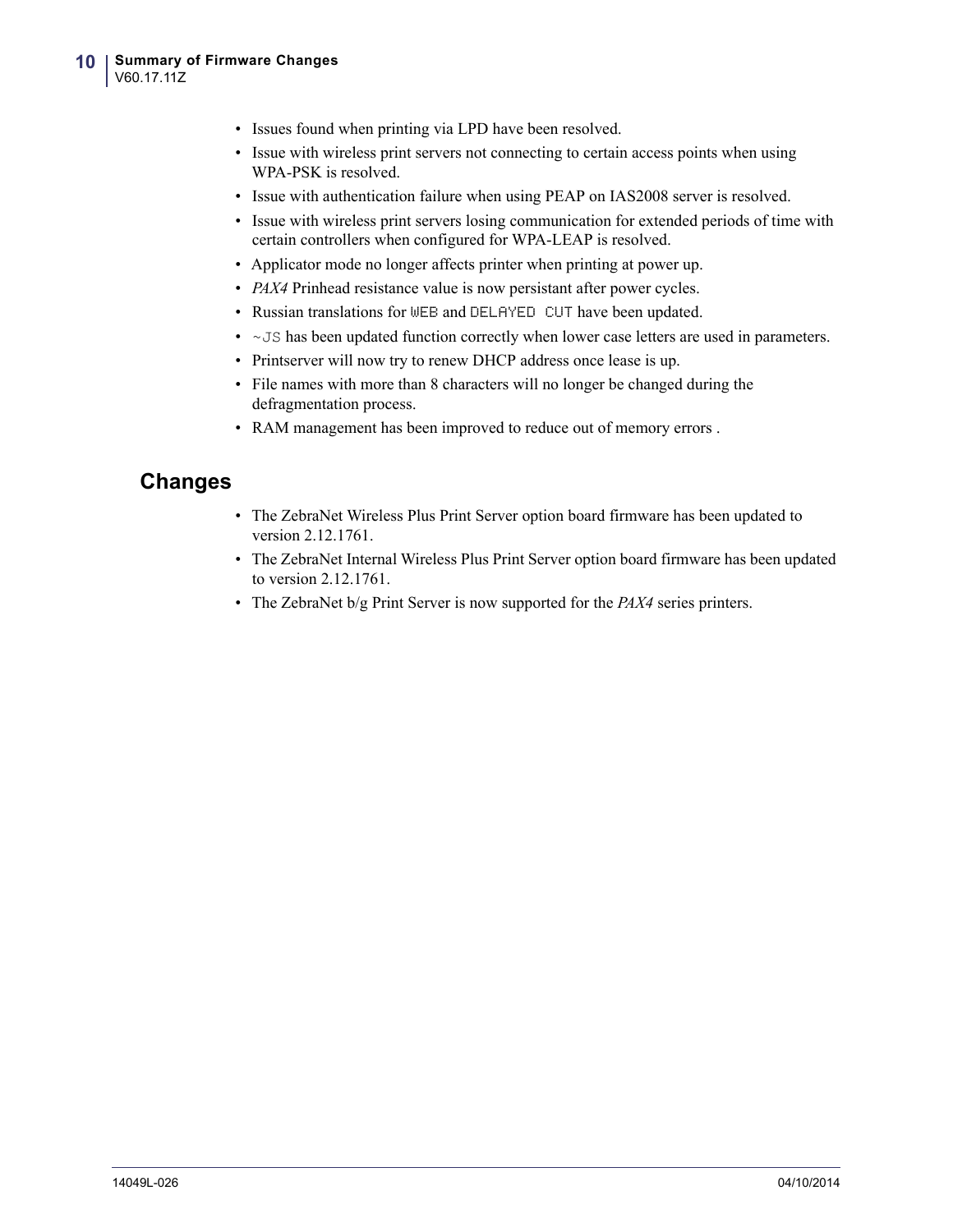- Issues found when printing via LPD have been resolved.
- Issue with wireless print servers not connecting to certain access points when using WPA-PSK is resolved.
- Issue with authentication failure when using PEAP on IAS2008 server is resolved.
- Issue with wireless print servers losing communication for extended periods of time with certain controllers when configured for WPA-LEAP is resolved.
- Applicator mode no longer affects printer when printing at power up.
- *PAX4* Prinhead resistance value is now persistant after power cycles.
- Russian translations for `WEB` and `DELAYED CUT` have been updated.
- `~JS` has been updated function correctly when lower case letters are used in parameters.
- Printserver will now try to renew DHCP address once lease is up.
- File names with more than 8 characters will no longer be changed during the defragmentation process.
- RAM management has been improved to reduce out of memory errors .

## Changes

- The ZebraNet Wireless Plus Print Server option board firmware has been updated to version 2.12.1761.
- The ZebraNet Internal Wireless Plus Print Server option board firmware has been updated to version 2.12.1761.
- The ZebraNet b/g Print Server is now supported for the *PAX4* series printers.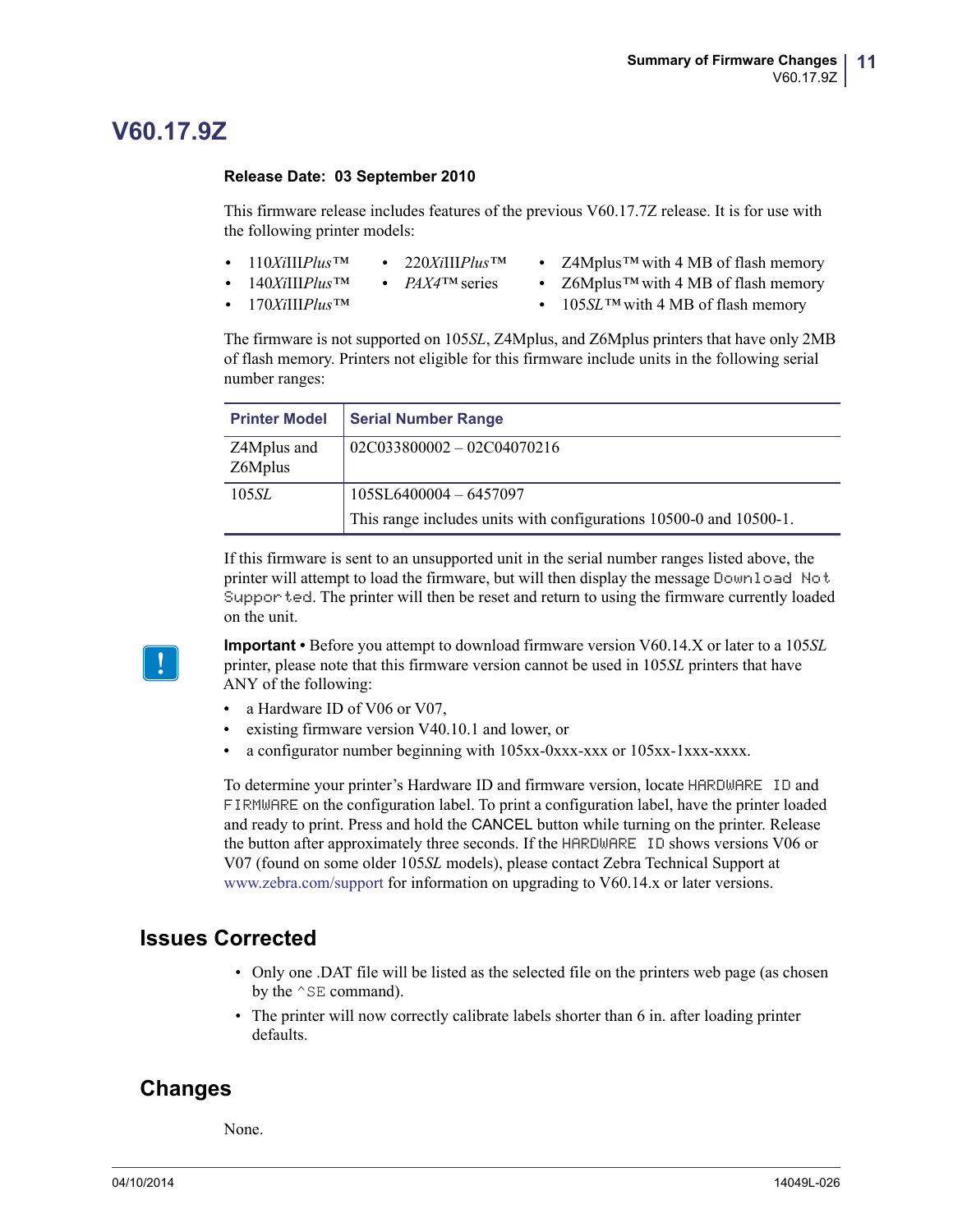# V60.17.9Z

**Release Date: 03 September 2010**

This firmware release includes features of the previous V60.17.7Z release. It is for use with the following printer models:

- 110*Xi*III*Plus*™
- 140*Xi*III*Plus*™
- 170*Xi*III*Plus*™
- 220*Xi*III*Plus*™
- *PAX4*™ series
- Z4Mplus™ with 4 MB of flash memory
- Z6Mplus™ with 4 MB of flash memory
- 105*SL*™ with 4 MB of flash memory

The firmware is not supported on 105*SL*, Z4Mplus, and Z6Mplus printers that have only 2MB of flash memory. Printers not eligible for this firmware include units in the following serial number ranges:

| Printer Model | Serial Number Range |
|---|---|
| Z4Mplus and Z6Mplus | 02C033800002 – 02C04070216 |
| 105*SL* | 105SL6400004 – 6457097<br>This range includes units with configurations 10500-0 and 10500-1. |

If this firmware is sent to an unsupported unit in the serial number ranges listed above, the printer will attempt to load the firmware, but will then display the message `Download Not Supported`. The printer will then be reset and return to using the firmware currently loaded on the unit.

**Important •** Before you attempt to download firmware version V60.14.X or later to a 105*SL* printer, please note that this firmware version cannot be used in 105*SL* printers that have ANY of the following:

- a Hardware ID of V06 or V07,
- existing firmware version V40.10.1 and lower, or
- a configurator number beginning with 105xx-0xxx-xxx or 105xx-1xxx-xxxx.

To determine your printer's Hardware ID and firmware version, locate `HARDWARE ID` and `FIRMWARE` on the configuration label. To print a configuration label, have the printer loaded and ready to print. Press and hold the CANCEL button while turning on the printer. Release the button after approximately three seconds. If the `HARDWARE ID` shows versions V06 or V07 (found on some older 105*SL* models), please contact Zebra Technical Support at www.zebra.com/support for information on upgrading to V60.14.x or later versions.

## Issues Corrected

- Only one .DAT file will be listed as the selected file on the printers web page (as chosen by the `^SE` command).
- The printer will now correctly calibrate labels shorter than 6 in. after loading printer defaults.

## Changes

None.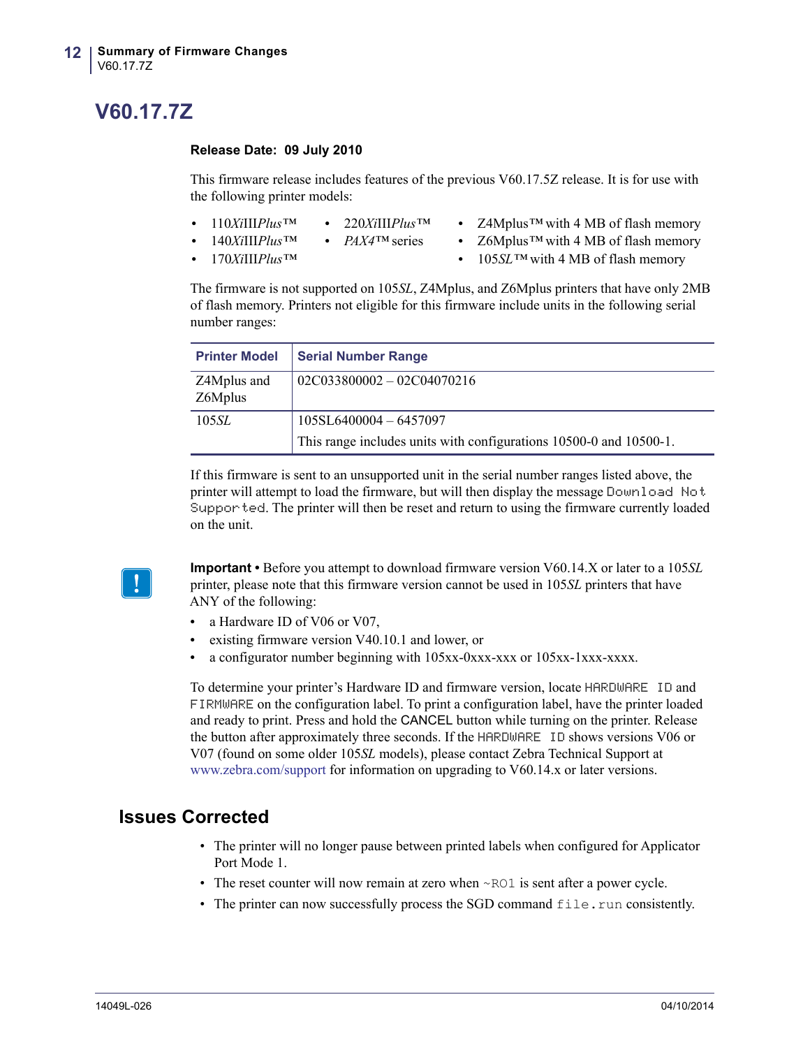// V60.17.7Z — page 12 of 50

# V60.17.7Z

**Release Date: 09 July 2010**

This firmware release includes features of the previous V60.17.5Z release. It is for use with the following printer models:

- 110*Xi*III*Plus*™
- 140*Xi*III*Plus*™
- 170*Xi*III*Plus*™
- 220*Xi*III*Plus*™
- *PAX4*™ series
- Z4Mplus™ with 4 MB of flash memory
- Z6Mplus™ with 4 MB of flash memory
- 105*SL*™ with 4 MB of flash memory

The firmware is not supported on 105*SL*, Z4Mplus, and Z6Mplus printers that have only 2MB of flash memory. Printers not eligible for this firmware include units in the following serial number ranges:

| Printer Model | Serial Number Range |
|---|---|
| Z4Mplus and Z6Mplus | 02C033800002 – 02C04070216 |
| 105*SL* | 105SL6400004 – 6457097<br>This range includes units with configurations 10500-0 and 10500-1. |

If this firmware is sent to an unsupported unit in the serial number ranges listed above, the printer will attempt to load the firmware, but will then display the message `Download Not Supported`. The printer will then be reset and return to using the firmware currently loaded on the unit.

**Important •** Before you attempt to download firmware version V60.14.X or later to a 105*SL* printer, please note that this firmware version cannot be used in 105*SL* printers that have ANY of the following:

- a Hardware ID of V06 or V07,
- existing firmware version V40.10.1 and lower, or
- a configurator number beginning with 105xx-0xxx-xxx or 105xx-1xxx-xxxx.

To determine your printer's Hardware ID and firmware version, locate `HARDWARE ID` and `FIRMWARE` on the configuration label. To print a configuration label, have the printer loaded and ready to print. Press and hold the CANCEL button while turning on the printer. Release the button after approximately three seconds. If the `HARDWARE ID` shows versions V06 or V07 (found on some older 105*SL* models), please contact Zebra Technical Support at www.zebra.com/support for information on upgrading to V60.14.x or later versions.

## Issues Corrected

- The printer will no longer pause between printed labels when configured for Applicator Port Mode 1.
- The reset counter will now remain at zero when `~RO1` is sent after a power cycle.
- The printer can now successfully process the SGD command `file.run` consistently.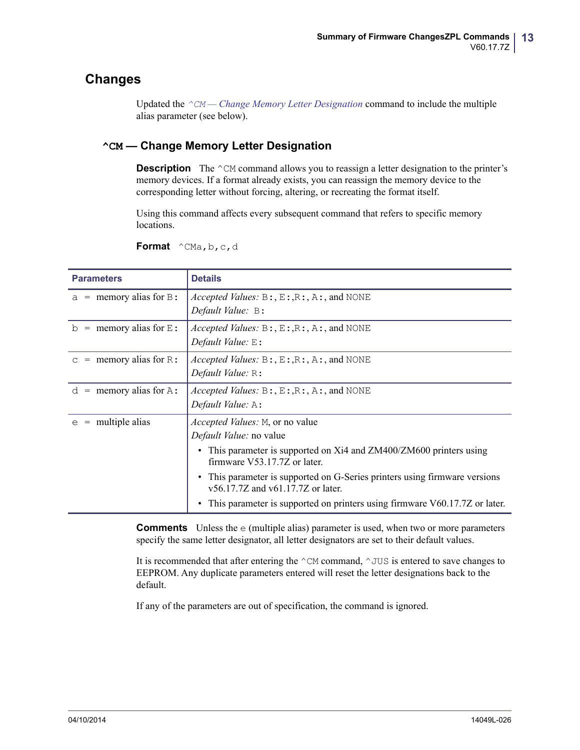## Changes

Updated the *^CM — Change Memory Letter Designation* command to include the multiple alias parameter (see below).

### ^CM — Change Memory Letter Designation

**Description** The ^CM command allows you to reassign a letter designation to the printer's memory devices. If a format already exists, you can reassign the memory device to the corresponding letter without forcing, altering, or recreating the format itself.

Using this command affects every subsequent command that refers to specific memory locations.

**Format** ^CMa,b,c,d

| Parameters | Details |
|---|---|
| a = memory alias for B: | *Accepted Values:* B:, E:,R:, A:, and NONE<br>*Default Value:* B: |
| b = memory alias for E: | *Accepted Values:* B:, E:,R:, A:, and NONE<br>*Default Value:* E: |
| c = memory alias for R: | *Accepted Values:* B:, E:,R:, A:, and NONE<br>*Default Value:* R: |
| d = memory alias for A: | *Accepted Values:* B:, E:,R:, A:, and NONE<br>*Default Value:* A: |
| e = multiple alias | *Accepted Values:* M, or no value<br>*Default Value:* no value<br>• This parameter is supported on Xi4 and ZM400/ZM600 printers using firmware V53.17.7Z or later.<br>• This parameter is supported on G-Series printers using firmware versions v56.17.7Z and v61.17.7Z or later.<br>• This parameter is supported on printers using firmware V60.17.7Z or later. |

**Comments** Unless the e (multiple alias) parameter is used, when two or more parameters specify the same letter designator, all letter designators are set to their default values.

It is recommended that after entering the ^CM command, ^JUS is entered to save changes to EEPROM. Any duplicate parameters entered will reset the letter designations back to the default.

If any of the parameters are out of specification, the command is ignored.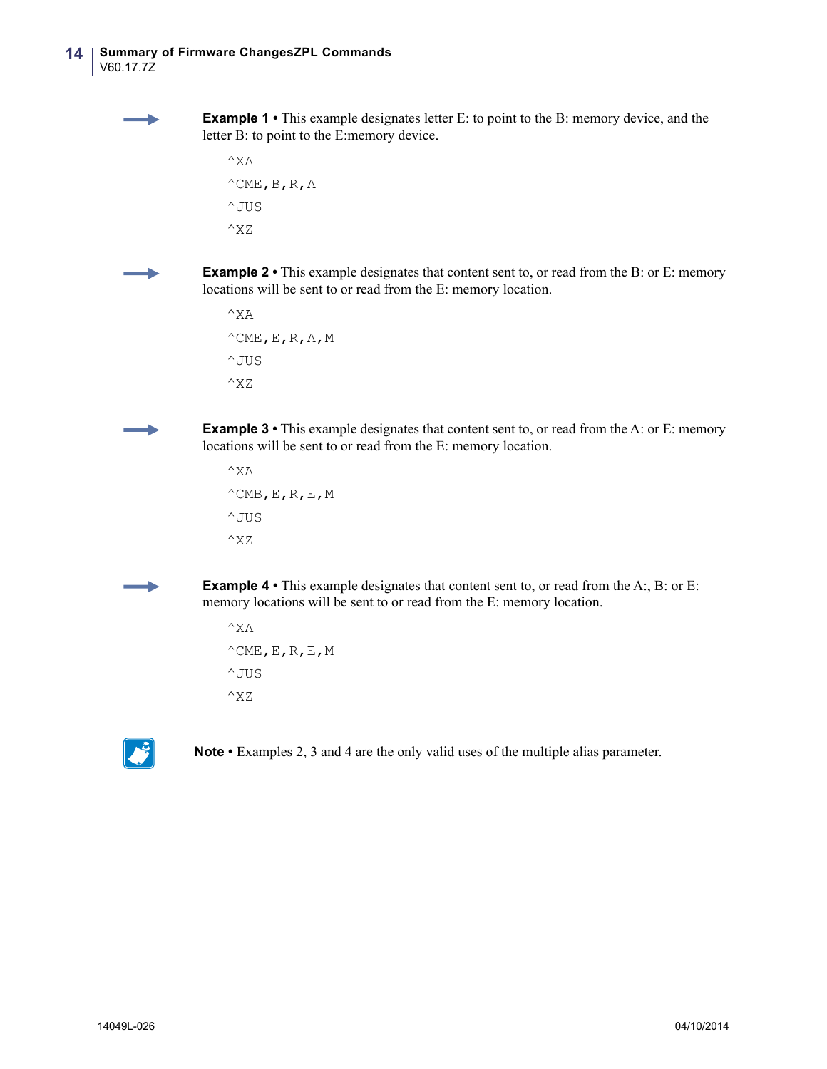**Example 1** • This example designates letter E: to point to the B: memory device, and the letter B: to point to the E:memory device.

```
^XA
^CME,B,R,A
^JUS
^XZ
```

**Example 2** • This example designates that content sent to, or read from the B: or E: memory locations will be sent to or read from the E: memory location.

```
^XA
^CME,E,R,A,M
^JUS
^XZ
```

**Example 3** • This example designates that content sent to, or read from the A: or E: memory locations will be sent to or read from the E: memory location.

```
^XA
^CMB,E,R,E,M
^JUS
^XZ
```

**Example 4** • This example designates that content sent to, or read from the A:, B: or E: memory locations will be sent to or read from the E: memory location.

```
^XA
^CME,E,R,E,M
^JUS
^XZ
```

**Note** • Examples 2, 3 and 4 are the only valid uses of the multiple alias parameter.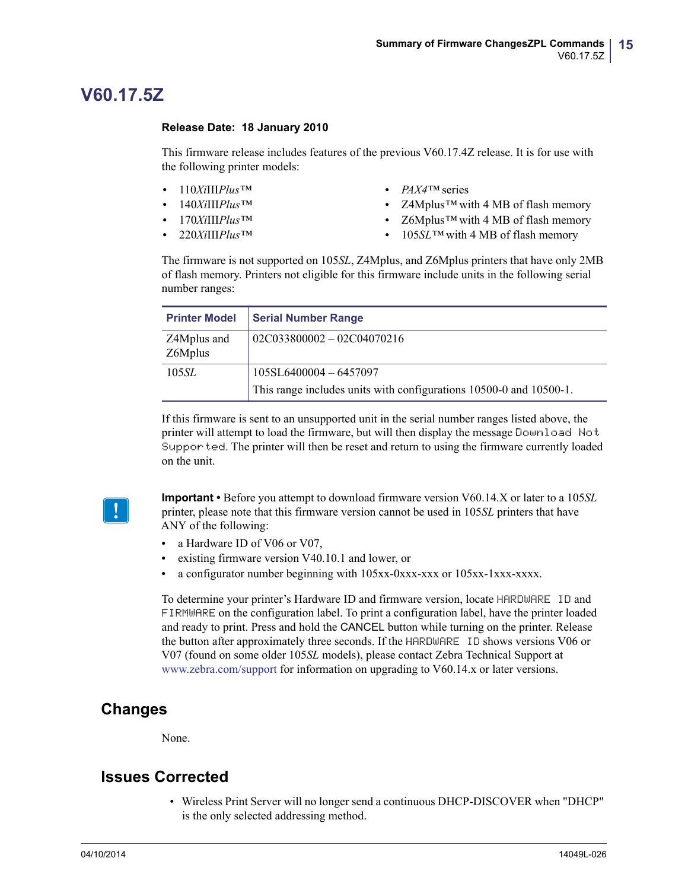# V60.17.5Z

**Release Date: 18 January 2010**

This firmware release includes features of the previous V60.17.4Z release. It is for use with the following printer models:

- 110*Xi*III*Plus*™
- 140*Xi*III*Plus*™
- 170*Xi*III*Plus*™
- 220*Xi*III*Plus*™
- *PAX4*™ series
- Z4Mplus™ with 4 MB of flash memory
- Z6Mplus™ with 4 MB of flash memory
- 105*SL*™ with 4 MB of flash memory

The firmware is not supported on 105*SL*, Z4Mplus, and Z6Mplus printers that have only 2MB of flash memory. Printers not eligible for this firmware include units in the following serial number ranges:

| Printer Model | Serial Number Range |
|---|---|
| Z4Mplus and Z6Mplus | 02C033800002 – 02C04070216 |
| 105*SL* | 105SL6400004 – 6457097<br>This range includes units with configurations 10500-0 and 10500-1. |

If this firmware is sent to an unsupported unit in the serial number ranges listed above, the printer will attempt to load the firmware, but will then display the message `Download Not Supported`. The printer will then be reset and return to using the firmware currently loaded on the unit.

**Important •** Before you attempt to download firmware version V60.14.X or later to a 105*SL* printer, please note that this firmware version cannot be used in 105*SL* printers that have ANY of the following:

- a Hardware ID of V06 or V07,
- existing firmware version V40.10.1 and lower, or
- a configurator number beginning with 105xx-0xxx-xxx or 105xx-1xxx-xxxx.

To determine your printer's Hardware ID and firmware version, locate `HARDWARE ID` and `FIRMWARE` on the configuration label. To print a configuration label, have the printer loaded and ready to print. Press and hold the CANCEL button while turning on the printer. Release the button after approximately three seconds. If the `HARDWARE ID` shows versions V06 or V07 (found on some older 105*SL* models), please contact Zebra Technical Support at www.zebra.com/support for information on upgrading to V60.14.x or later versions.

## Changes

None.

## Issues Corrected

- Wireless Print Server will no longer send a continuous DHCP-DISCOVER when "DHCP" is the only selected addressing method.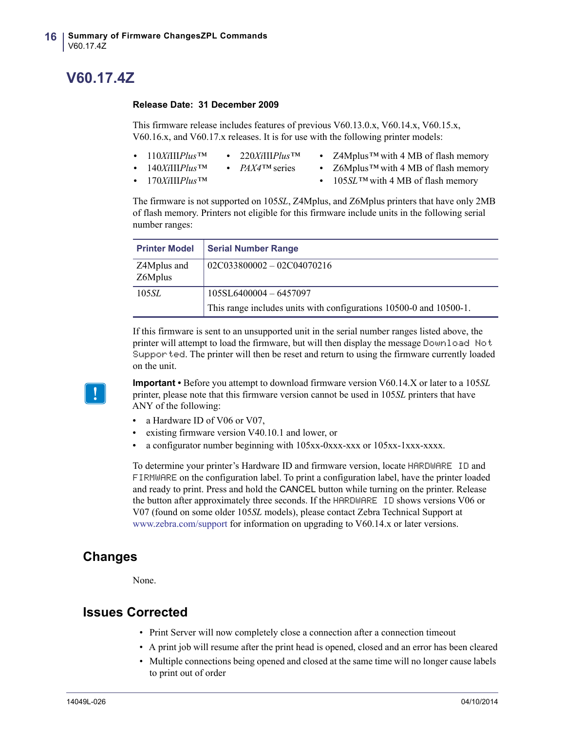# V60.17.4Z

**Release Date: 31 December 2009**

This firmware release includes features of previous V60.13.0.x, V60.14.x, V60.15.x, V60.16.x, and V60.17.x releases. It is for use with the following printer models:

- 110*Xi*III*Plus*™
- 140*Xi*III*Plus*™
- 170*Xi*III*Plus*™
- 220*Xi*III*Plus*™
- *PAX4*™ series
- Z4Mplus™ with 4 MB of flash memory
- Z6Mplus™ with 4 MB of flash memory
- 105*SL*™ with 4 MB of flash memory

The firmware is not supported on 105*SL*, Z4Mplus, and Z6Mplus printers that have only 2MB of flash memory. Printers not eligible for this firmware include units in the following serial number ranges:

| Printer Model | Serial Number Range |
|---|---|
| Z4Mplus and Z6Mplus | 02C033800002 – 02C04070216 |
| 105*SL* | 105SL6400004 – 6457097<br>This range includes units with configurations 10500-0 and 10500-1. |

If this firmware is sent to an unsupported unit in the serial number ranges listed above, the printer will attempt to load the firmware, but will then display the message `Download Not Supported`. The printer will then be reset and return to using the firmware currently loaded on the unit.

**Important •** Before you attempt to download firmware version V60.14.X or later to a 105*SL* printer, please note that this firmware version cannot be used in 105*SL* printers that have ANY of the following:

- a Hardware ID of V06 or V07,
- existing firmware version V40.10.1 and lower, or
- a configurator number beginning with 105xx-0xxx-xxx or 105xx-1xxx-xxxx.

To determine your printer's Hardware ID and firmware version, locate `HARDWARE ID` and `FIRMWARE` on the configuration label. To print a configuration label, have the printer loaded and ready to print. Press and hold the CANCEL button while turning on the printer. Release the button after approximately three seconds. If the `HARDWARE ID` shows versions V06 or V07 (found on some older 105*SL* models), please contact Zebra Technical Support at www.zebra.com/support for information on upgrading to V60.14.x or later versions.

## Changes

None.

## Issues Corrected

- Print Server will now completely close a connection after a connection timeout
- A print job will resume after the print head is opened, closed and an error has been cleared
- Multiple connections being opened and closed at the same time will no longer cause labels to print out of order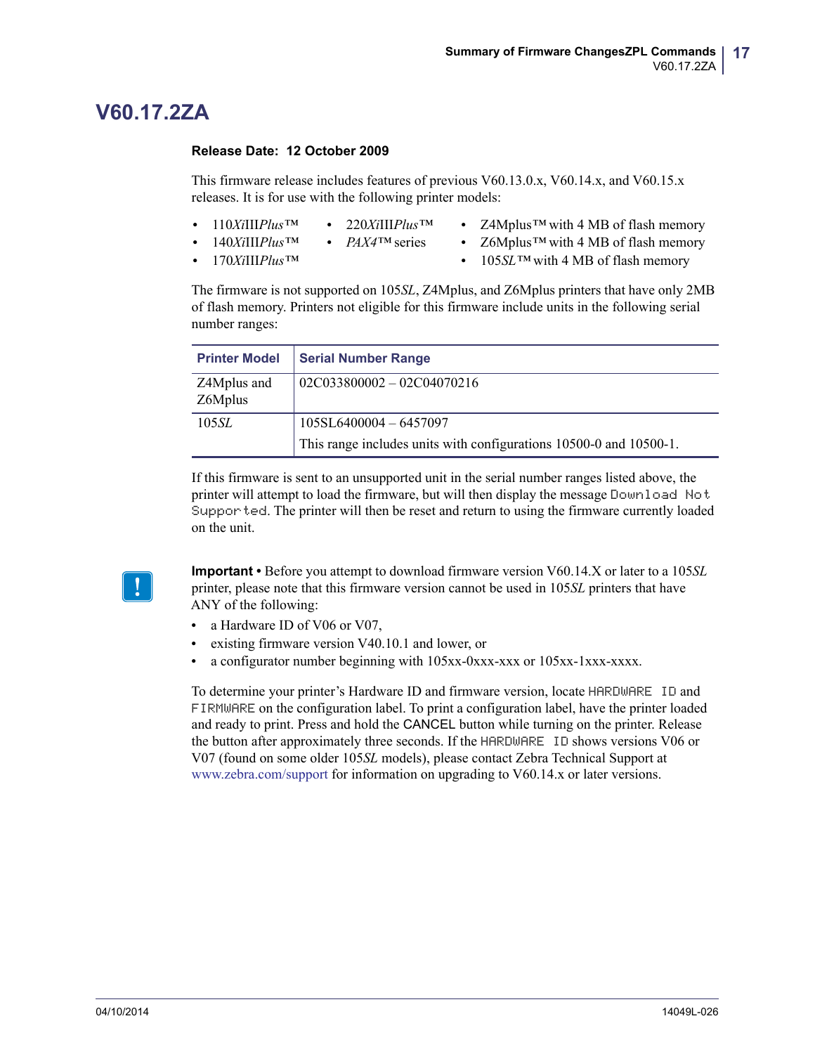# V60.17.2ZA

**Release Date: 12 October 2009**

This firmware release includes features of previous V60.13.0.x, V60.14.x, and V60.15.x releases. It is for use with the following printer models:

- 110*Xi*III*Plus*™
- 140*Xi*III*Plus*™
- 170*Xi*III*Plus*™
- 220*Xi*III*Plus*™
- *PAX4*™ series
- Z4Mplus™ with 4 MB of flash memory
- Z6Mplus™ with 4 MB of flash memory
- 105*SL*™ with 4 MB of flash memory

The firmware is not supported on 105*SL*, Z4Mplus, and Z6Mplus printers that have only 2MB of flash memory. Printers not eligible for this firmware include units in the following serial number ranges:

| Printer Model | Serial Number Range |
|---|---|
| Z4Mplus and Z6Mplus | 02C033800002 – 02C04070216 |
| 105*SL* | 105SL6400004 – 6457097<br>This range includes units with configurations 10500-0 and 10500-1. |

If this firmware is sent to an unsupported unit in the serial number ranges listed above, the printer will attempt to load the firmware, but will then display the message `Download Not Supported`. The printer will then be reset and return to using the firmware currently loaded on the unit.

**Important •** Before you attempt to download firmware version V60.14.X or later to a 105*SL* printer, please note that this firmware version cannot be used in 105*SL* printers that have ANY of the following:

- a Hardware ID of V06 or V07,
- existing firmware version V40.10.1 and lower, or
- a configurator number beginning with 105xx-0xxx-xxx or 105xx-1xxx-xxxx.

To determine your printer's Hardware ID and firmware version, locate `HARDWARE ID` and `FIRMWARE` on the configuration label. To print a configuration label, have the printer loaded and ready to print. Press and hold the CANCEL button while turning on the printer. Release the button after approximately three seconds. If the `HARDWARE ID` shows versions V06 or V07 (found on some older 105*SL* models), please contact Zebra Technical Support at www.zebra.com/support for information on upgrading to V60.14.x or later versions.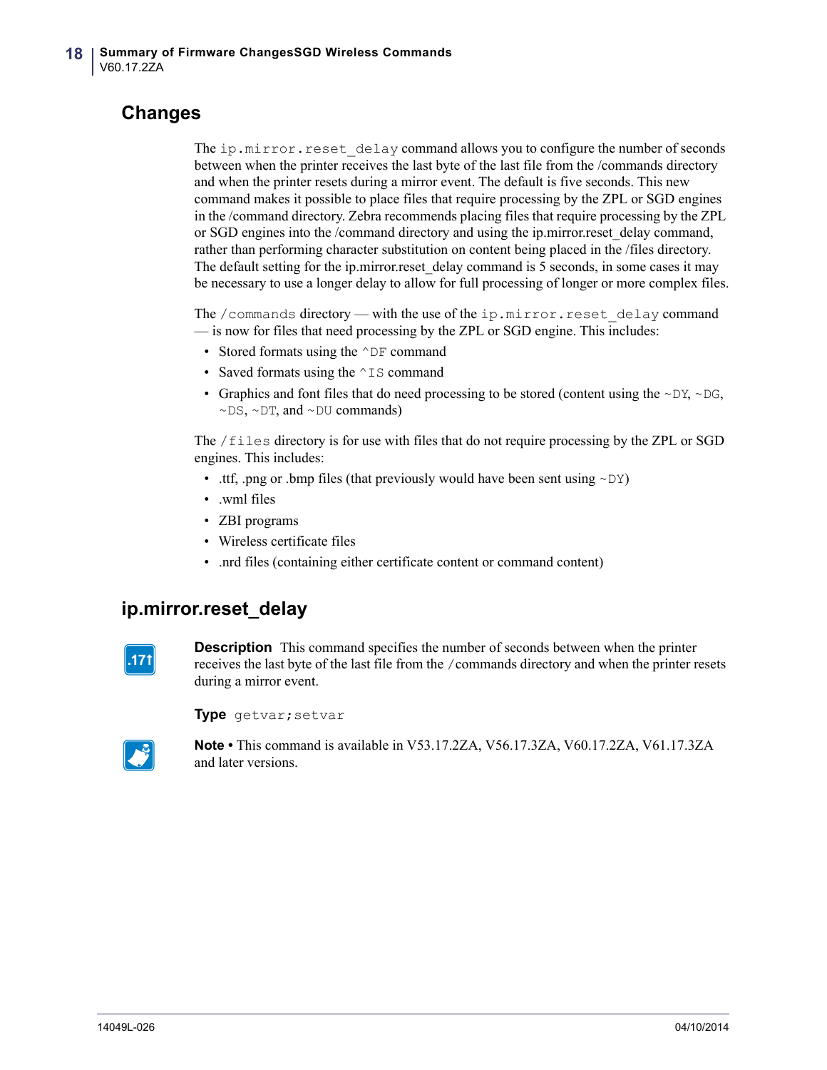## Changes

The `ip.mirror.reset_delay` command allows you to configure the number of seconds between when the printer receives the last byte of the last file from the /commands directory and when the printer resets during a mirror event. The default is five seconds. This new command makes it possible to place files that require processing by the ZPL or SGD engines in the /command directory. Zebra recommends placing files that require processing by the ZPL or SGD engines into the /command directory and using the ip.mirror.reset_delay command, rather than performing character substitution on content being placed in the /files directory. The default setting for the ip.mirror.reset_delay command is 5 seconds, in some cases it may be necessary to use a longer delay to allow for full processing of longer or more complex files.

The `/commands` directory — with the use of the `ip.mirror.reset_delay` command — is now for files that need processing by the ZPL or SGD engine. This includes:

- Stored formats using the `^DF` command
- Saved formats using the `^IS` command
- Graphics and font files that do need processing to be stored (content using the `~DY`, `~DG`, `~DS`, `~DT`, and `~DU` commands)

The `/files` directory is for use with files that do not require processing by the ZPL or SGD engines. This includes:

- .ttf, .png or .bmp files (that previously would have been sent using `~DY`)
- .wml files
- ZBI programs
- Wireless certificate files
- .nrd files (containing either certificate content or command content)

## ip.mirror.reset_delay

.17↑

**Description** This command specifies the number of seconds between when the printer receives the last byte of the last file from the /commands directory and when the printer resets during a mirror event.

**Type** `getvar;setvar`

**Note •** This command is available in V53.17.2ZA, V56.17.3ZA, V60.17.2ZA, V61.17.3ZA and later versions.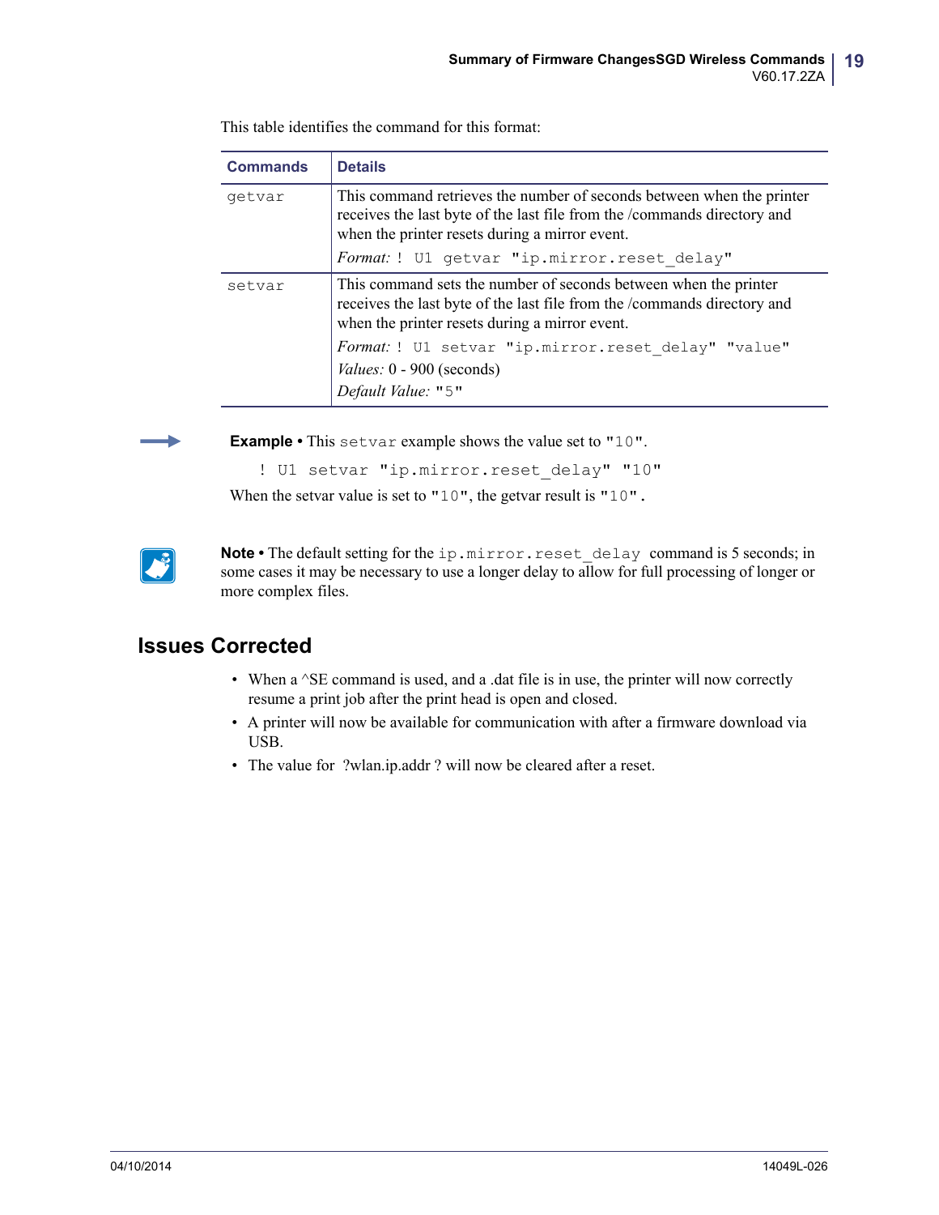This table identifies the command for this format:

| Commands | Details |
|---|---|
| `getvar` | This command retrieves the number of seconds between when the printer receives the last byte of the last file from the /commands directory and when the printer resets during a mirror event.<br>*Format:* `! U1 getvar "ip.mirror.reset_delay"` |
| `setvar` | This command sets the number of seconds between when the printer receives the last byte of the last file from the /commands directory and when the printer resets during a mirror event.<br>*Format:* `! U1 setvar "ip.mirror.reset_delay" "value"`<br>*Values:* 0 - 900 (seconds)<br>*Default Value:* `"5"` |

**Example** • This `setvar` example shows the value set to `"10"`.

```
! U1 setvar "ip.mirror.reset_delay" "10"
```

When the setvar value is set to `"10"`, the getvar result is `"10"`.

**Note** • The default setting for the `ip.mirror.reset_delay` command is 5 seconds; in some cases it may be necessary to use a longer delay to allow for full processing of longer or more complex files.

## Issues Corrected

- When a ^SE command is used, and a .dat file is in use, the printer will now correctly resume a print job after the print head is open and closed.
- A printer will now be available for communication with after a firmware download via USB.
- The value for ?wlan.ip.addr ? will now be cleared after a reset.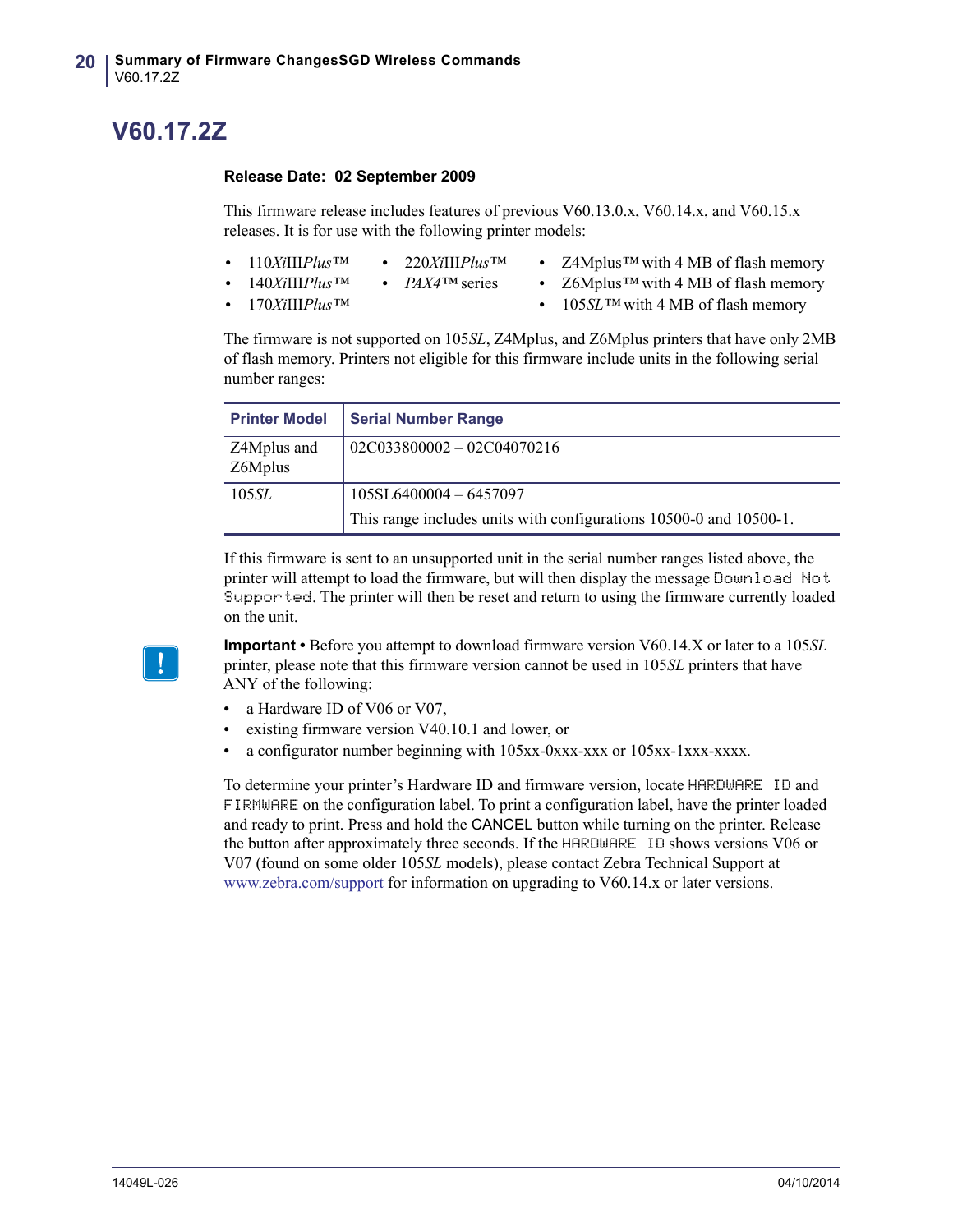# V60.17.2Z

**Release Date: 02 September 2009**

This firmware release includes features of previous V60.13.0.x, V60.14.x, and V60.15.x releases. It is for use with the following printer models:

- 110*Xi*III*Plus*™
- 140*Xi*III*Plus*™
- 170*Xi*III*Plus*™
- 220*Xi*III*Plus*™
- *PAX4*™ series
- Z4Mplus™ with 4 MB of flash memory
- Z6Mplus™ with 4 MB of flash memory
- 105*SL*™ with 4 MB of flash memory

The firmware is not supported on 105*SL*, Z4Mplus, and Z6Mplus printers that have only 2MB of flash memory. Printers not eligible for this firmware include units in the following serial number ranges:

| Printer Model | Serial Number Range |
|---|---|
| Z4Mplus and Z6Mplus | 02C033800002 – 02C04070216 |
| 105*SL* | 105SL6400004 – 6457097<br>This range includes units with configurations 10500-0 and 10500-1. |

If this firmware is sent to an unsupported unit in the serial number ranges listed above, the printer will attempt to load the firmware, but will then display the message `Download Not Supported`. The printer will then be reset and return to using the firmware currently loaded on the unit.

**Important •** Before you attempt to download firmware version V60.14.X or later to a 105*SL* printer, please note that this firmware version cannot be used in 105*SL* printers that have ANY of the following:

- a Hardware ID of V06 or V07,
- existing firmware version V40.10.1 and lower, or
- a configurator number beginning with 105xx-0xxx-xxx or 105xx-1xxx-xxxx.

To determine your printer's Hardware ID and firmware version, locate `HARDWARE ID` and `FIRMWARE` on the configuration label. To print a configuration label, have the printer loaded and ready to print. Press and hold the CANCEL button while turning on the printer. Release the button after approximately three seconds. If the `HARDWARE ID` shows versions V06 or V07 (found on some older 105*SL* models), please contact Zebra Technical Support at www.zebra.com/support for information on upgrading to V60.14.x or later versions.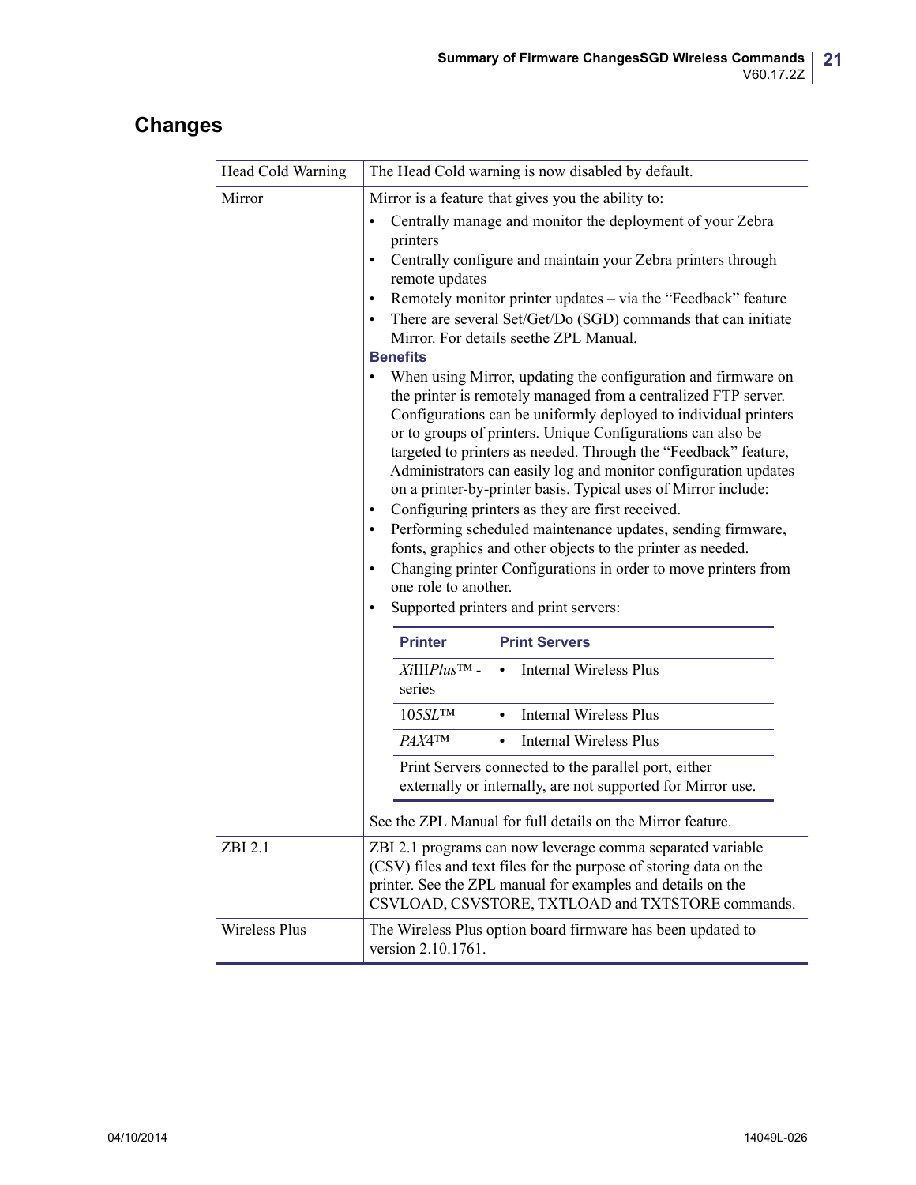## Changes

| | |
|---|---|
| Head Cold Warning | The Head Cold warning is now disabled by default. |
| Mirror | Mirror is a feature that gives you the ability to:<br>• Centrally manage and monitor the deployment of your Zebra printers<br>• Centrally configure and maintain your Zebra printers through remote updates<br>• Remotely monitor printer updates – via the "Feedback" feature<br>• There are several Set/Get/Do (SGD) commands that can initiate Mirror. For details seethe ZPL Manual.<br>**Benefits**<br>• When using Mirror, updating the configuration and firmware on the printer is remotely managed from a centralized FTP server. Configurations can be uniformly deployed to individual printers or to groups of printers. Unique Configurations can also be targeted to printers as needed. Through the "Feedback" feature, Administrators can easily log and monitor configuration updates on a printer-by-printer basis. Typical uses of Mirror include:<br>• Configuring printers as they are first received.<br>• Performing scheduled maintenance updates, sending firmware, fonts, graphics and other objects to the printer as needed.<br>• Changing printer Configurations in order to move printers from one role to another.<br>• Supported printers and print servers:<br><br>**Printer** / **Print Servers**<br>*Xi*III*Plus*™ - series: • Internal Wireless Plus<br>105*SL*™: • Internal Wireless Plus<br>*PAX*4™: • Internal Wireless Plus<br>Print Servers connected to the parallel port, either externally or internally, are not supported for Mirror use.<br><br>See the ZPL Manual for full details on the Mirror feature. |
| ZBI 2.1 | ZBI 2.1 programs can now leverage comma separated variable (CSV) files and text files for the purpose of storing data on the printer. See the ZPL manual for examples and details on the CSVLOAD, CSVSTORE, TXTLOAD and TXTSTORE commands. |
| Wireless Plus | The Wireless Plus option board firmware has been updated to version 2.10.1761. |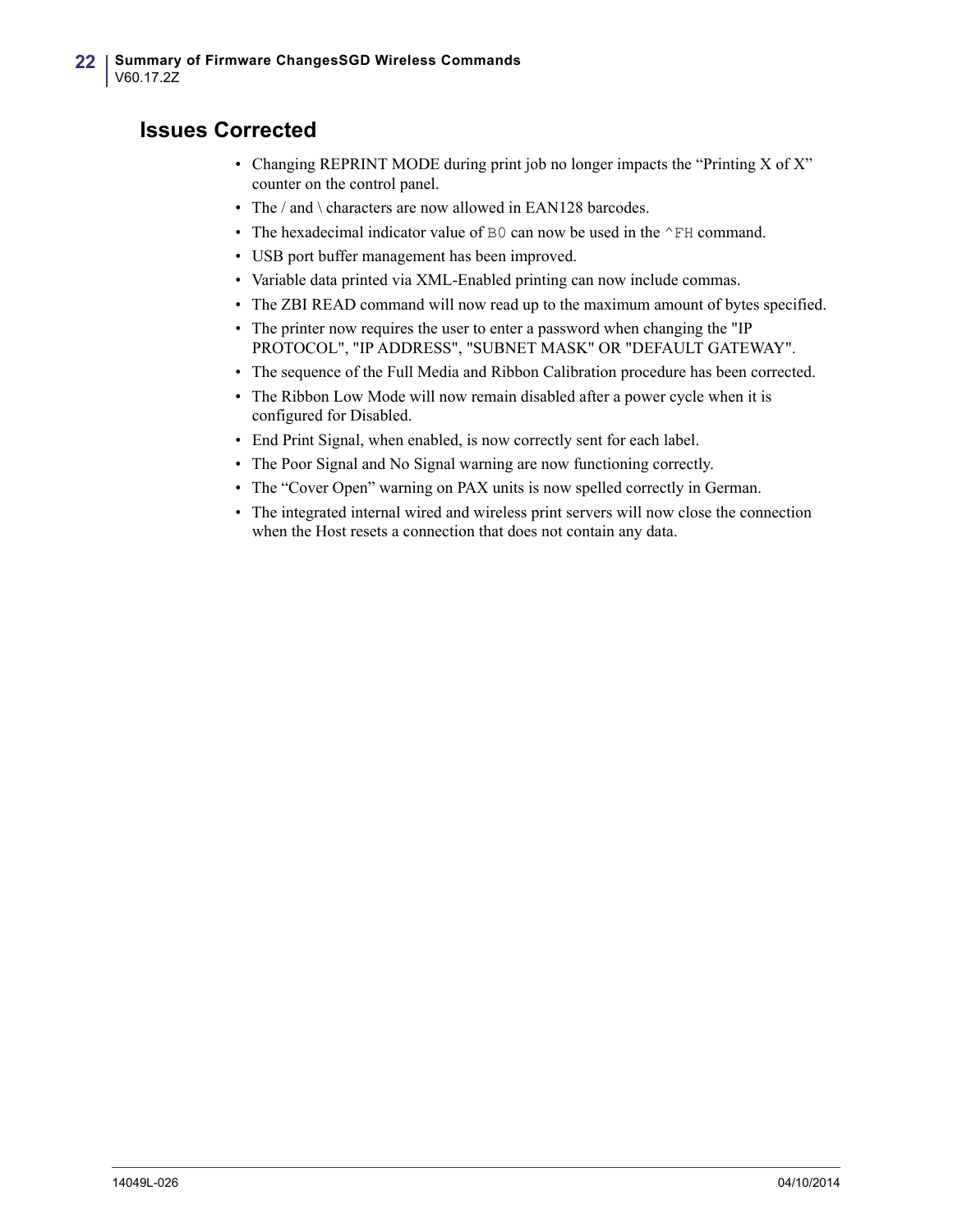## Issues Corrected

- Changing REPRINT MODE during print job no longer impacts the “Printing X of X” counter on the control panel.
- The / and \ characters are now allowed in EAN128 barcodes.
- The hexadecimal indicator value of `B0` can now be used in the `^FH` command.
- USB port buffer management has been improved.
- Variable data printed via XML-Enabled printing can now include commas.
- The ZBI READ command will now read up to the maximum amount of bytes specified.
- The printer now requires the user to enter a password when changing the "IP PROTOCOL", "IP ADDRESS", "SUBNET MASK" OR "DEFAULT GATEWAY".
- The sequence of the Full Media and Ribbon Calibration procedure has been corrected.
- The Ribbon Low Mode will now remain disabled after a power cycle when it is configured for Disabled.
- End Print Signal, when enabled, is now correctly sent for each label.
- The Poor Signal and No Signal warning are now functioning correctly.
- The “Cover Open” warning on PAX units is now spelled correctly in German.
- The integrated internal wired and wireless print servers will now close the connection when the Host resets a connection that does not contain any data.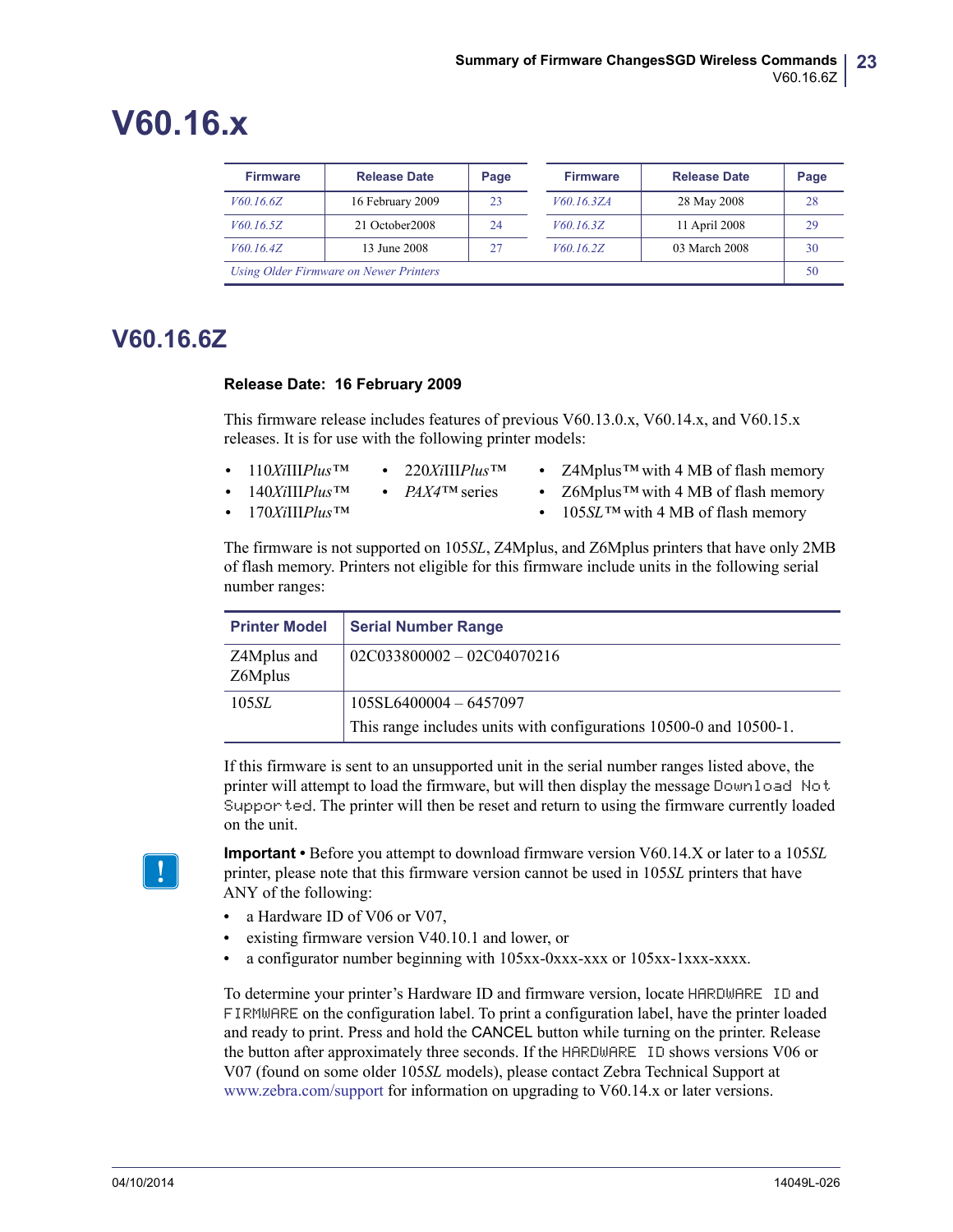# V60.16.x

| Firmware | Release Date | Page | Firmware | Release Date | Page |
|---|---|---|---|---|---|
| *V60.16.6Z* | 16 February 2009 | 23 | *V60.16.3ZA* | 28 May 2008 | 28 |
| *V60.16.5Z* | 21 October2008 | 24 | *V60.16.3Z* | 11 April 2008 | 29 |
| *V60.16.4Z* | 13 June 2008 | 27 | *V60.16.2Z* | 03 March 2008 | 30 |
| *Using Older Firmware on Newer Printers* | | | | | 50 |

## V60.16.6Z

**Release Date: 16 February 2009**

This firmware release includes features of previous V60.13.0.x, V60.14.x, and V60.15.x releases. It is for use with the following printer models:

- 110*Xi*III*Plus*™
- 140*Xi*III*Plus*™
- 170*Xi*III*Plus*™
- 220*Xi*III*Plus*™
- *PAX4*™ series
- Z4Mplus™ with 4 MB of flash memory
- Z6Mplus™ with 4 MB of flash memory
- 105*SL*™ with 4 MB of flash memory

The firmware is not supported on 105*SL*, Z4Mplus, and Z6Mplus printers that have only 2MB of flash memory. Printers not eligible for this firmware include units in the following serial number ranges:

| Printer Model | Serial Number Range |
|---|---|
| Z4Mplus and Z6Mplus | 02C033800002 – 02C04070216 |
| 105*SL* | 105SL6400004 – 6457097<br>This range includes units with configurations 10500-0 and 10500-1. |

If this firmware is sent to an unsupported unit in the serial number ranges listed above, the printer will attempt to load the firmware, but will then display the message `Download Not Supported`. The printer will then be reset and return to using the firmware currently loaded on the unit.

**Important •** Before you attempt to download firmware version V60.14.X or later to a 105*SL* printer, please note that this firmware version cannot be used in 105*SL* printers that have ANY of the following:

- a Hardware ID of V06 or V07,
- existing firmware version V40.10.1 and lower, or
- a configurator number beginning with 105xx-0xxx-xxx or 105xx-1xxx-xxxx.

To determine your printer's Hardware ID and firmware version, locate `HARDWARE ID` and `FIRMWARE` on the configuration label. To print a configuration label, have the printer loaded and ready to print. Press and hold the CANCEL button while turning on the printer. Release the button after approximately three seconds. If the `HARDWARE ID` shows versions V06 or V07 (found on some older 105*SL* models), please contact Zebra Technical Support at www.zebra.com/support for information on upgrading to V60.14.x or later versions.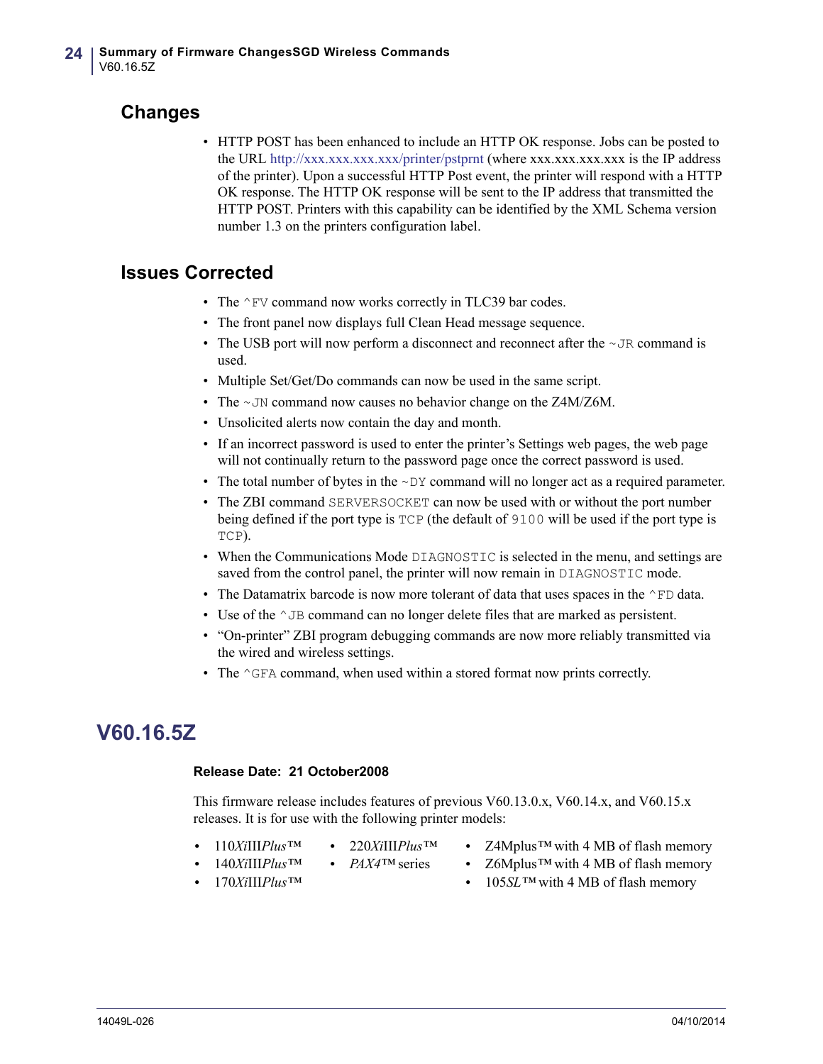## Changes

- HTTP POST has been enhanced to include an HTTP OK response. Jobs can be posted to the URL http://xxx.xxx.xxx.xxx/printer/pstprnt (where xxx.xxx.xxx.xxx is the IP address of the printer). Upon a successful HTTP Post event, the printer will respond with a HTTP OK response. The HTTP OK response will be sent to the IP address that transmitted the HTTP POST. Printers with this capability can be identified by the XML Schema version number 1.3 on the printers configuration label.

## Issues Corrected

- The `^FV` command now works correctly in TLC39 bar codes.
- The front panel now displays full Clean Head message sequence.
- The USB port will now perform a disconnect and reconnect after the `~JR` command is used.
- Multiple Set/Get/Do commands can now be used in the same script.
- The `~JN` command now causes no behavior change on the Z4M/Z6M.
- Unsolicited alerts now contain the day and month.
- If an incorrect password is used to enter the printer's Settings web pages, the web page will not continually return to the password page once the correct password is used.
- The total number of bytes in the `~DY` command will no longer act as a required parameter.
- The ZBI command `SERVERSOCKET` can now be used with or without the port number being defined if the port type is `TCP` (the default of `9100` will be used if the port type is `TCP`).
- When the Communications Mode `DIAGNOSTIC` is selected in the menu, and settings are saved from the control panel, the printer will now remain in `DIAGNOSTIC` mode.
- The Datamatrix barcode is now more tolerant of data that uses spaces in the `^FD` data.
- Use of the `^JB` command can no longer delete files that are marked as persistent.
- "On-printer" ZBI program debugging commands are now more reliably transmitted via the wired and wireless settings.
- The `^GFA` command, when used within a stored format now prints correctly.

# V60.16.5Z

**Release Date: 21 October2008**

This firmware release includes features of previous V60.13.0.x, V60.14.x, and V60.15.x releases. It is for use with the following printer models:

- 110*Xi*III*Plus*™
- 140*Xi*III*Plus*™
- 170*Xi*III*Plus*™
- 220*Xi*III*Plus*™
- *PAX4*™ series
- Z4Mplus™ with 4 MB of flash memory
- Z6Mplus™ with 4 MB of flash memory
- 105*SL*™ with 4 MB of flash memory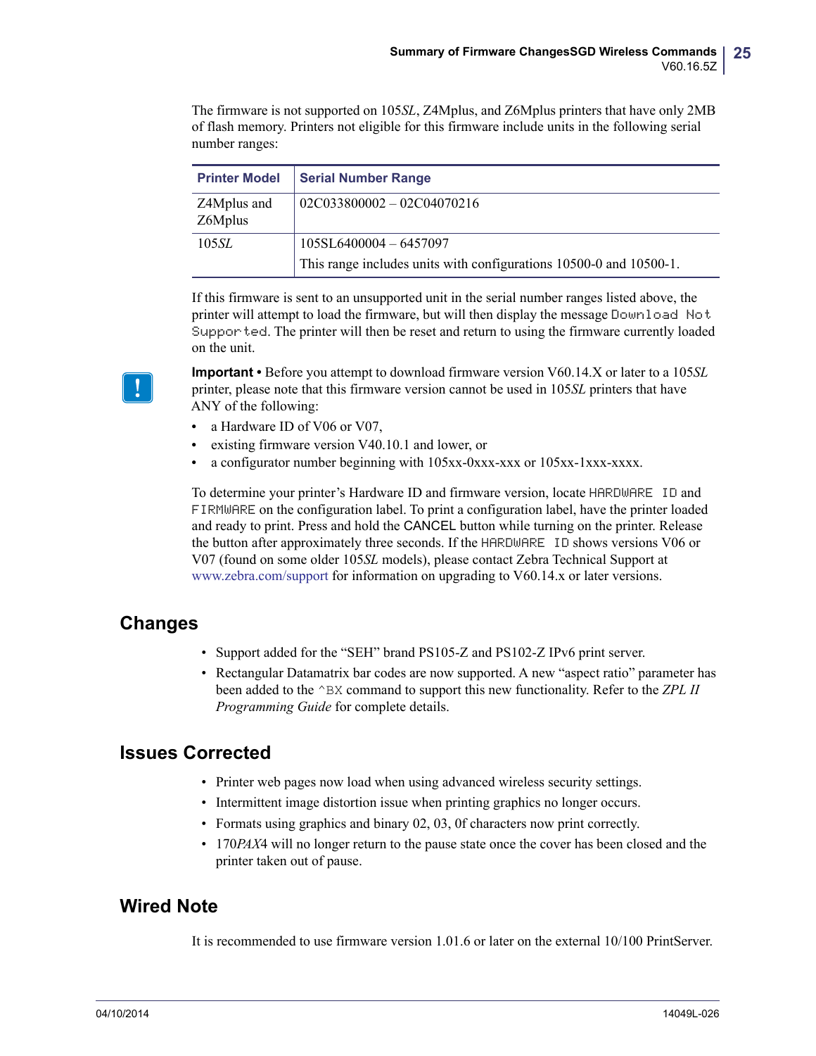The firmware is not supported on 105*SL*, Z4Mplus, and Z6Mplus printers that have only 2MB of flash memory. Printers not eligible for this firmware include units in the following serial number ranges:

| Printer Model | Serial Number Range |
|---|---|
| Z4Mplus and Z6Mplus | 02C033800002 – 02C04070216 |
| 105*SL* | 105SL6400004 – 6457097<br>This range includes units with configurations 10500-0 and 10500-1. |

If this firmware is sent to an unsupported unit in the serial number ranges listed above, the printer will attempt to load the firmware, but will then display the message `Download Not Supported`. The printer will then be reset and return to using the firmware currently loaded on the unit.

**Important •** Before you attempt to download firmware version V60.14.X or later to a 105*SL* printer, please note that this firmware version cannot be used in 105*SL* printers that have ANY of the following:

- a Hardware ID of V06 or V07,
- existing firmware version V40.10.1 and lower, or
- a configurator number beginning with 105xx-0xxx-xxx or 105xx-1xxx-xxxx.

To determine your printer's Hardware ID and firmware version, locate `HARDWARE ID` and `FIRMWARE` on the configuration label. To print a configuration label, have the printer loaded and ready to print. Press and hold the CANCEL button while turning on the printer. Release the button after approximately three seconds. If the `HARDWARE ID` shows versions V06 or V07 (found on some older 105*SL* models), please contact Zebra Technical Support at www.zebra.com/support for information on upgrading to V60.14.x or later versions.

## Changes

- Support added for the "SEH" brand PS105-Z and PS102-Z IPv6 print server.
- Rectangular Datamatrix bar codes are now supported. A new "aspect ratio" parameter has been added to the `^BX` command to support this new functionality. Refer to the *ZPL II Programming Guide* for complete details.

## Issues Corrected

- Printer web pages now load when using advanced wireless security settings.
- Intermittent image distortion issue when printing graphics no longer occurs.
- Formats using graphics and binary 02, 03, 0f characters now print correctly.
- 170*PAX*4 will no longer return to the pause state once the cover has been closed and the printer taken out of pause.

## Wired Note

It is recommended to use firmware version 1.01.6 or later on the external 10/100 PrintServer.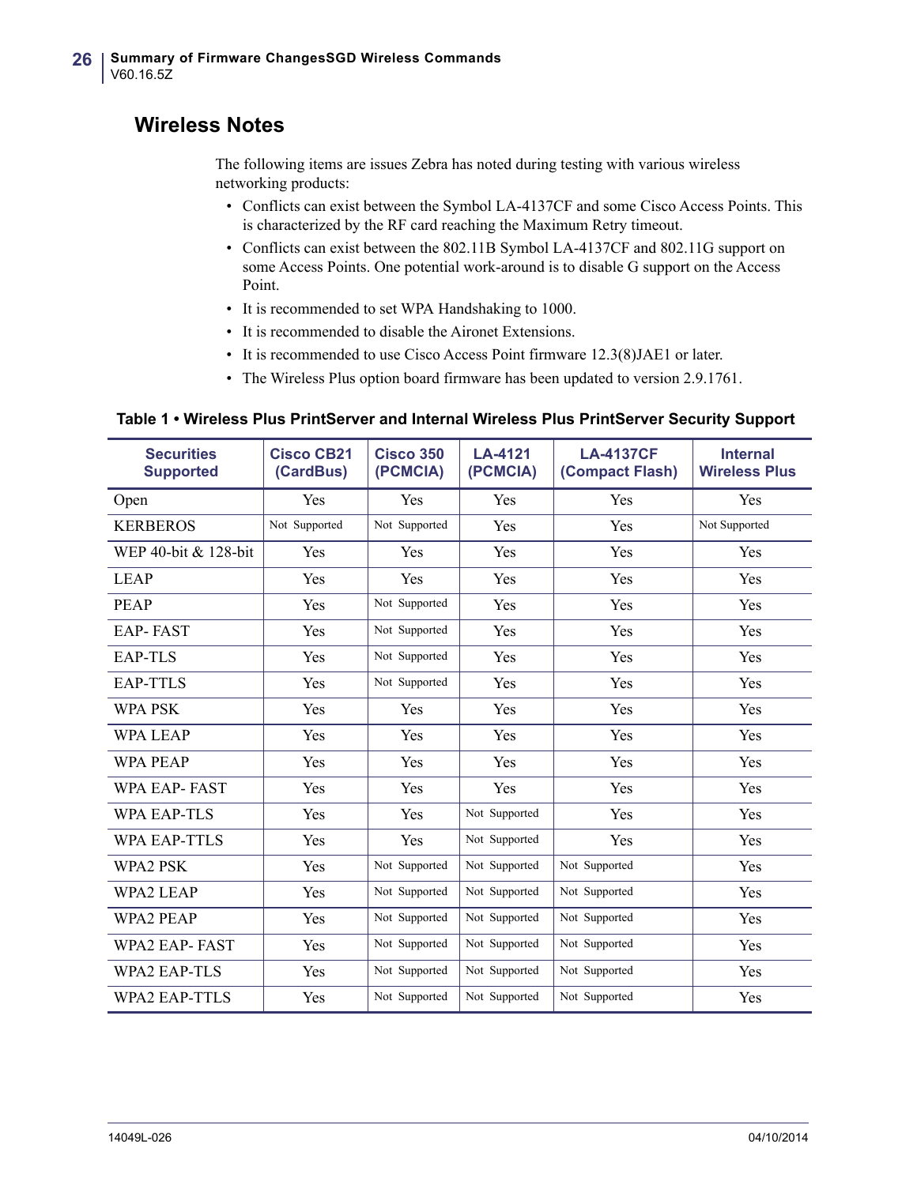## Wireless Notes

The following items are issues Zebra has noted during testing with various wireless networking products:

- Conflicts can exist between the Symbol LA-4137CF and some Cisco Access Points. This is characterized by the RF card reaching the Maximum Retry timeout.
- Conflicts can exist between the 802.11B Symbol LA-4137CF and 802.11G support on some Access Points. One potential work-around is to disable G support on the Access Point.
- It is recommended to set WPA Handshaking to 1000.
- It is recommended to disable the Aironet Extensions.
- It is recommended to use Cisco Access Point firmware 12.3(8)JAE1 or later.
- The Wireless Plus option board firmware has been updated to version 2.9.1761.

**Table 1 • Wireless Plus PrintServer and Internal Wireless Plus PrintServer Security Support**

| Securities Supported | Cisco CB21 (CardBus) | Cisco 350 (PCMCIA) | LA-4121 (PCMCIA) | LA-4137CF (Compact Flash) | Internal Wireless Plus |
|---|---|---|---|---|---|
| Open | Yes | Yes | Yes | Yes | Yes |
| KERBEROS | Not Supported | Not Supported | Yes | Yes | Not Supported |
| WEP 40-bit & 128-bit | Yes | Yes | Yes | Yes | Yes |
| LEAP | Yes | Yes | Yes | Yes | Yes |
| PEAP | Yes | Not Supported | Yes | Yes | Yes |
| EAP- FAST | Yes | Not Supported | Yes | Yes | Yes |
| EAP-TLS | Yes | Not Supported | Yes | Yes | Yes |
| EAP-TTLS | Yes | Not Supported | Yes | Yes | Yes |
| WPA PSK | Yes | Yes | Yes | Yes | Yes |
| WPA LEAP | Yes | Yes | Yes | Yes | Yes |
| WPA PEAP | Yes | Yes | Yes | Yes | Yes |
| WPA EAP- FAST | Yes | Yes | Yes | Yes | Yes |
| WPA EAP-TLS | Yes | Yes | Not Supported | Yes | Yes |
| WPA EAP-TTLS | Yes | Yes | Not Supported | Yes | Yes |
| WPA2 PSK | Yes | Not Supported | Not Supported | Not Supported | Yes |
| WPA2 LEAP | Yes | Not Supported | Not Supported | Not Supported | Yes |
| WPA2 PEAP | Yes | Not Supported | Not Supported | Not Supported | Yes |
| WPA2 EAP- FAST | Yes | Not Supported | Not Supported | Not Supported | Yes |
| WPA2 EAP-TLS | Yes | Not Supported | Not Supported | Not Supported | Yes |
| WPA2 EAP-TTLS | Yes | Not Supported | Not Supported | Not Supported | Yes |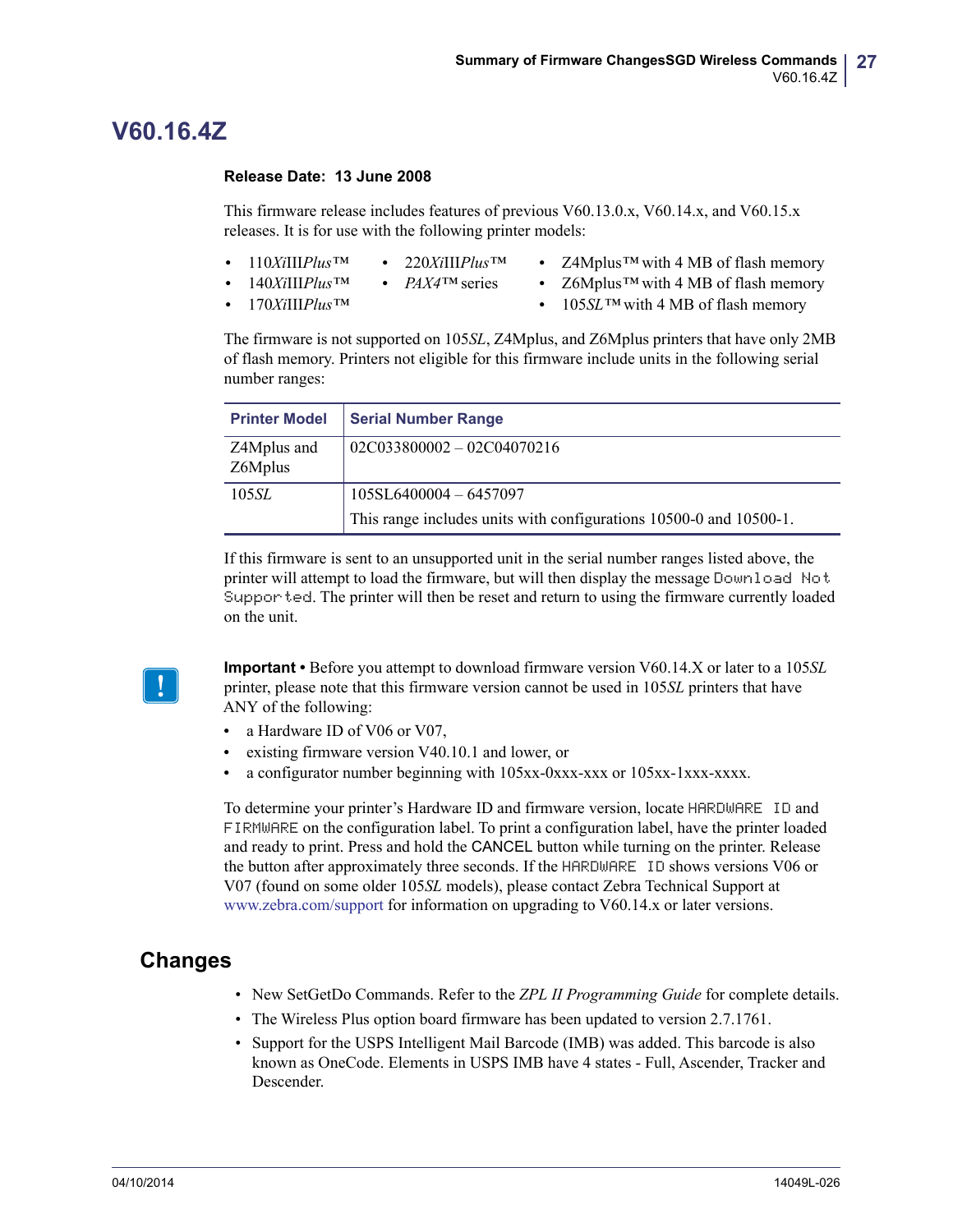# V60.16.4Z

**Release Date: 13 June 2008**

This firmware release includes features of previous V60.13.0.x, V60.14.x, and V60.15.x releases. It is for use with the following printer models:

- 110*Xi*III*Plus*™
- 140*Xi*III*Plus*™
- 170*Xi*III*Plus*™
- 220*Xi*III*Plus*™
- *PAX4*™ series
- Z4Mplus™ with 4 MB of flash memory
- Z6Mplus™ with 4 MB of flash memory
- 105*SL*™ with 4 MB of flash memory

The firmware is not supported on 105*SL*, Z4Mplus, and Z6Mplus printers that have only 2MB of flash memory. Printers not eligible for this firmware include units in the following serial number ranges:

| Printer Model | Serial Number Range |
|---|---|
| Z4Mplus and Z6Mplus | 02C033800002 – 02C04070216 |
| 105*SL* | 105SL6400004 – 6457097<br>This range includes units with configurations 10500-0 and 10500-1. |

If this firmware is sent to an unsupported unit in the serial number ranges listed above, the printer will attempt to load the firmware, but will then display the message `Download Not Supported`. The printer will then be reset and return to using the firmware currently loaded on the unit.

**Important •** Before you attempt to download firmware version V60.14.X or later to a 105*SL* printer, please note that this firmware version cannot be used in 105*SL* printers that have ANY of the following:

- a Hardware ID of V06 or V07,
- existing firmware version V40.10.1 and lower, or
- a configurator number beginning with 105xx-0xxx-xxx or 105xx-1xxx-xxxx.

To determine your printer's Hardware ID and firmware version, locate `HARDWARE ID` and `FIRMWARE` on the configuration label. To print a configuration label, have the printer loaded and ready to print. Press and hold the CANCEL button while turning on the printer. Release the button after approximately three seconds. If the `HARDWARE ID` shows versions V06 or V07 (found on some older 105*SL* models), please contact Zebra Technical Support at www.zebra.com/support for information on upgrading to V60.14.x or later versions.

## Changes

- New SetGetDo Commands. Refer to the *ZPL II Programming Guide* for complete details.
- The Wireless Plus option board firmware has been updated to version 2.7.1761.
- Support for the USPS Intelligent Mail Barcode (IMB) was added. This barcode is also known as OneCode. Elements in USPS IMB have 4 states - Full, Ascender, Tracker and Descender.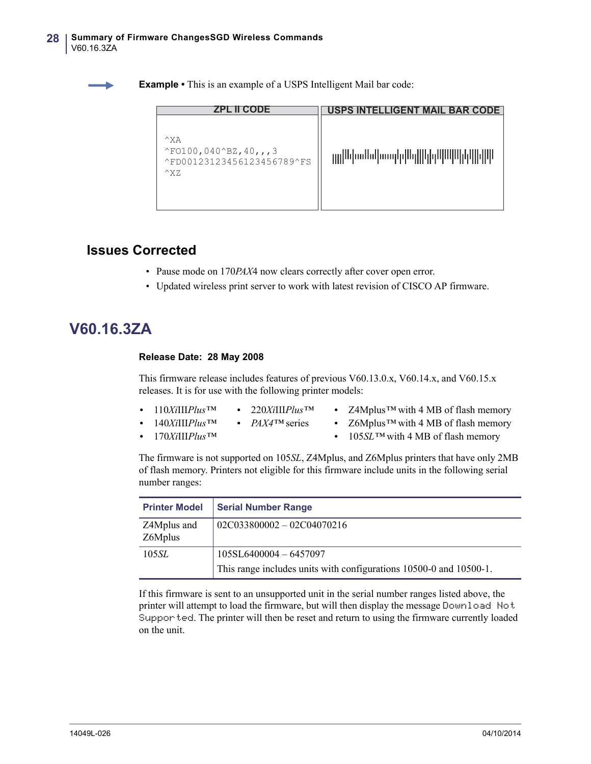**Example •** This is an example of a USPS Intelligent Mail bar code:

| ZPL II CODE | USPS INTELLIGENT MAIL BAR CODE |
|---|---|
| ^XA<br>^FO100,040^BZ,40,,,3<br>^FD00123123456123456789^FS<br>^XZ | |

## Issues Corrected

- Pause mode on 170*PAX*4 now clears correctly after cover open error.
- Updated wireless print server to work with latest revision of CISCO AP firmware.

# V60.16.3ZA

**Release Date: 28 May 2008**

This firmware release includes features of previous V60.13.0.x, V60.14.x, and V60.15.x releases. It is for use with the following printer models:

- 110*Xi*III*Plus*™
- 140*Xi*III*Plus*™
- 170*Xi*III*Plus*™
- 220*Xi*III*Plus*™
- *PAX4*™ series
- Z4Mplus™ with 4 MB of flash memory
- Z6Mplus™ with 4 MB of flash memory
- 105*SL*™ with 4 MB of flash memory

The firmware is not supported on 105*SL*, Z4Mplus, and Z6Mplus printers that have only 2MB of flash memory. Printers not eligible for this firmware include units in the following serial number ranges:

| Printer Model | Serial Number Range |
|---|---|
| Z4Mplus and Z6Mplus | 02C033800002 – 02C04070216 |
| 105*SL* | 105SL6400004 – 6457097<br>This range includes units with configurations 10500-0 and 10500-1. |

If this firmware is sent to an unsupported unit in the serial number ranges listed above, the printer will attempt to load the firmware, but will then display the message `Download Not Supported`. The printer will then be reset and return to using the firmware currently loaded on the unit.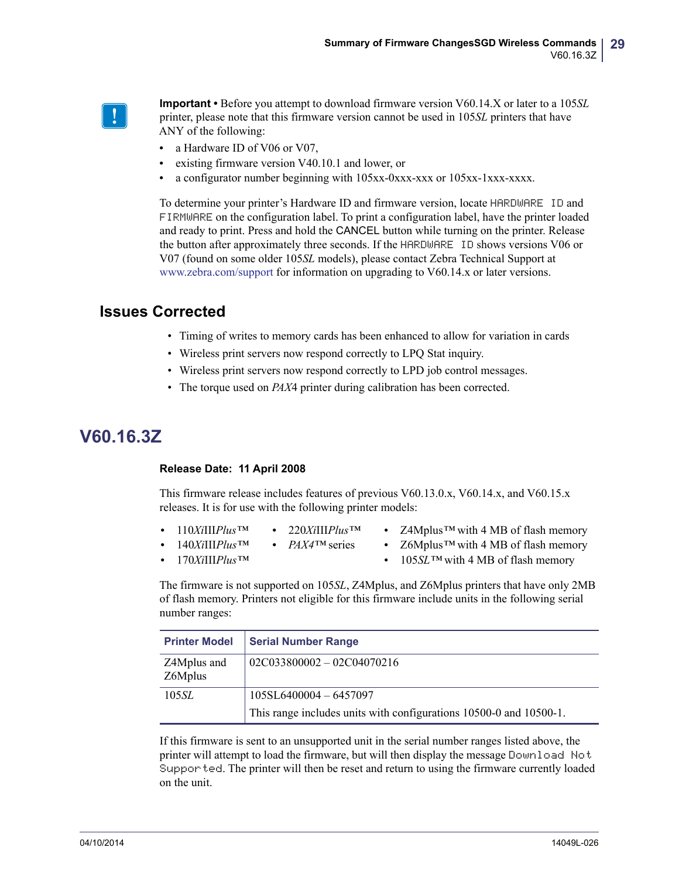**Important •** Before you attempt to download firmware version V60.14.X or later to a 105*SL* printer, please note that this firmware version cannot be used in 105*SL* printers that have ANY of the following:

- a Hardware ID of V06 or V07,
- existing firmware version V40.10.1 and lower, or
- a configurator number beginning with 105xx-0xxx-xxx or 105xx-1xxx-xxxx.

To determine your printer's Hardware ID and firmware version, locate `HARDWARE ID` and `FIRMWARE` on the configuration label. To print a configuration label, have the printer loaded and ready to print. Press and hold the CANCEL button while turning on the printer. Release the button after approximately three seconds. If the `HARDWARE ID` shows versions V06 or V07 (found on some older 105*SL* models), please contact Zebra Technical Support at www.zebra.com/support for information on upgrading to V60.14.x or later versions.

## Issues Corrected

- Timing of writes to memory cards has been enhanced to allow for variation in cards
- Wireless print servers now respond correctly to LPQ Stat inquiry.
- Wireless print servers now respond correctly to LPD job control messages.
- The torque used on *PAX*4 printer during calibration has been corrected.

# V60.16.3Z

**Release Date: 11 April 2008**

This firmware release includes features of previous V60.13.0.x, V60.14.x, and V60.15.x releases. It is for use with the following printer models:

- 110*Xi*III*Plus*™
- 140*Xi*III*Plus*™
- 170*Xi*III*Plus*™
- 220*Xi*III*Plus*™
- *PAX4*™ series
- Z4Mplus™ with 4 MB of flash memory
- Z6Mplus™ with 4 MB of flash memory
- 105*SL*™ with 4 MB of flash memory

The firmware is not supported on 105*SL*, Z4Mplus, and Z6Mplus printers that have only 2MB of flash memory. Printers not eligible for this firmware include units in the following serial number ranges:

| Printer Model | Serial Number Range |
|---|---|
| Z4Mplus and Z6Mplus | 02C033800002 – 02C04070216 |
| 105*SL* | 105SL6400004 – 6457097<br>This range includes units with configurations 10500-0 and 10500-1. |

If this firmware is sent to an unsupported unit in the serial number ranges listed above, the printer will attempt to load the firmware, but will then display the message `Download Not Supported`. The printer will then be reset and return to using the firmware currently loaded on the unit.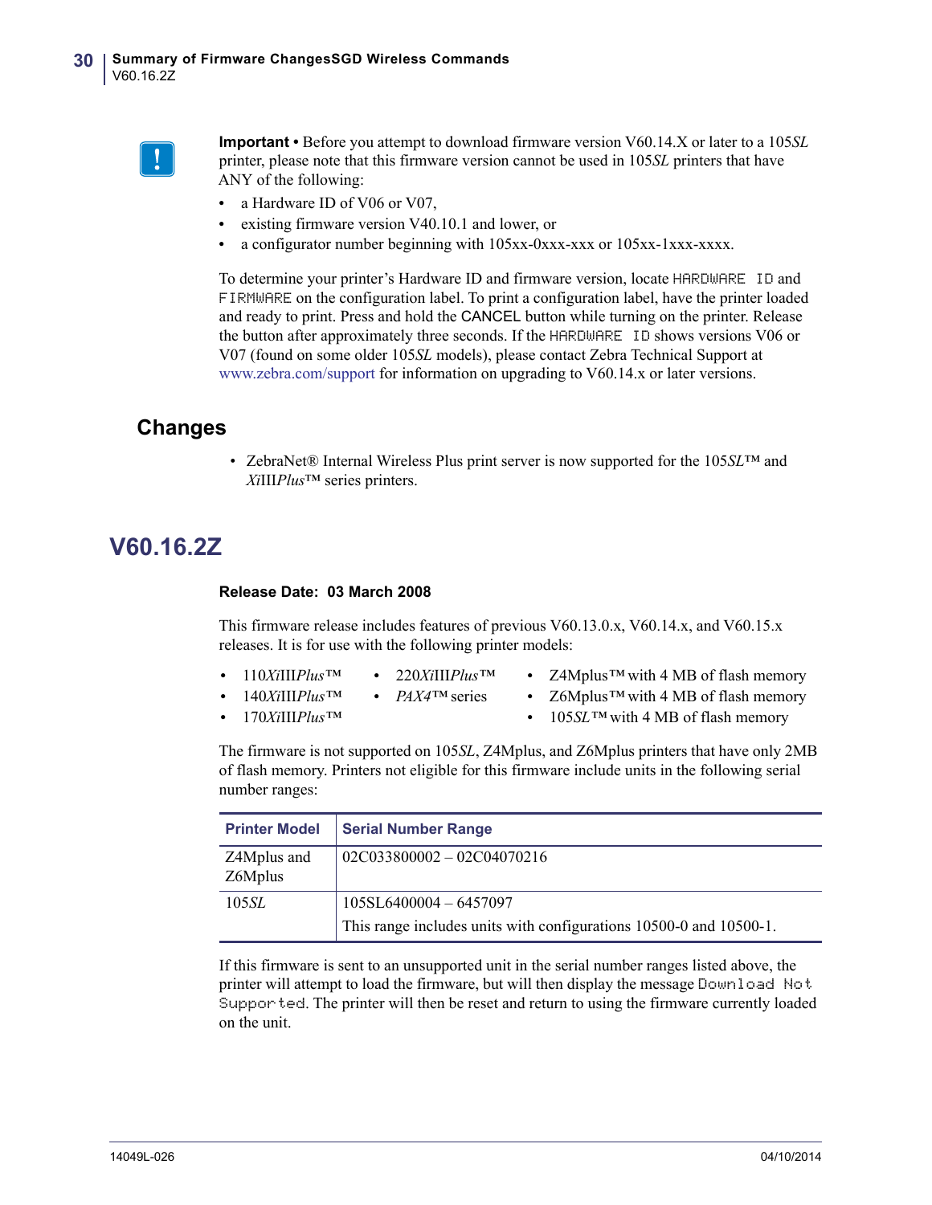**Important •** Before you attempt to download firmware version V60.14.X or later to a 105*SL* printer, please note that this firmware version cannot be used in 105*SL* printers that have ANY of the following:

- a Hardware ID of V06 or V07,
- existing firmware version V40.10.1 and lower, or
- a configurator number beginning with 105xx-0xxx-xxx or 105xx-1xxx-xxxx.

To determine your printer's Hardware ID and firmware version, locate `HARDWARE ID` and `FIRMWARE` on the configuration label. To print a configuration label, have the printer loaded and ready to print. Press and hold the CANCEL button while turning on the printer. Release the button after approximately three seconds. If the `HARDWARE ID` shows versions V06 or V07 (found on some older 105*SL* models), please contact Zebra Technical Support at www.zebra.com/support for information on upgrading to V60.14.x or later versions.

## Changes

- ZebraNet® Internal Wireless Plus print server is now supported for the 105*SL*™ and *Xi*III*Plus*™ series printers.

# V60.16.2Z

**Release Date: 03 March 2008**

This firmware release includes features of previous V60.13.0.x, V60.14.x, and V60.15.x releases. It is for use with the following printer models:

- 110*Xi*III*Plus*™
- 140*Xi*III*Plus*™
- 170*Xi*III*Plus*™
- 220*Xi*III*Plus*™
- *PAX4*™ series
- Z4Mplus™ with 4 MB of flash memory
- Z6Mplus™ with 4 MB of flash memory
- 105*SL*™ with 4 MB of flash memory

The firmware is not supported on 105*SL*, Z4Mplus, and Z6Mplus printers that have only 2MB of flash memory. Printers not eligible for this firmware include units in the following serial number ranges:

| Printer Model | Serial Number Range |
|---|---|
| Z4Mplus and Z6Mplus | 02C033800002 – 02C04070216 |
| 105*SL* | 105SL6400004 – 6457097<br>This range includes units with configurations 10500-0 and 10500-1. |

If this firmware is sent to an unsupported unit in the serial number ranges listed above, the printer will attempt to load the firmware, but will then display the message `Download Not Supported`. The printer will then be reset and return to using the firmware currently loaded on the unit.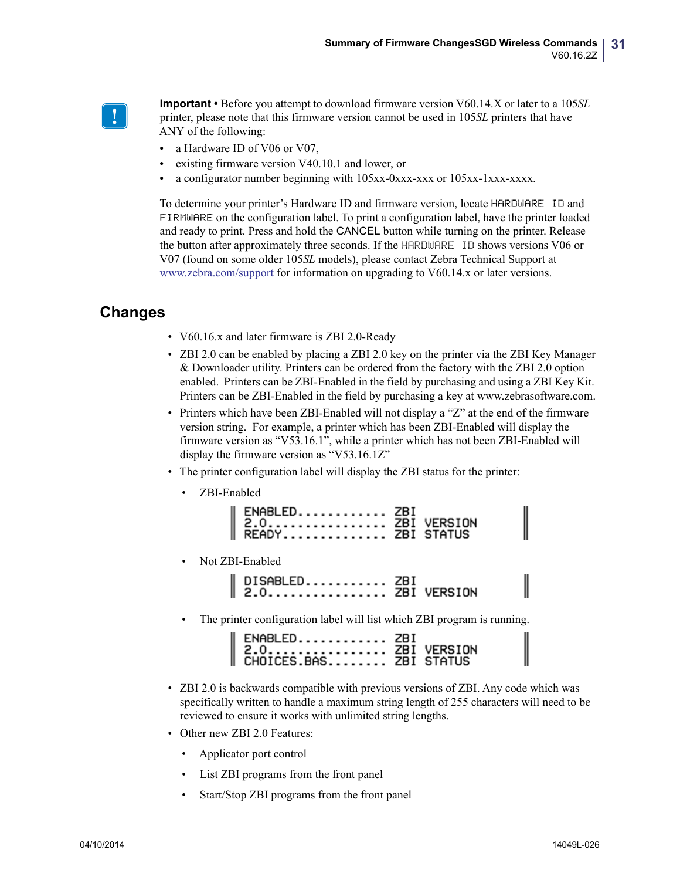**Important •** Before you attempt to download firmware version V60.14.X or later to a 105*SL* printer, please note that this firmware version cannot be used in 105*SL* printers that have ANY of the following:

- a Hardware ID of V06 or V07,
- existing firmware version V40.10.1 and lower, or
- a configurator number beginning with 105xx-0xxx-xxx or 105xx-1xxx-xxxx.

To determine your printer's Hardware ID and firmware version, locate `HARDWARE ID` and `FIRMWARE` on the configuration label. To print a configuration label, have the printer loaded and ready to print. Press and hold the CANCEL button while turning on the printer. Release the button after approximately three seconds. If the `HARDWARE ID` shows versions V06 or V07 (found on some older 105*SL* models), please contact Zebra Technical Support at www.zebra.com/support for information on upgrading to V60.14.x or later versions.

## Changes

- V60.16.x and later firmware is ZBI 2.0-Ready
- ZBI 2.0 can be enabled by placing a ZBI 2.0 key on the printer via the ZBI Key Manager & Downloader utility. Printers can be ordered from the factory with the ZBI 2.0 option enabled. Printers can be ZBI-Enabled in the field by purchasing and using a ZBI Key Kit. Printers can be ZBI-Enabled in the field by purchasing a key at www.zebrasoftware.com.
- Printers which have been ZBI-Enabled will not display a "Z" at the end of the firmware version string. For example, a printer which has been ZBI-Enabled will display the firmware version as "V53.16.1", while a printer which has <u>not</u> been ZBI-Enabled will display the firmware version as "V53.16.1Z"
- The printer configuration label will display the ZBI status for the printer:
  - ZBI-Enabled

    ```
    ENABLED............ ZBI
    2.0................ ZBI VERSION
    READY.............. ZBI STATUS
    ```

  - Not ZBI-Enabled

    ```
    DISABLED........... ZBI
    2.0................ ZBI VERSION
    ```

  - The printer configuration label will list which ZBI program is running.

    ```
    ENABLED............ ZBI
    2.0................ ZBI VERSION
    CHOICES.BAS........ ZBI STATUS
    ```

- ZBI 2.0 is backwards compatible with previous versions of ZBI. Any code which was specifically written to handle a maximum string length of 255 characters will need to be reviewed to ensure it works with unlimited string lengths.
- Other new ZBI 2.0 Features:
  - Applicator port control
  - List ZBI programs from the front panel
  - Start/Stop ZBI programs from the front panel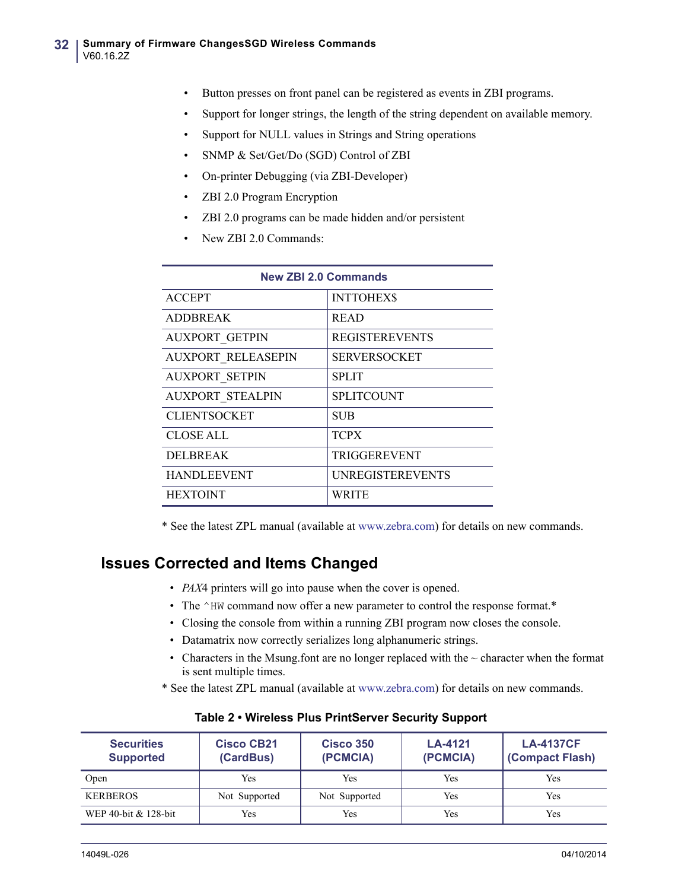- Button presses on front panel can be registered as events in ZBI programs.
- Support for longer strings, the length of the string dependent on available memory.
- Support for NULL values in Strings and String operations
- SNMP & Set/Get/Do (SGD) Control of ZBI
- On-printer Debugging (via ZBI-Developer)
- ZBI 2.0 Program Encryption
- ZBI 2.0 programs can be made hidden and/or persistent
- New ZBI 2.0 Commands:

| New ZBI 2.0 Commands | |
|---|---|
| ACCEPT | INTTOHEX$ |
| ADDBREAK | READ |
| AUXPORT_GETPIN | REGISTEREVENTS |
| AUXPORT_RELEASEPIN | SERVERSOCKET |
| AUXPORT_SETPIN | SPLIT |
| AUXPORT_STEALPIN | SPLITCOUNT |
| CLIENTSOCKET | SUB |
| CLOSE ALL | TCPX |
| DELBREAK | TRIGGEREVENT |
| HANDLEEVENT | UNREGISTEREVENTS |
| HEXTOINT | WRITE |

* See the latest ZPL manual (available at www.zebra.com) for details on new commands.

## Issues Corrected and Items Changed

- *PAX*4 printers will go into pause when the cover is opened.
- The `^HW` command now offer a new parameter to control the response format.*
- Closing the console from within a running ZBI program now closes the console.
- Datamatrix now correctly serializes long alphanumeric strings.
- Characters in the Msung.font are no longer replaced with the ~ character when the format is sent multiple times.

* See the latest ZPL manual (available at www.zebra.com) for details on new commands.

**Table 2 • Wireless Plus PrintServer Security Support**

| Securities Supported | Cisco CB21 (CardBus) | Cisco 350 (PCMCIA) | LA-4121 (PCMCIA) | LA-4137CF (Compact Flash) |
|---|---|---|---|---|
| Open | Yes | Yes | Yes | Yes |
| KERBEROS | Not Supported | Not Supported | Yes | Yes |
| WEP 40-bit & 128-bit | Yes | Yes | Yes | Yes |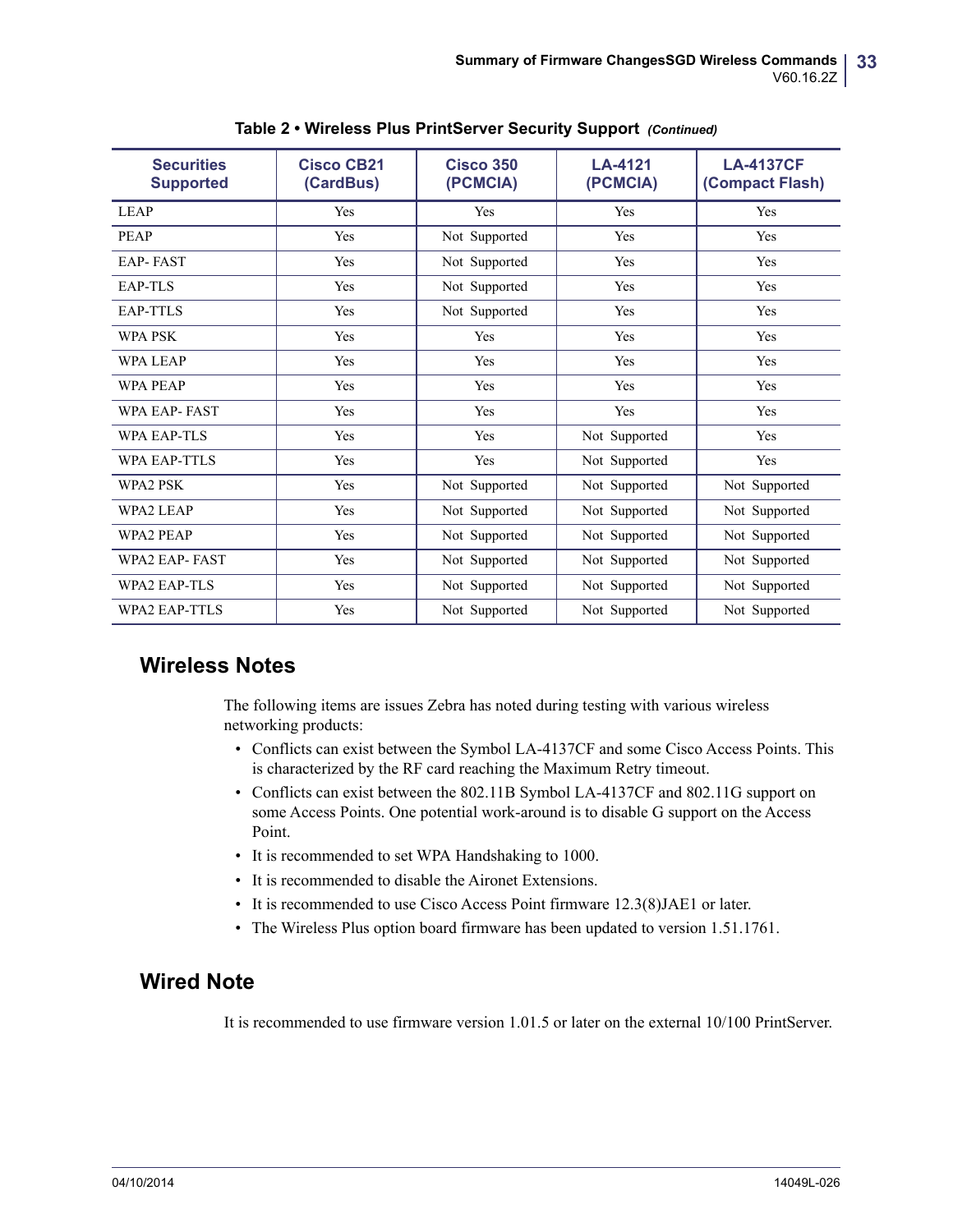**Table 2 • Wireless Plus PrintServer Security Support** *(Continued)*

| Securities Supported | Cisco CB21 (CardBus) | Cisco 350 (PCMCIA) | LA-4121 (PCMCIA) | LA-4137CF (Compact Flash) |
|---|---|---|---|---|
| LEAP | Yes | Yes | Yes | Yes |
| PEAP | Yes | Not Supported | Yes | Yes |
| EAP- FAST | Yes | Not Supported | Yes | Yes |
| EAP-TLS | Yes | Not Supported | Yes | Yes |
| EAP-TTLS | Yes | Not Supported | Yes | Yes |
| WPA PSK | Yes | Yes | Yes | Yes |
| WPA LEAP | Yes | Yes | Yes | Yes |
| WPA PEAP | Yes | Yes | Yes | Yes |
| WPA EAP- FAST | Yes | Yes | Yes | Yes |
| WPA EAP-TLS | Yes | Yes | Not Supported | Yes |
| WPA EAP-TTLS | Yes | Yes | Not Supported | Yes |
| WPA2 PSK | Yes | Not Supported | Not Supported | Not Supported |
| WPA2 LEAP | Yes | Not Supported | Not Supported | Not Supported |
| WPA2 PEAP | Yes | Not Supported | Not Supported | Not Supported |
| WPA2 EAP- FAST | Yes | Not Supported | Not Supported | Not Supported |
| WPA2 EAP-TLS | Yes | Not Supported | Not Supported | Not Supported |
| WPA2 EAP-TTLS | Yes | Not Supported | Not Supported | Not Supported |

## Wireless Notes

The following items are issues Zebra has noted during testing with various wireless networking products:

- Conflicts can exist between the Symbol LA-4137CF and some Cisco Access Points. This is characterized by the RF card reaching the Maximum Retry timeout.
- Conflicts can exist between the 802.11B Symbol LA-4137CF and 802.11G support on some Access Points. One potential work-around is to disable G support on the Access Point.
- It is recommended to set WPA Handshaking to 1000.
- It is recommended to disable the Aironet Extensions.
- It is recommended to use Cisco Access Point firmware 12.3(8)JAE1 or later.
- The Wireless Plus option board firmware has been updated to version 1.51.1761.

## Wired Note

It is recommended to use firmware version 1.01.5 or later on the external 10/100 PrintServer.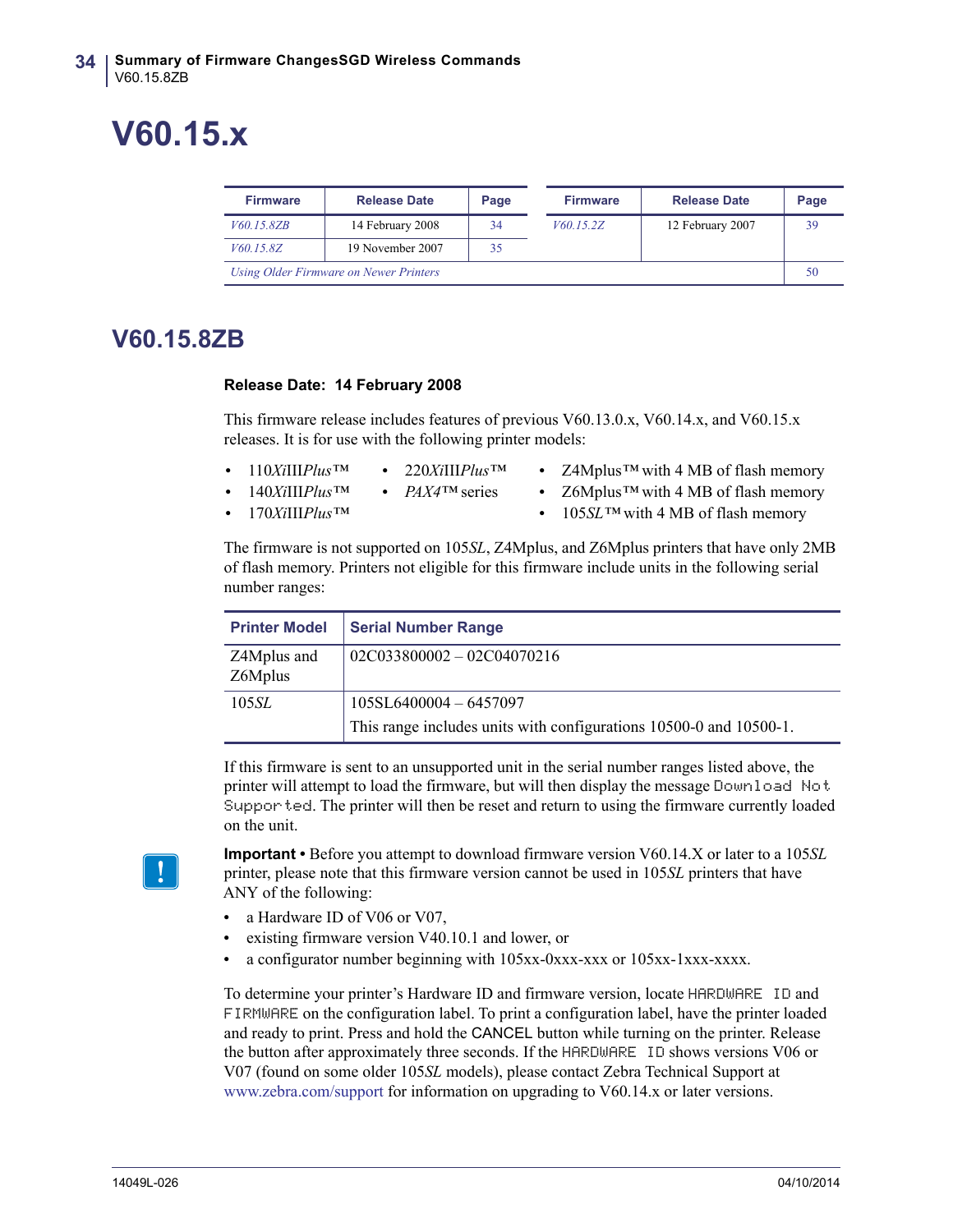# V60.15.x

| Firmware | Release Date | Page | Firmware | Release Date | Page |
|---|---|---|---|---|---|
| *V60.15.8ZB* | 14 February 2008 | 34 | *V60.15.2Z* | 12 February 2007 | 39 |
| *V60.15.8Z* | 19 November 2007 | 35 | | | |
| *Using Older Firmware on Newer Printers* | | | | | 50 |

## V60.15.8ZB

**Release Date: 14 February 2008**

This firmware release includes features of previous V60.13.0.x, V60.14.x, and V60.15.x releases. It is for use with the following printer models:

- 110*Xi*III*Plus*™
- 140*Xi*III*Plus*™
- 170*Xi*III*Plus*™
- 220*Xi*III*Plus*™
- *PAX4*™ series
- Z4Mplus™ with 4 MB of flash memory
- Z6Mplus™ with 4 MB of flash memory
- 105*SL*™ with 4 MB of flash memory

The firmware is not supported on 105*SL*, Z4Mplus, and Z6Mplus printers that have only 2MB of flash memory. Printers not eligible for this firmware include units in the following serial number ranges:

| Printer Model | Serial Number Range |
|---|---|
| Z4Mplus and Z6Mplus | 02C033800002 – 02C04070216 |
| 105*SL* | 105SL6400004 – 6457097<br>This range includes units with configurations 10500-0 and 10500-1. |

If this firmware is sent to an unsupported unit in the serial number ranges listed above, the printer will attempt to load the firmware, but will then display the message `Download Not Supported`. The printer will then be reset and return to using the firmware currently loaded on the unit.

**Important •** Before you attempt to download firmware version V60.14.X or later to a 105*SL* printer, please note that this firmware version cannot be used in 105*SL* printers that have ANY of the following:

- a Hardware ID of V06 or V07,
- existing firmware version V40.10.1 and lower, or
- a configurator number beginning with 105xx-0xxx-xxx or 105xx-1xxx-xxxx.

To determine your printer's Hardware ID and firmware version, locate `HARDWARE ID` and `FIRMWARE` on the configuration label. To print a configuration label, have the printer loaded and ready to print. Press and hold the CANCEL button while turning on the printer. Release the button after approximately three seconds. If the `HARDWARE ID` shows versions V06 or V07 (found on some older 105*SL* models), please contact Zebra Technical Support at www.zebra.com/support for information on upgrading to V60.14.x or later versions.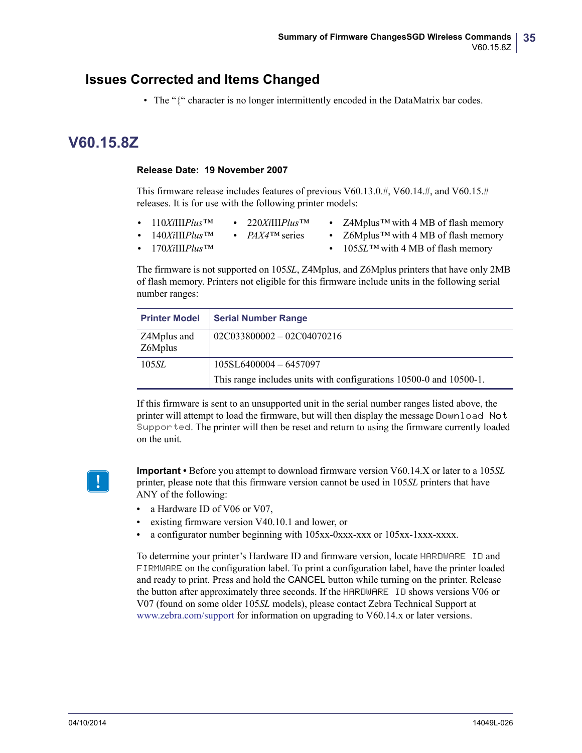## Issues Corrected and Items Changed

- The "{" character is no longer intermittently encoded in the DataMatrix bar codes.

# V60.15.8Z

**Release Date: 19 November 2007**

This firmware release includes features of previous V60.13.0.#, V60.14.#, and V60.15.# releases. It is for use with the following printer models:

- 110*Xi*III*Plus*™
- 140*Xi*III*Plus*™
- 170*Xi*III*Plus*™
- 220*Xi*III*Plus*™
- *PAX4*™ series
- Z4Mplus™ with 4 MB of flash memory
- Z6Mplus™ with 4 MB of flash memory
- 105*SL*™ with 4 MB of flash memory

The firmware is not supported on 105*SL*, Z4Mplus, and Z6Mplus printers that have only 2MB of flash memory. Printers not eligible for this firmware include units in the following serial number ranges:

| Printer Model | Serial Number Range |
|---|---|
| Z4Mplus and Z6Mplus | 02C033800002 – 02C04070216 |
| 105*SL* | 105SL6400004 – 6457097<br>This range includes units with configurations 10500-0 and 10500-1. |

If this firmware is sent to an unsupported unit in the serial number ranges listed above, the printer will attempt to load the firmware, but will then display the message `Download Not Supported`. The printer will then be reset and return to using the firmware currently loaded on the unit.

**Important •** Before you attempt to download firmware version V60.14.X or later to a 105*SL* printer, please note that this firmware version cannot be used in 105*SL* printers that have ANY of the following:

- a Hardware ID of V06 or V07,
- existing firmware version V40.10.1 and lower, or
- a configurator number beginning with 105xx-0xxx-xxx or 105xx-1xxx-xxxx.

To determine your printer's Hardware ID and firmware version, locate `HARDWARE ID` and `FIRMWARE` on the configuration label. To print a configuration label, have the printer loaded and ready to print. Press and hold the CANCEL button while turning on the printer. Release the button after approximately three seconds. If the `HARDWARE ID` shows versions V06 or V07 (found on some older 105*SL* models), please contact Zebra Technical Support at www.zebra.com/support for information on upgrading to V60.14.x or later versions.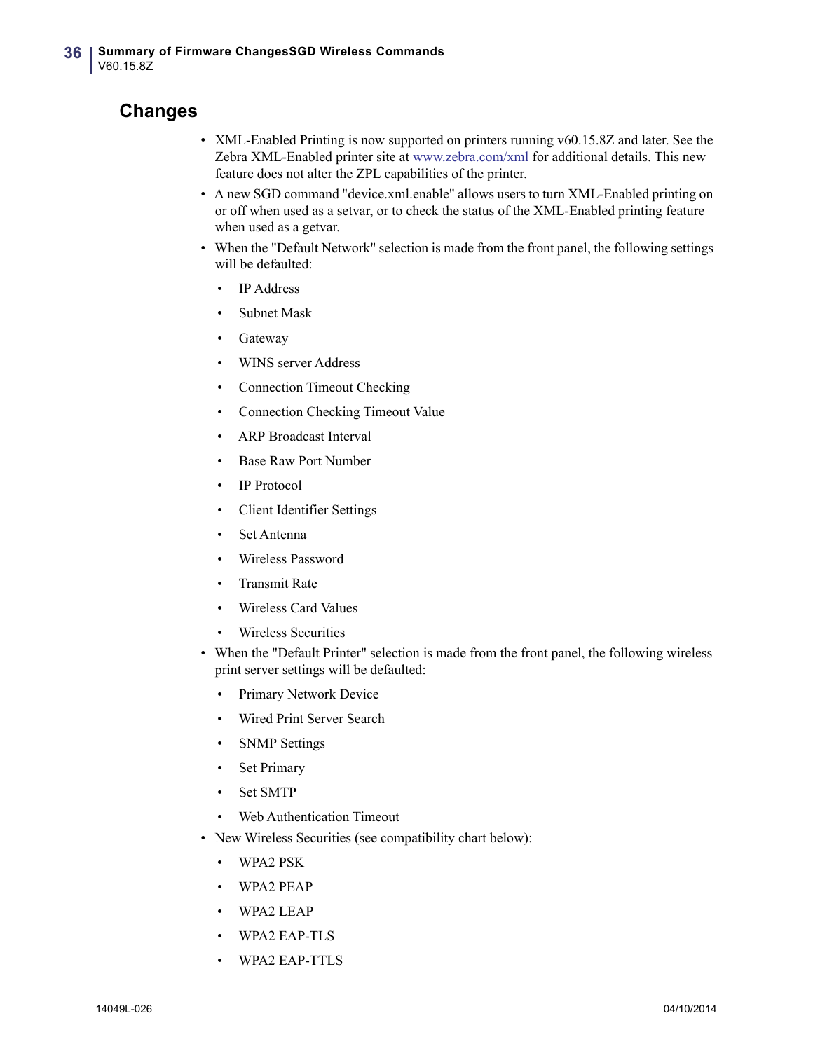## Changes

- XML-Enabled Printing is now supported on printers running v60.15.8Z and later. See the Zebra XML-Enabled printer site at www.zebra.com/xml for additional details. This new feature does not alter the ZPL capabilities of the printer.
- A new SGD command "device.xml.enable" allows users to turn XML-Enabled printing on or off when used as a setvar, or to check the status of the XML-Enabled printing feature when used as a getvar.
- When the "Default Network" selection is made from the front panel, the following settings will be defaulted:
  - IP Address
  - Subnet Mask
  - Gateway
  - WINS server Address
  - Connection Timeout Checking
  - Connection Checking Timeout Value
  - ARP Broadcast Interval
  - Base Raw Port Number
  - IP Protocol
  - Client Identifier Settings
  - Set Antenna
  - Wireless Password
  - Transmit Rate
  - Wireless Card Values
  - Wireless Securities
- When the "Default Printer" selection is made from the front panel, the following wireless print server settings will be defaulted:
  - Primary Network Device
  - Wired Print Server Search
  - SNMP Settings
  - Set Primary
  - Set SMTP
  - Web Authentication Timeout
- New Wireless Securities (see compatibility chart below):
  - WPA2 PSK
  - WPA2 PEAP
  - WPA2 LEAP
  - WPA2 EAP-TLS
  - WPA2 EAP-TTLS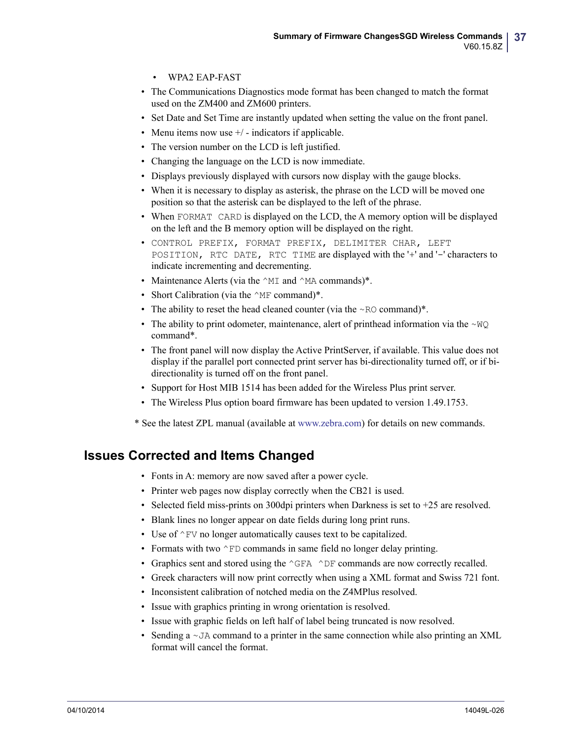- WPA2 EAP-FAST
- The Communications Diagnostics mode format has been changed to match the format used on the ZM400 and ZM600 printers.
- Set Date and Set Time are instantly updated when setting the value on the front panel.
- Menu items now use +/ - indicators if applicable.
- The version number on the LCD is left justified.
- Changing the language on the LCD is now immediate.
- Displays previously displayed with cursors now display with the gauge blocks.
- When it is necessary to display as asterisk, the phrase on the LCD will be moved one position so that the asterisk can be displayed to the left of the phrase.
- When `FORMAT CARD` is displayed on the LCD, the A memory option will be displayed on the left and the B memory option will be displayed on the right.
- `CONTROL PREFIX, FORMAT PREFIX, DELIMITER CHAR, LEFT POSITION, RTC DATE, RTC TIME` are displayed with the '+' and '−' characters to indicate incrementing and decrementing.
- Maintenance Alerts (via the `^MI` and `^MA` commands)*.
- Short Calibration (via the `^MF` command)*.
- The ability to reset the head cleaned counter (via the `~RO` command)*.
- The ability to print odometer, maintenance, alert of printhead information via the `~WQ` command*.
- The front panel will now display the Active PrintServer, if available. This value does not display if the parallel port connected print server has bi-directionality turned off, or if bi-directionality is turned off on the front panel.
- Support for Host MIB 1514 has been added for the Wireless Plus print server.
- The Wireless Plus option board firmware has been updated to version 1.49.1753.

* See the latest ZPL manual (available at www.zebra.com) for details on new commands.

## Issues Corrected and Items Changed

- Fonts in A: memory are now saved after a power cycle.
- Printer web pages now display correctly when the CB21 is used.
- Selected field miss-prints on 300dpi printers when Darkness is set to +25 are resolved.
- Blank lines no longer appear on date fields during long print runs.
- Use of `^FV` no longer automatically causes text to be capitalized.
- Formats with two `^FD` commands in same field no longer delay printing.
- Graphics sent and stored using the `^GFA ^DF` commands are now correctly recalled.
- Greek characters will now print correctly when using a XML format and Swiss 721 font.
- Inconsistent calibration of notched media on the Z4MPlus resolved.
- Issue with graphics printing in wrong orientation is resolved.
- Issue with graphic fields on left half of label being truncated is now resolved.
- Sending a `~JA` command to a printer in the same connection while also printing an XML format will cancel the format.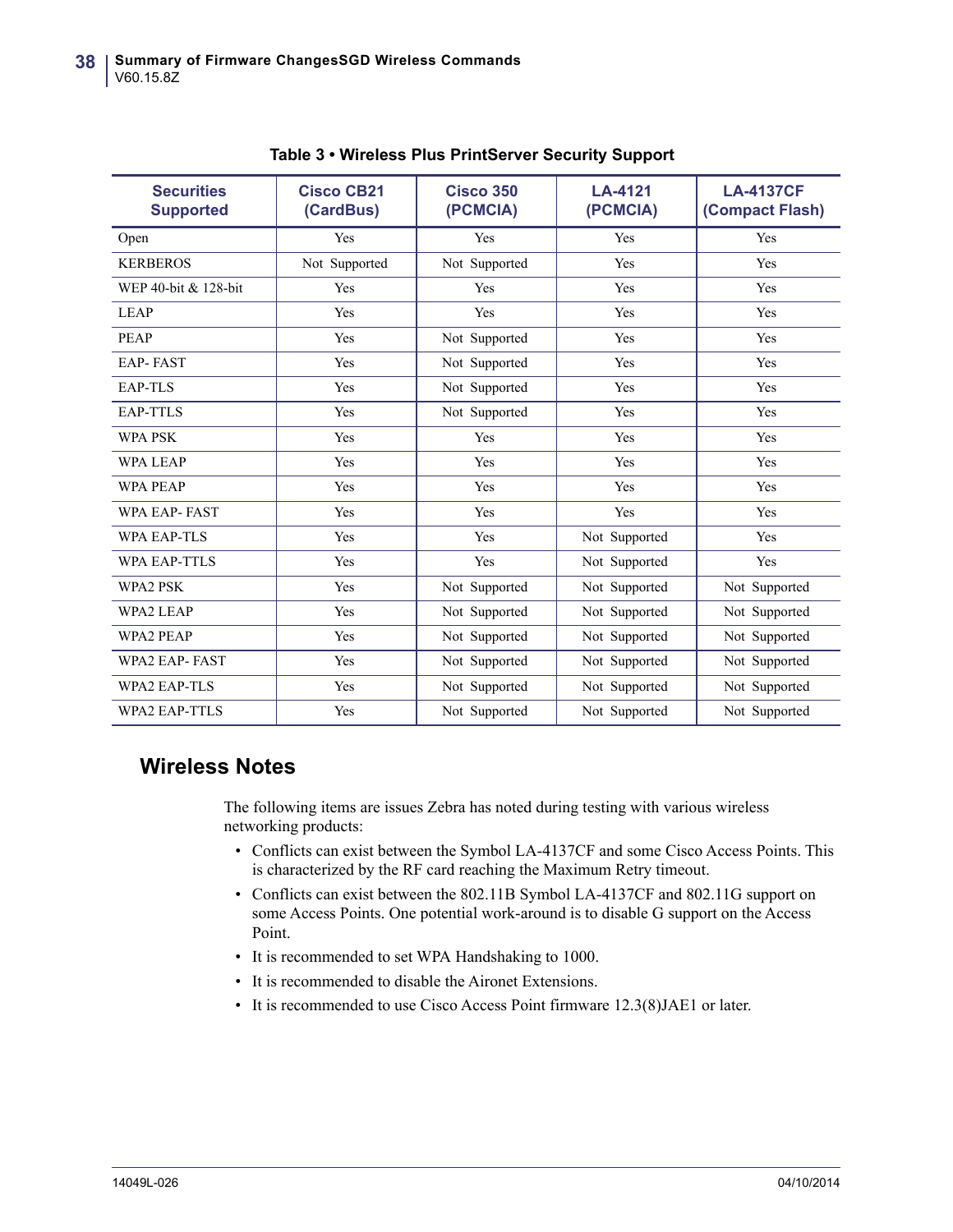**Table 3 • Wireless Plus PrintServer Security Support**

| Securities Supported | Cisco CB21 (CardBus) | Cisco 350 (PCMCIA) | LA-4121 (PCMCIA) | LA-4137CF (Compact Flash) |
|---|---|---|---|---|
| Open | Yes | Yes | Yes | Yes |
| KERBEROS | Not Supported | Not Supported | Yes | Yes |
| WEP 40-bit & 128-bit | Yes | Yes | Yes | Yes |
| LEAP | Yes | Yes | Yes | Yes |
| PEAP | Yes | Not Supported | Yes | Yes |
| EAP- FAST | Yes | Not Supported | Yes | Yes |
| EAP-TLS | Yes | Not Supported | Yes | Yes |
| EAP-TTLS | Yes | Not Supported | Yes | Yes |
| WPA PSK | Yes | Yes | Yes | Yes |
| WPA LEAP | Yes | Yes | Yes | Yes |
| WPA PEAP | Yes | Yes | Yes | Yes |
| WPA EAP- FAST | Yes | Yes | Yes | Yes |
| WPA EAP-TLS | Yes | Yes | Not Supported | Yes |
| WPA EAP-TTLS | Yes | Yes | Not Supported | Yes |
| WPA2 PSK | Yes | Not Supported | Not Supported | Not Supported |
| WPA2 LEAP | Yes | Not Supported | Not Supported | Not Supported |
| WPA2 PEAP | Yes | Not Supported | Not Supported | Not Supported |
| WPA2 EAP- FAST | Yes | Not Supported | Not Supported | Not Supported |
| WPA2 EAP-TLS | Yes | Not Supported | Not Supported | Not Supported |
| WPA2 EAP-TTLS | Yes | Not Supported | Not Supported | Not Supported |

## Wireless Notes

The following items are issues Zebra has noted during testing with various wireless networking products:

- Conflicts can exist between the Symbol LA-4137CF and some Cisco Access Points. This is characterized by the RF card reaching the Maximum Retry timeout.
- Conflicts can exist between the 802.11B Symbol LA-4137CF and 802.11G support on some Access Points. One potential work-around is to disable G support on the Access Point.
- It is recommended to set WPA Handshaking to 1000.
- It is recommended to disable the Aironet Extensions.
- It is recommended to use Cisco Access Point firmware 12.3(8)JAE1 or later.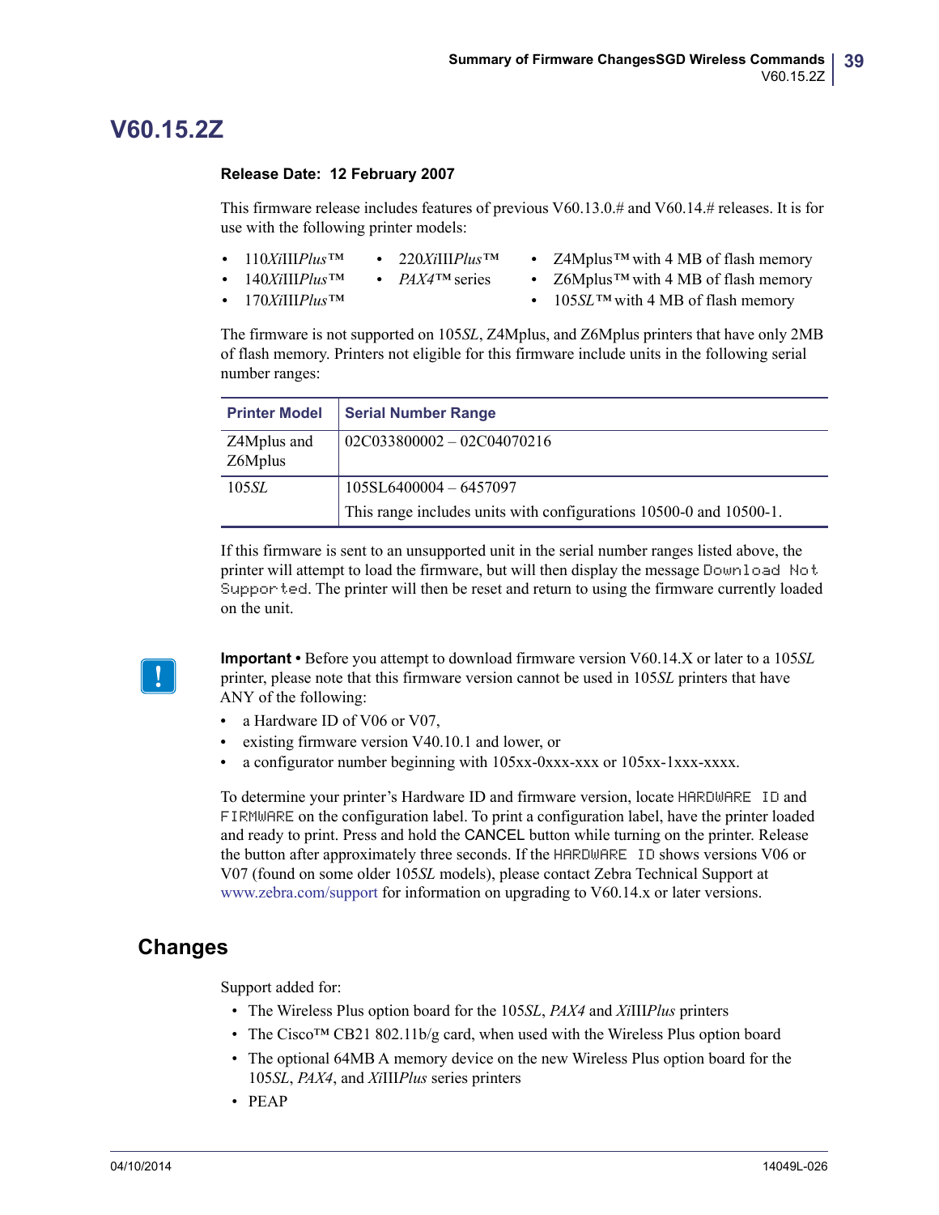# V60.15.2Z

**Release Date: 12 February 2007**

This firmware release includes features of previous V60.13.0.# and V60.14.# releases. It is for use with the following printer models:

- 110*Xi*III*Plus*™
- 140*Xi*III*Plus*™
- 170*Xi*III*Plus*™
- 220*Xi*III*Plus*™
- *PAX4*™ series
- Z4Mplus™ with 4 MB of flash memory
- Z6Mplus™ with 4 MB of flash memory
- 105*SL*™ with 4 MB of flash memory

The firmware is not supported on 105*SL*, Z4Mplus, and Z6Mplus printers that have only 2MB of flash memory. Printers not eligible for this firmware include units in the following serial number ranges:

| Printer Model | Serial Number Range |
|---|---|
| Z4Mplus and Z6Mplus | 02C033800002 – 02C04070216 |
| 105*SL* | 105SL6400004 – 6457097<br>This range includes units with configurations 10500-0 and 10500-1. |

If this firmware is sent to an unsupported unit in the serial number ranges listed above, the printer will attempt to load the firmware, but will then display the message `Download Not Supported`. The printer will then be reset and return to using the firmware currently loaded on the unit.

**Important •** Before you attempt to download firmware version V60.14.X or later to a 105*SL* printer, please note that this firmware version cannot be used in 105*SL* printers that have ANY of the following:

- a Hardware ID of V06 or V07,
- existing firmware version V40.10.1 and lower, or
- a configurator number beginning with 105xx-0xxx-xxx or 105xx-1xxx-xxxx.

To determine your printer's Hardware ID and firmware version, locate `HARDWARE ID` and `FIRMWARE` on the configuration label. To print a configuration label, have the printer loaded and ready to print. Press and hold the CANCEL button while turning on the printer. Release the button after approximately three seconds. If the `HARDWARE ID` shows versions V06 or V07 (found on some older 105*SL* models), please contact Zebra Technical Support at www.zebra.com/support for information on upgrading to V60.14.x or later versions.

## Changes

Support added for:

- The Wireless Plus option board for the 105*SL*, *PAX4* and *Xi*III*Plus* printers
- The Cisco™ CB21 802.11b/g card, when used with the Wireless Plus option board
- The optional 64MB A memory device on the new Wireless Plus option board for the 105*SL*, *PAX4*, and *Xi*III*Plus* series printers
- PEAP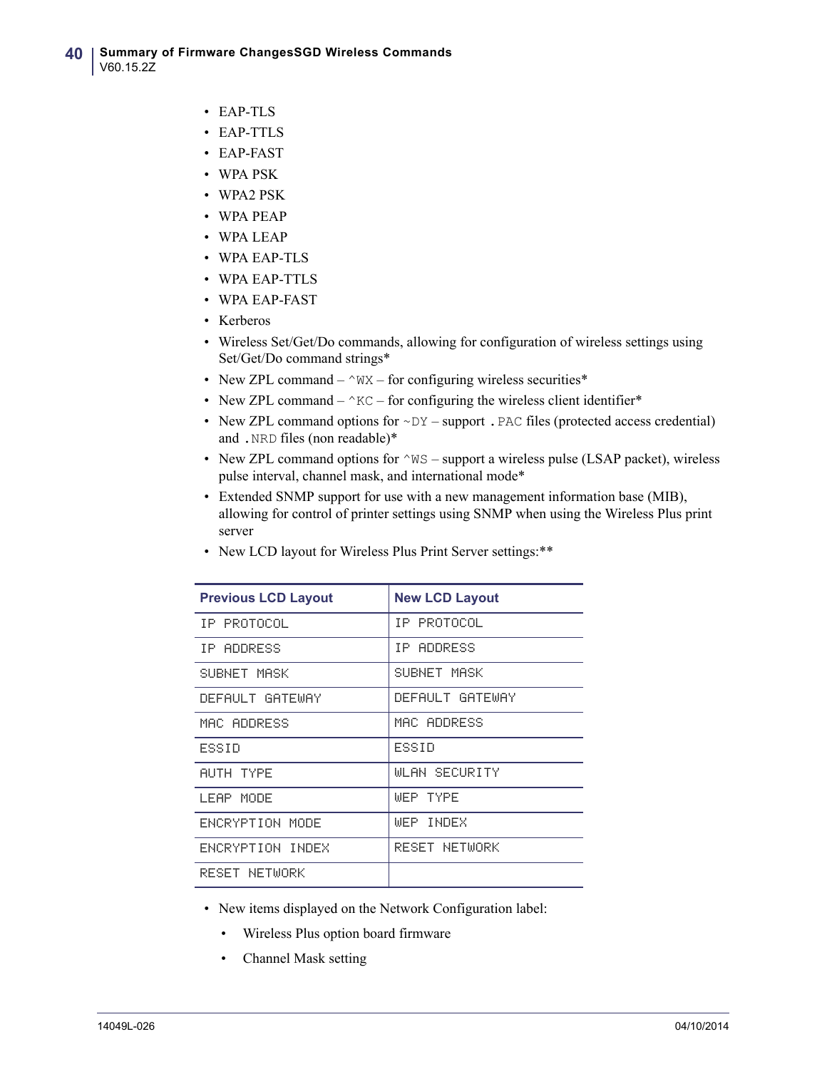- EAP-TLS
- EAP-TTLS
- EAP-FAST
- WPA PSK
- WPA2 PSK
- WPA PEAP
- WPA LEAP
- WPA EAP-TLS
- WPA EAP-TTLS
- WPA EAP-FAST
- Kerberos
- Wireless Set/Get/Do commands, allowing for configuration of wireless settings using Set/Get/Do command strings*
- New ZPL command – `^WX` – for configuring wireless securities*
- New ZPL command – `^KC` – for configuring the wireless client identifier*
- New ZPL command options for `~DY` – support `.PAC` files (protected access credential) and `.NRD` files (non readable)*
- New ZPL command options for `^WS` – support a wireless pulse (LSAP packet), wireless pulse interval, channel mask, and international mode*
- Extended SNMP support for use with a new management information base (MIB), allowing for control of printer settings using SNMP when using the Wireless Plus print server
- New LCD layout for Wireless Plus Print Server settings:**

| Previous LCD Layout | New LCD Layout |
|---|---|
| IP PROTOCOL | IP PROTOCOL |
| IP ADDRESS | IP ADDRESS |
| SUBNET MASK | SUBNET MASK |
| DEFAULT GATEWAY | DEFAULT GATEWAY |
| MAC ADDRESS | MAC ADDRESS |
| ESSID | ESSID |
| AUTH TYPE | WLAN SECURITY |
| LEAP MODE | WEP TYPE |
| ENCRYPTION MODE | WEP INDEX |
| ENCRYPTION INDEX | RESET NETWORK |
| RESET NETWORK | |

- New items displayed on the Network Configuration label:
  - Wireless Plus option board firmware
  - Channel Mask setting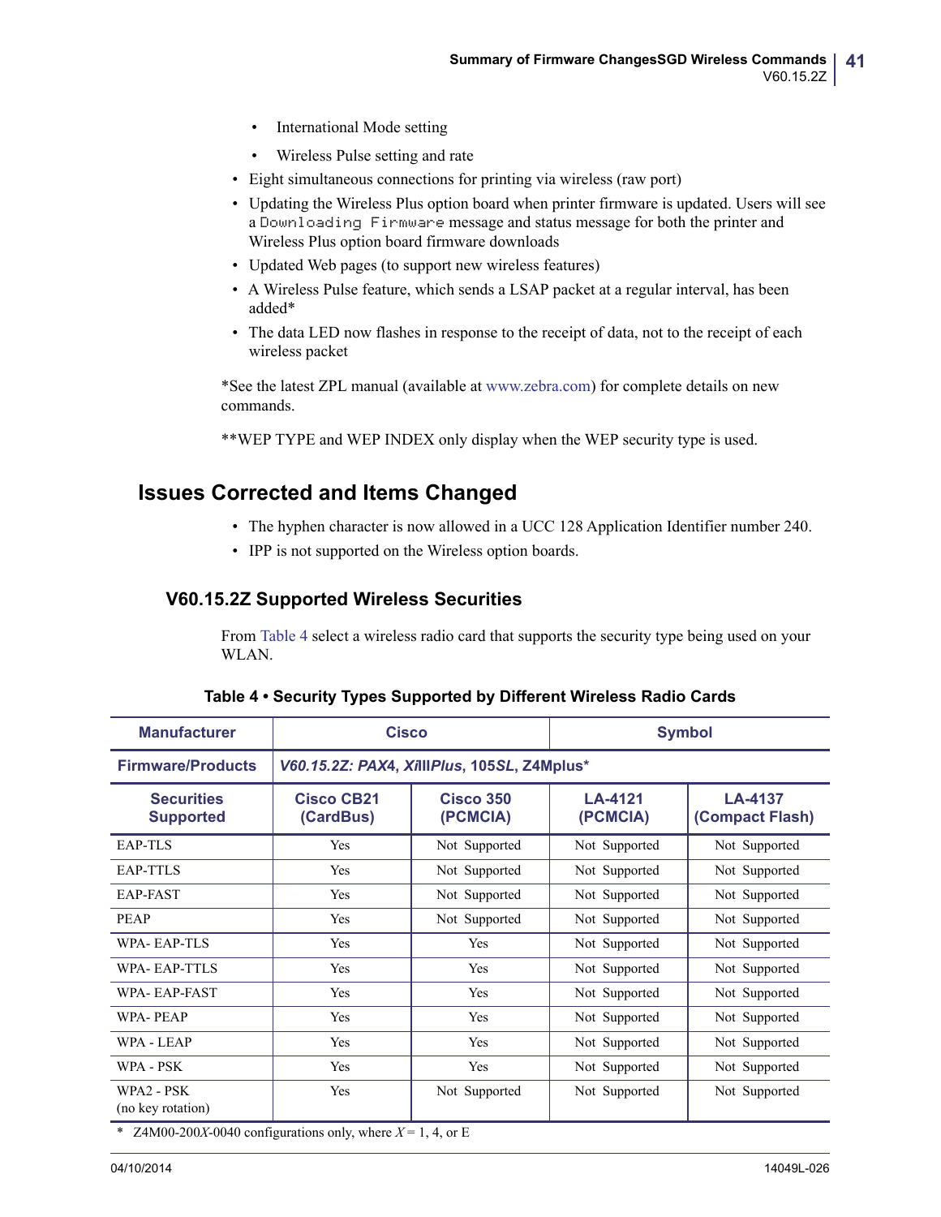- International Mode setting
    - Wireless Pulse setting and rate
- Eight simultaneous connections for printing via wireless (raw port)
- Updating the Wireless Plus option board when printer firmware is updated. Users will see a `Downloading Firmware` message and status message for both the printer and Wireless Plus option board firmware downloads
- Updated Web pages (to support new wireless features)
- A Wireless Pulse feature, which sends a LSAP packet at a regular interval, has been added*
- The data LED now flashes in response to the receipt of data, not to the receipt of each wireless packet

*See the latest ZPL manual (available at www.zebra.com) for complete details on new commands.

**WEP TYPE and WEP INDEX only display when the WEP security type is used.

## Issues Corrected and Items Changed

- The hyphen character is now allowed in a UCC 128 Application Identifier number 240.
- IPP is not supported on the Wireless option boards.

### V60.15.2Z Supported Wireless Securities

From Table 4 select a wireless radio card that supports the security type being used on your WLAN.

**Table 4 • Security Types Supported by Different Wireless Radio Cards**

| Manufacturer | Cisco | | Symbol | |
|---|---|---|---|---|
| Firmware/Products | *V60.15.2Z: PAX4, XiIIIPlus, 105SL, Z4Mplus** | | | |
| Securities Supported | Cisco CB21 (CardBus) | Cisco 350 (PCMCIA) | LA-4121 (PCMCIA) | LA-4137 (Compact Flash) |
| EAP-TLS | Yes | Not Supported | Not Supported | Not Supported |
| EAP-TTLS | Yes | Not Supported | Not Supported | Not Supported |
| EAP-FAST | Yes | Not Supported | Not Supported | Not Supported |
| PEAP | Yes | Not Supported | Not Supported | Not Supported |
| WPA- EAP-TLS | Yes | Yes | Not Supported | Not Supported |
| WPA- EAP-TTLS | Yes | Yes | Not Supported | Not Supported |
| WPA- EAP-FAST | Yes | Yes | Not Supported | Not Supported |
| WPA- PEAP | Yes | Yes | Not Supported | Not Supported |
| WPA - LEAP | Yes | Yes | Not Supported | Not Supported |
| WPA - PSK | Yes | Yes | Not Supported | Not Supported |
| WPA2 - PSK (no key rotation) | Yes | Not Supported | Not Supported | Not Supported |

\* Z4M00-200*X*-0040 configurations only, where *X* = 1, 4, or E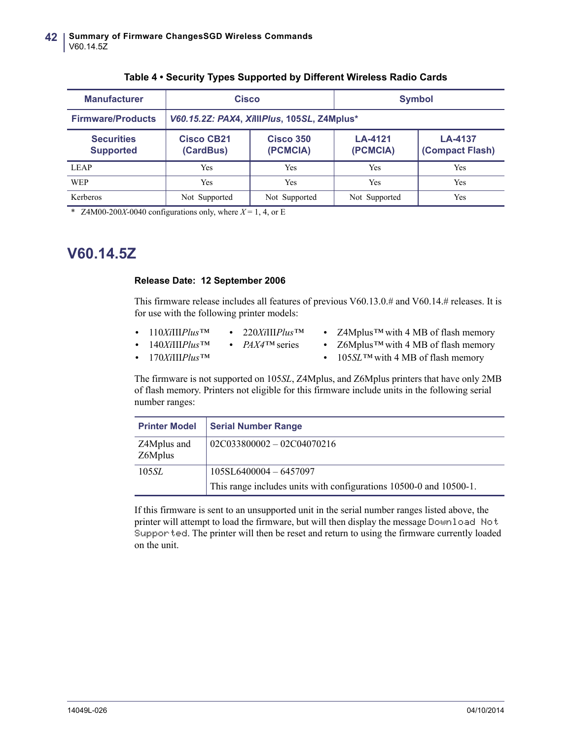**Table 4 • Security Types Supported by Different Wireless Radio Cards**

| Manufacturer | Cisco | | Symbol | |
|---|---|---|---|---|
| Firmware/Products | *V60.15.2Z: PAX4*, *Xi*III*Plus*, 105*SL*, Z4Mplus* | | | |
| Securities Supported | Cisco CB21 (CardBus) | Cisco 350 (PCMCIA) | LA-4121 (PCMCIA) | LA-4137 (Compact Flash) |
| LEAP | Yes | Yes | Yes | Yes |
| WEP | Yes | Yes | Yes | Yes |
| Kerberos | Not Supported | Not Supported | Not Supported | Yes |

* Z4M00-200*X*-0040 configurations only, where *X* = 1, 4, or E

## V60.14.5Z

**Release Date: 12 September 2006**

This firmware release includes all features of previous V60.13.0.# and V60.14.# releases. It is for use with the following printer models:

- 110*Xi*III*Plus*™
- 140*Xi*III*Plus*™
- 170*Xi*III*Plus*™
- 220*Xi*III*Plus*™
- *PAX4*™ series
- Z4Mplus™ with 4 MB of flash memory
- Z6Mplus™ with 4 MB of flash memory
- 105*SL*™ with 4 MB of flash memory

The firmware is not supported on 105*SL*, Z4Mplus, and Z6Mplus printers that have only 2MB of flash memory. Printers not eligible for this firmware include units in the following serial number ranges:

| Printer Model | Serial Number Range |
|---|---|
| Z4Mplus and Z6Mplus | 02C033800002 – 02C04070216 |
| 105*SL* | 105SL6400004 – 6457097<br>This range includes units with configurations 10500-0 and 10500-1. |

If this firmware is sent to an unsupported unit in the serial number ranges listed above, the printer will attempt to load the firmware, but will then display the message `Download Not Supported`. The printer will then be reset and return to using the firmware currently loaded on the unit.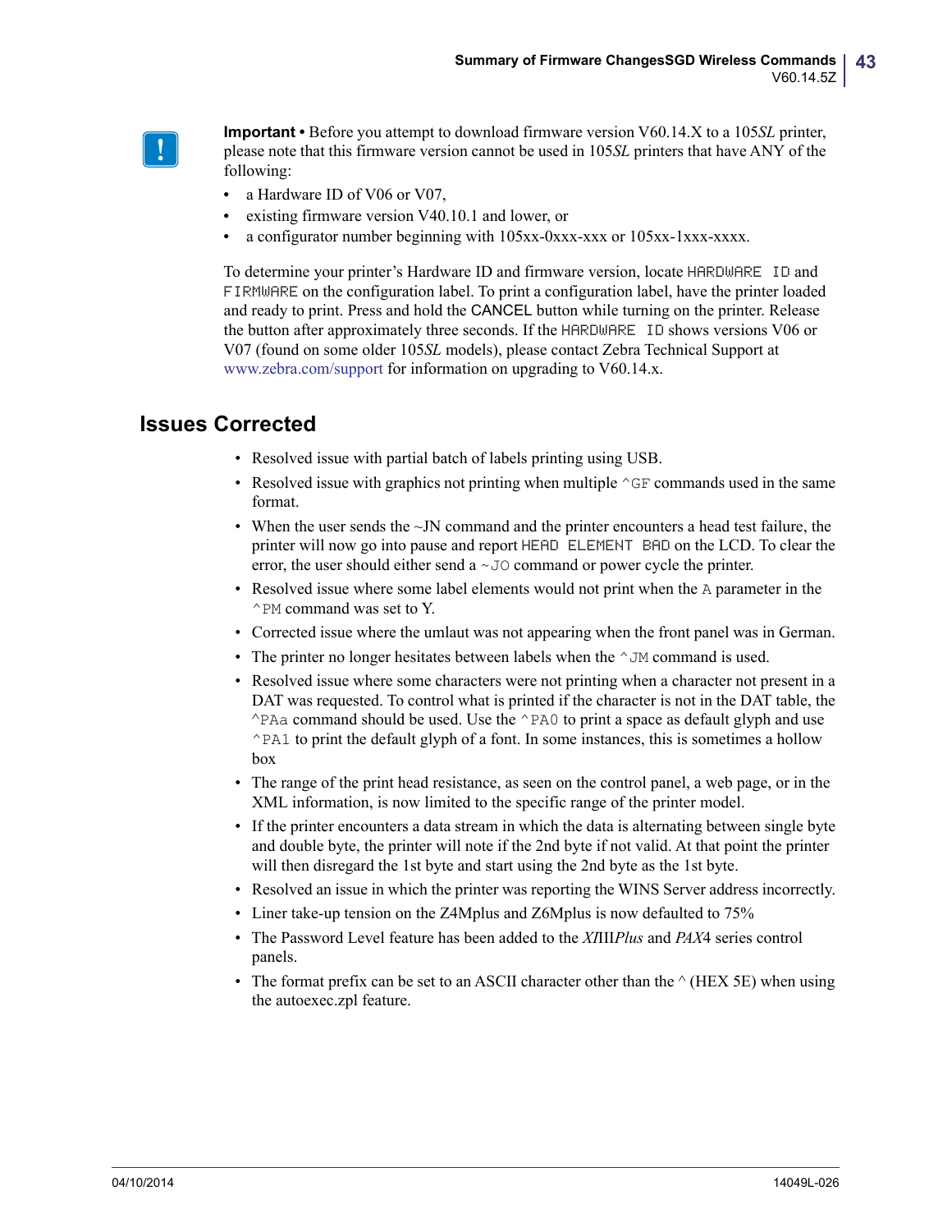**Important •** Before you attempt to download firmware version V60.14.X to a 105*SL* printer, please note that this firmware version cannot be used in 105*SL* printers that have ANY of the following:

- a Hardware ID of V06 or V07,
- existing firmware version V40.10.1 and lower, or
- a configurator number beginning with 105xx-0xxx-xxx or 105xx-1xxx-xxxx.

To determine your printer's Hardware ID and firmware version, locate `HARDWARE ID` and `FIRMWARE` on the configuration label. To print a configuration label, have the printer loaded and ready to print. Press and hold the CANCEL button while turning on the printer. Release the button after approximately three seconds. If the `HARDWARE ID` shows versions V06 or V07 (found on some older 105*SL* models), please contact Zebra Technical Support at www.zebra.com/support for information on upgrading to V60.14.x.

## Issues Corrected

- Resolved issue with partial batch of labels printing using USB.
- Resolved issue with graphics not printing when multiple `^GF` commands used in the same format.
- When the user sends the ~JN command and the printer encounters a head test failure, the printer will now go into pause and report `HEAD ELEMENT BAD` on the LCD. To clear the error, the user should either send a `~JO` command or power cycle the printer.
- Resolved issue where some label elements would not print when the `A` parameter in the `^PM` command was set to Y.
- Corrected issue where the umlaut was not appearing when the front panel was in German.
- The printer no longer hesitates between labels when the `^JM` command is used.
- Resolved issue where some characters were not printing when a character not present in a DAT was requested. To control what is printed if the character is not in the DAT table, the `^PAa` command should be used. Use the `^PA0` to print a space as default glyph and use `^PA1` to print the default glyph of a font. In some instances, this is sometimes a hollow box
- The range of the print head resistance, as seen on the control panel, a web page, or in the XML information, is now limited to the specific range of the printer model.
- If the printer encounters a data stream in which the data is alternating between single byte and double byte, the printer will note if the 2nd byte if not valid. At that point the printer will then disregard the 1st byte and start using the 2nd byte as the 1st byte.
- Resolved an issue in which the printer was reporting the WINS Server address incorrectly.
- Liner take-up tension on the Z4Mplus and Z6Mplus is now defaulted to 75%
- The Password Level feature has been added to the *XI*III*Plus* and *PAX*4 series control panels.
- The format prefix can be set to an ASCII character other than the ^ (HEX 5E) when using the autoexec.zpl feature.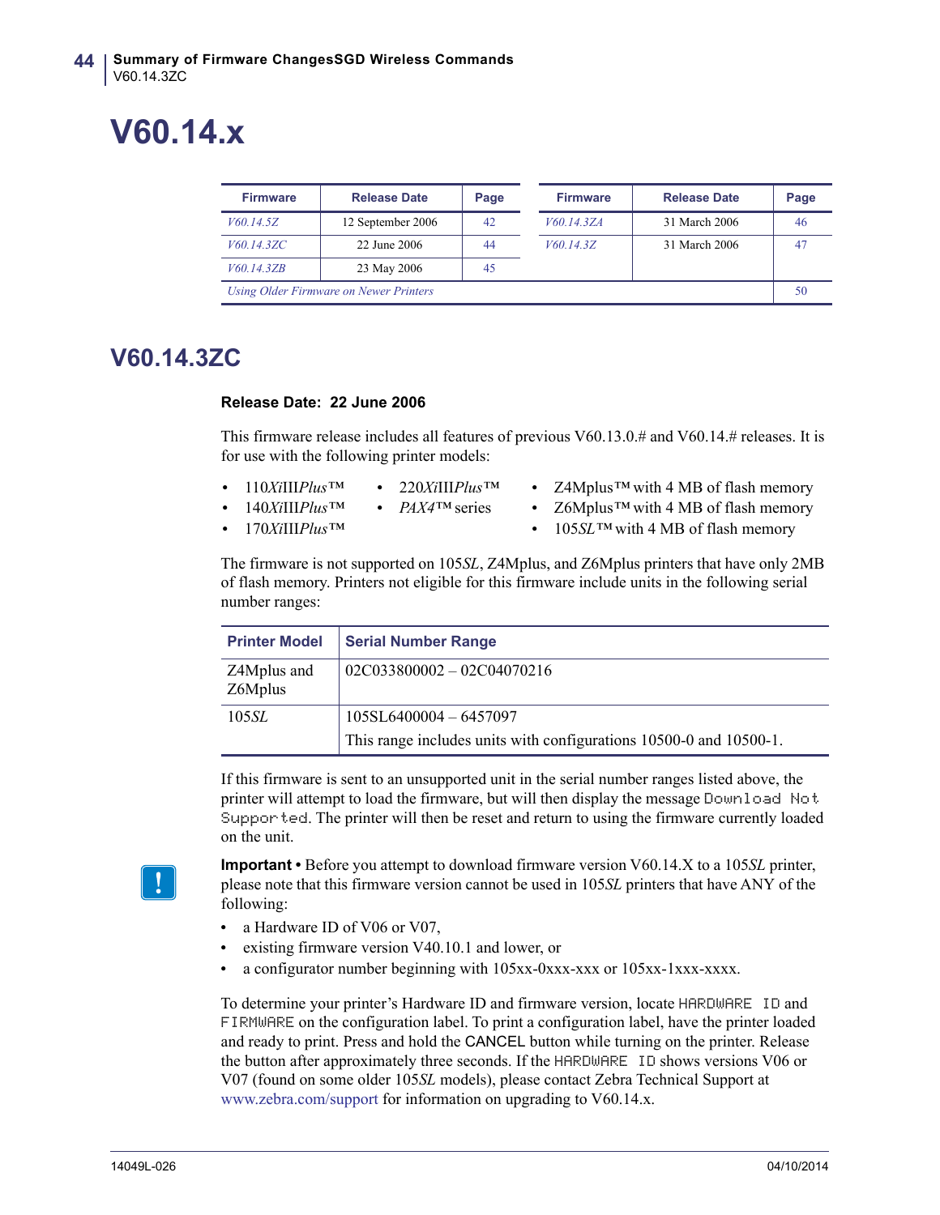// V60.14.x

| Firmware | Release Date | Page | Firmware | Release Date | Page |
|---|---|---|---|---|---|
| *V60.14.5Z* | 12 September 2006 | 42 | *V60.14.3ZA* | 31 March 2006 | 46 |
| *V60.14.3ZC* | 22 June 2006 | 44 | *V60.14.3Z* | 31 March 2006 | 47 |
| *V60.14.3ZB* | 23 May 2006 | 45 | | | |
| *Using Older Firmware on Newer Printers* | | | | | 50 |

## V60.14.3ZC

**Release Date: 22 June 2006**

This firmware release includes all features of previous V60.13.0.# and V60.14.# releases. It is for use with the following printer models:

- 110*Xi*III*Plus*™
- 140*Xi*III*Plus*™
- 170*Xi*III*Plus*™
- 220*Xi*III*Plus*™
- *PAX4*™ series
- Z4Mplus™ with 4 MB of flash memory
- Z6Mplus™ with 4 MB of flash memory
- 105*SL*™ with 4 MB of flash memory

The firmware is not supported on 105*SL*, Z4Mplus, and Z6Mplus printers that have only 2MB of flash memory. Printers not eligible for this firmware include units in the following serial number ranges:

| Printer Model | Serial Number Range |
|---|---|
| Z4Mplus and Z6Mplus | 02C033800002 – 02C04070216 |
| 105*SL* | 105SL6400004 – 6457097<br>This range includes units with configurations 10500-0 and 10500-1. |

If this firmware is sent to an unsupported unit in the serial number ranges listed above, the printer will attempt to load the firmware, but will then display the message `Download Not Supported`. The printer will then be reset and return to using the firmware currently loaded on the unit.

**Important •** Before you attempt to download firmware version V60.14.X to a 105*SL* printer, please note that this firmware version cannot be used in 105*SL* printers that have ANY of the following:

- a Hardware ID of V06 or V07,
- existing firmware version V40.10.1 and lower, or
- a configurator number beginning with 105xx-0xxx-xxx or 105xx-1xxx-xxxx.

To determine your printer's Hardware ID and firmware version, locate `HARDWARE ID` and `FIRMWARE` on the configuration label. To print a configuration label, have the printer loaded and ready to print. Press and hold the CANCEL button while turning on the printer. Release the button after approximately three seconds. If the `HARDWARE ID` shows versions V06 or V07 (found on some older 105*SL* models), please contact Zebra Technical Support at www.zebra.com/support for information on upgrading to V60.14.x.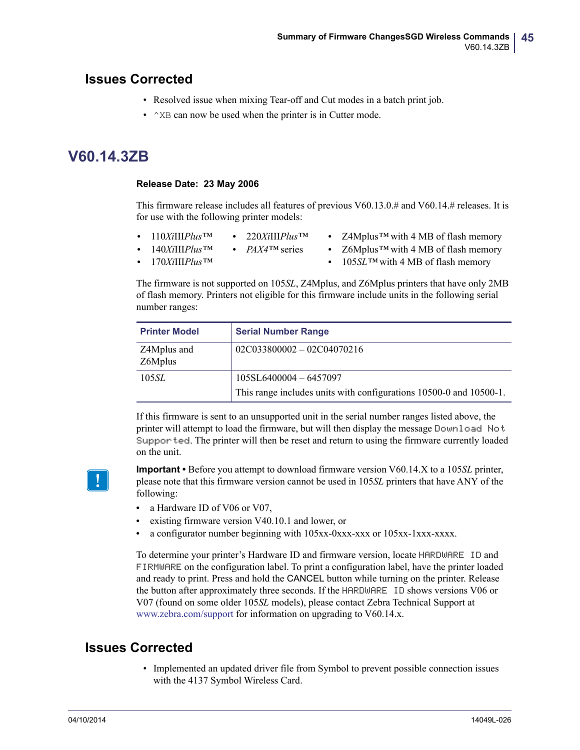## Issues Corrected

- Resolved issue when mixing Tear-off and Cut modes in a batch print job.
- `^XB` can now be used when the printer is in Cutter mode.

# V60.14.3ZB

**Release Date: 23 May 2006**

This firmware release includes all features of previous V60.13.0.# and V60.14.# releases. It is for use with the following printer models:

- 110*Xi*III*Plus*™
- 140*Xi*III*Plus*™
- 170*Xi*III*Plus*™
- 220*Xi*III*Plus*™
- *PAX4*™ series
- Z4Mplus™ with 4 MB of flash memory
- Z6Mplus™ with 4 MB of flash memory
- 105*SL*™ with 4 MB of flash memory

The firmware is not supported on 105*SL*, Z4Mplus, and Z6Mplus printers that have only 2MB of flash memory. Printers not eligible for this firmware include units in the following serial number ranges:

| Printer Model | Serial Number Range |
| --- | --- |
| Z4Mplus and Z6Mplus | 02C033800002 – 02C04070216 |
| 105*SL* | 105SL6400004 – 6457097<br>This range includes units with configurations 10500-0 and 10500-1. |

If this firmware is sent to an unsupported unit in the serial number ranges listed above, the printer will attempt to load the firmware, but will then display the message `Download Not Supported`. The printer will then be reset and return to using the firmware currently loaded on the unit.

**Important •** Before you attempt to download firmware version V60.14.X to a 105*SL* printer, please note that this firmware version cannot be used in 105*SL* printers that have ANY of the following:

- a Hardware ID of V06 or V07,
- existing firmware version V40.10.1 and lower, or
- a configurator number beginning with 105xx-0xxx-xxx or 105xx-1xxx-xxxx.

To determine your printer's Hardware ID and firmware version, locate `HARDWARE ID` and `FIRMWARE` on the configuration label. To print a configuration label, have the printer loaded and ready to print. Press and hold the CANCEL button while turning on the printer. Release the button after approximately three seconds. If the `HARDWARE ID` shows versions V06 or V07 (found on some older 105*SL* models), please contact Zebra Technical Support at www.zebra.com/support for information on upgrading to V60.14.x.

## Issues Corrected

- Implemented an updated driver file from Symbol to prevent possible connection issues with the 4137 Symbol Wireless Card.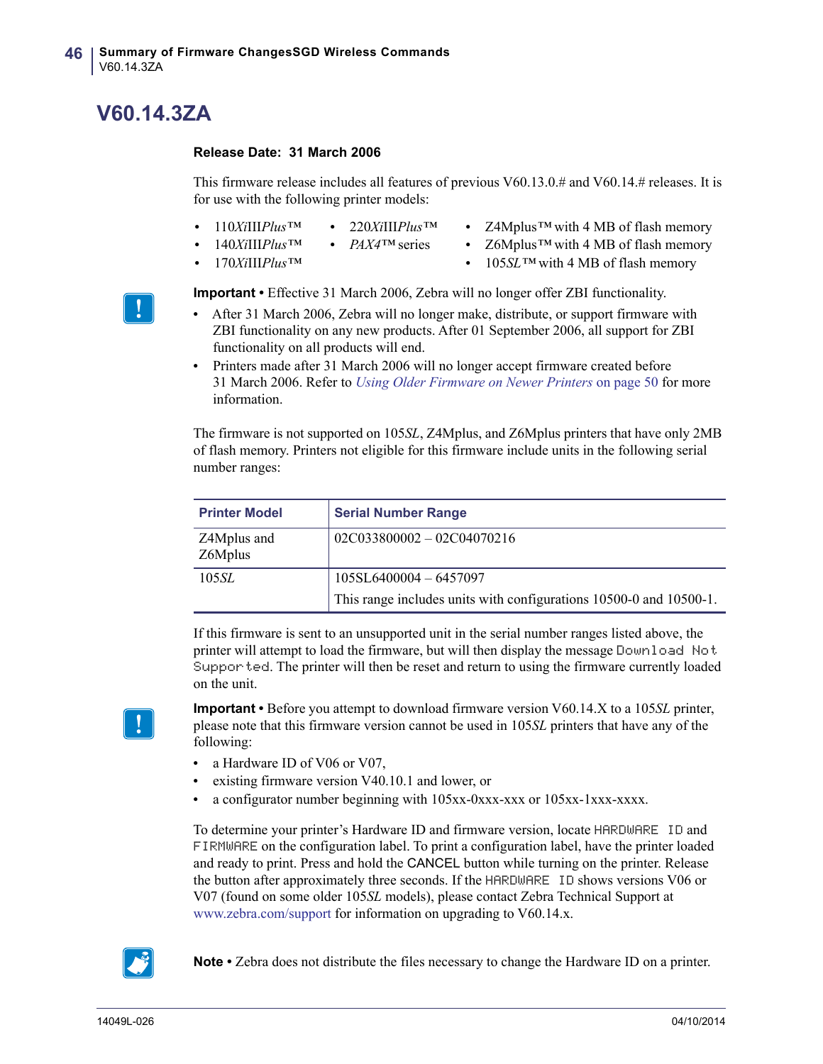# V60.14.3ZA

**Release Date: 31 March 2006**

This firmware release includes all features of previous V60.13.0.# and V60.14.# releases. It is for use with the following printer models:

- 110*Xi*III*Plus*™
- 140*Xi*III*Plus*™
- 170*Xi*III*Plus*™
- 220*Xi*III*Plus*™
- *PAX4*™ series
- Z4Mplus™ with 4 MB of flash memory
- Z6Mplus™ with 4 MB of flash memory
- 105*SL*™ with 4 MB of flash memory

**Important •** Effective 31 March 2006, Zebra will no longer offer ZBI functionality.

- After 31 March 2006, Zebra will no longer make, distribute, or support firmware with ZBI functionality on any new products. After 01 September 2006, all support for ZBI functionality on all products will end.
- Printers made after 31 March 2006 will no longer accept firmware created before 31 March 2006. Refer to *Using Older Firmware on Newer Printers* on page 50 for more information.

The firmware is not supported on 105*SL*, Z4Mplus, and Z6Mplus printers that have only 2MB of flash memory. Printers not eligible for this firmware include units in the following serial number ranges:

| Printer Model | Serial Number Range |
|---|---|
| Z4Mplus and Z6Mplus | 02C033800002 – 02C04070216 |
| 105*SL* | 105SL6400004 – 6457097<br>This range includes units with configurations 10500-0 and 10500-1. |

If this firmware is sent to an unsupported unit in the serial number ranges listed above, the printer will attempt to load the firmware, but will then display the message `Download Not Supported`. The printer will then be reset and return to using the firmware currently loaded on the unit.

**Important •** Before you attempt to download firmware version V60.14.X to a 105*SL* printer, please note that this firmware version cannot be used in 105*SL* printers that have any of the following:

- a Hardware ID of V06 or V07,
- existing firmware version V40.10.1 and lower, or
- a configurator number beginning with 105xx-0xxx-xxx or 105xx-1xxx-xxxx.

To determine your printer's Hardware ID and firmware version, locate `HARDWARE ID` and `FIRMWARE` on the configuration label. To print a configuration label, have the printer loaded and ready to print. Press and hold the CANCEL button while turning on the printer. Release the button after approximately three seconds. If the `HARDWARE ID` shows versions V06 or V07 (found on some older 105*SL* models), please contact Zebra Technical Support at www.zebra.com/support for information on upgrading to V60.14.x.

**Note •** Zebra does not distribute the files necessary to change the Hardware ID on a printer.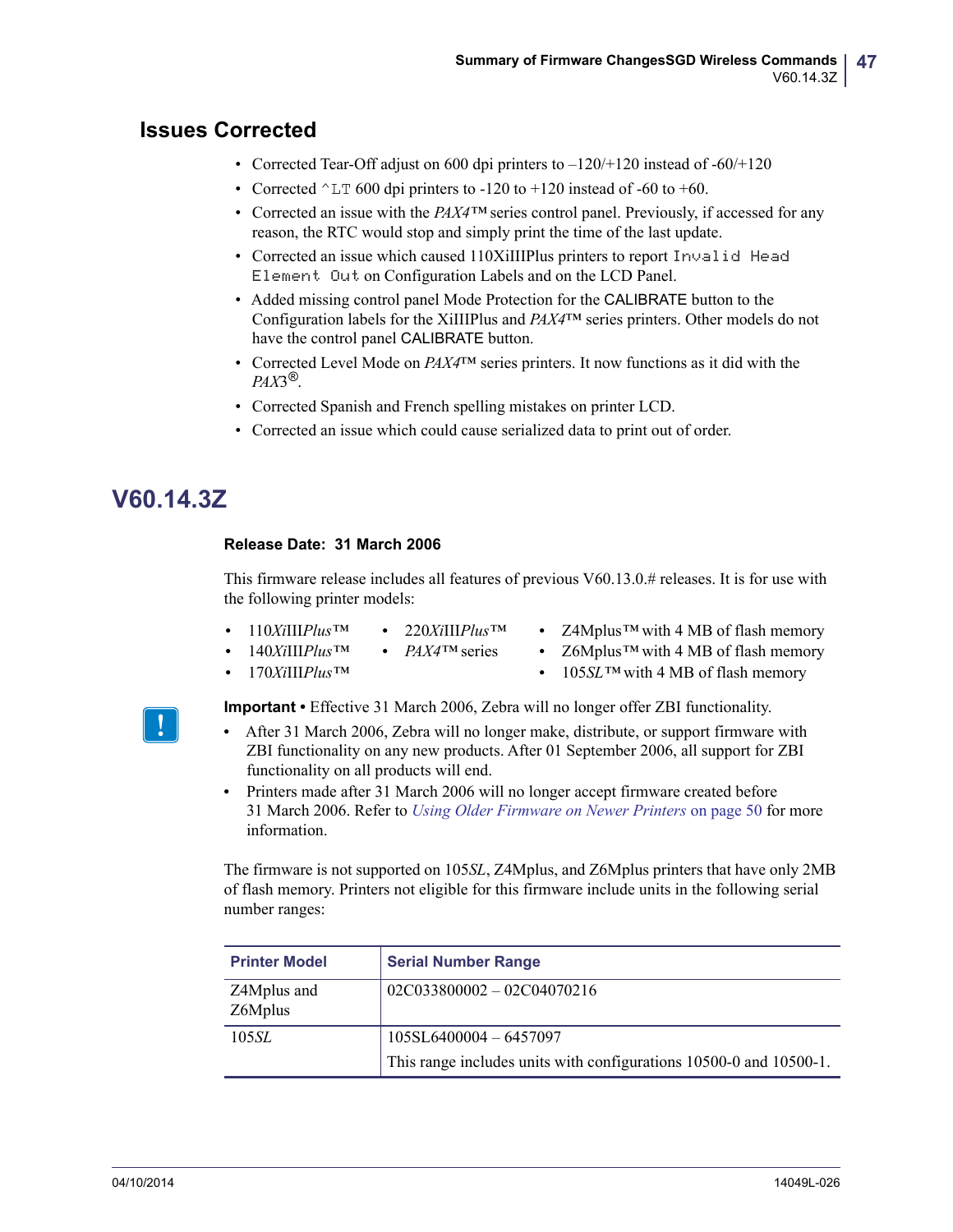## Issues Corrected

- Corrected Tear-Off adjust on 600 dpi printers to –120/+120 instead of -60/+120
- Corrected `^LT` 600 dpi printers to -120 to +120 instead of -60 to +60.
- Corrected an issue with the *PAX4*™ series control panel. Previously, if accessed for any reason, the RTC would stop and simply print the time of the last update.
- Corrected an issue which caused 110XiIIIPlus printers to report `Invalid Head Element Out` on Configuration Labels and on the LCD Panel.
- Added missing control panel Mode Protection for the CALIBRATE button to the Configuration labels for the XiIIIPlus and *PAX4*™ series printers. Other models do not have the control panel CALIBRATE button.
- Corrected Level Mode on *PAX4*™ series printers. It now functions as it did with the *PAX*3®.
- Corrected Spanish and French spelling mistakes on printer LCD.
- Corrected an issue which could cause serialized data to print out of order.

# V60.14.3Z

**Release Date: 31 March 2006**

This firmware release includes all features of previous V60.13.0.# releases. It is for use with the following printer models:

- 110*Xi*III*Plus*™
- 140*Xi*III*Plus*™
- 170*Xi*III*Plus*™
- 220*Xi*III*Plus*™
- *PAX4*™ series
- Z4Mplus™ with 4 MB of flash memory
- Z6Mplus™ with 4 MB of flash memory
- 105*SL*™ with 4 MB of flash memory

**Important •** Effective 31 March 2006, Zebra will no longer offer ZBI functionality.

- After 31 March 2006, Zebra will no longer make, distribute, or support firmware with ZBI functionality on any new products. After 01 September 2006, all support for ZBI functionality on all products will end.
- Printers made after 31 March 2006 will no longer accept firmware created before 31 March 2006. Refer to *Using Older Firmware on Newer Printers* on page 50 for more information.

The firmware is not supported on 105*SL*, Z4Mplus, and Z6Mplus printers that have only 2MB of flash memory. Printers not eligible for this firmware include units in the following serial number ranges:

| Printer Model | Serial Number Range |
|---|---|
| Z4Mplus and Z6Mplus | 02C033800002 – 02C04070216 |
| 105*SL* | 105SL6400004 – 6457097<br>This range includes units with configurations 10500-0 and 10500-1. |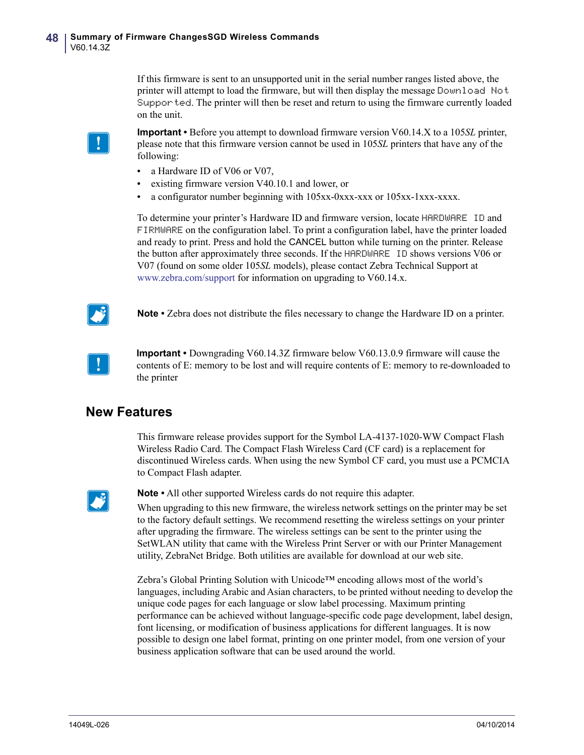If this firmware is sent to an unsupported unit in the serial number ranges listed above, the printer will attempt to load the firmware, but will then display the message `Download Not Supported`. The printer will then be reset and return to using the firmware currently loaded on the unit.

**Important •** Before you attempt to download firmware version V60.14.X to a 105*SL* printer, please note that this firmware version cannot be used in 105*SL* printers that have any of the following:

- a Hardware ID of V06 or V07,
- existing firmware version V40.10.1 and lower, or
- a configurator number beginning with 105xx-0xxx-xxx or 105xx-1xxx-xxxx.

To determine your printer's Hardware ID and firmware version, locate `HARDWARE ID` and `FIRMWARE` on the configuration label. To print a configuration label, have the printer loaded and ready to print. Press and hold the CANCEL button while turning on the printer. Release the button after approximately three seconds. If the `HARDWARE ID` shows versions V06 or V07 (found on some older 105*SL* models), please contact Zebra Technical Support at www.zebra.com/support for information on upgrading to V60.14.x.

**Note •** Zebra does not distribute the files necessary to change the Hardware ID on a printer.

**Important •** Downgrading V60.14.3Z firmware below V60.13.0.9 firmware will cause the contents of E: memory to be lost and will require contents of E: memory to re-downloaded to the printer

## New Features

This firmware release provides support for the Symbol LA-4137-1020-WW Compact Flash Wireless Radio Card. The Compact Flash Wireless Card (CF card) is a replacement for discontinued Wireless cards. When using the new Symbol CF card, you must use a PCMCIA to Compact Flash adapter.

**Note •** All other supported Wireless cards do not require this adapter.

When upgrading to this new firmware, the wireless network settings on the printer may be set to the factory default settings. We recommend resetting the wireless settings on your printer after upgrading the firmware. The wireless settings can be sent to the printer using the SetWLAN utility that came with the Wireless Print Server or with our Printer Management utility, ZebraNet Bridge. Both utilities are available for download at our web site.

Zebra's Global Printing Solution with Unicode™ encoding allows most of the world's languages, including Arabic and Asian characters, to be printed without needing to develop the unique code pages for each language or slow label processing. Maximum printing performance can be achieved without language-specific code page development, label design, font licensing, or modification of business applications for different languages. It is now possible to design one label format, printing on one printer model, from one version of your business application software that can be used around the world.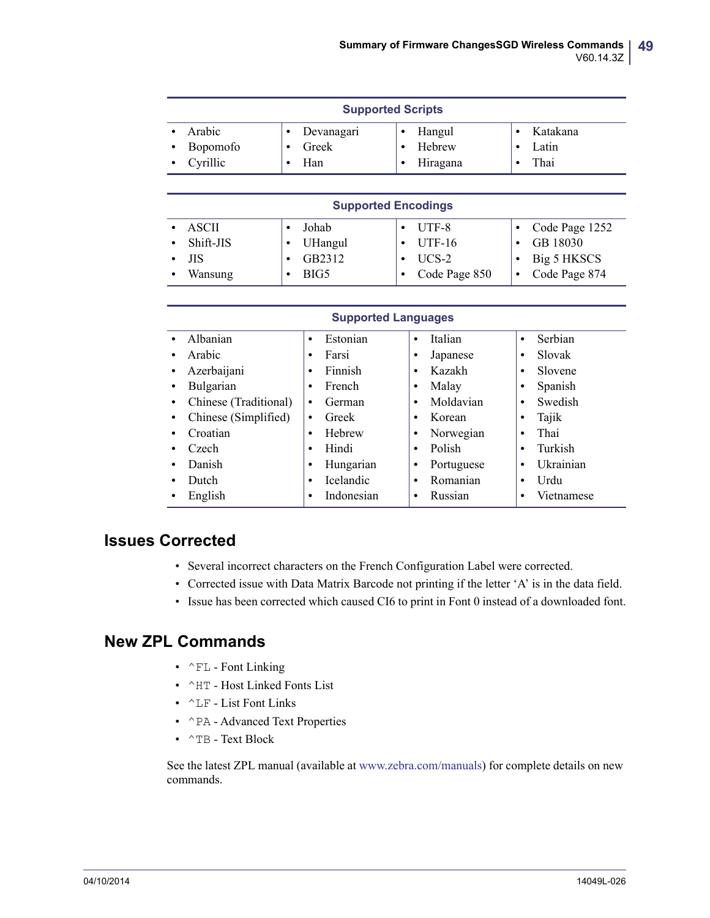| Supported Scripts | | | |
|---|---|---|---|
| • Arabic<br>• Bopomofo<br>• Cyrillic | • Devanagari<br>• Greek<br>• Han | • Hangul<br>• Hebrew<br>• Hiragana | • Katakana<br>• Latin<br>• Thai |

| Supported Encodings | | | |
|---|---|---|---|
| • ASCII<br>• Shift-JIS<br>• JIS<br>• Wansung | • Johab<br>• UHangul<br>• GB2312<br>• BIG5 | • UTF-8<br>• UTF-16<br>• UCS-2<br>• Code Page 850 | • Code Page 1252<br>• GB 18030<br>• Big 5 HKSCS<br>• Code Page 874 |

| Supported Languages | | | |
|---|---|---|---|
| • Albanian<br>• Arabic<br>• Azerbaijani<br>• Bulgarian<br>• Chinese (Traditional)<br>• Chinese (Simplified)<br>• Croatian<br>• Czech<br>• Danish<br>• Dutch<br>• English | • Estonian<br>• Farsi<br>• Finnish<br>• French<br>• German<br>• Greek<br>• Hebrew<br>• Hindi<br>• Hungarian<br>• Icelandic<br>• Indonesian | • Italian<br>• Japanese<br>• Kazakh<br>• Malay<br>• Moldavian<br>• Korean<br>• Norwegian<br>• Polish<br>• Portuguese<br>• Romanian<br>• Russian | • Serbian<br>• Slovak<br>• Slovene<br>• Spanish<br>• Swedish<br>• Tajik<br>• Thai<br>• Turkish<br>• Ukrainian<br>• Urdu<br>• Vietnamese |

## Issues Corrected

- Several incorrect characters on the French Configuration Label were corrected.
- Corrected issue with Data Matrix Barcode not printing if the letter 'A' is in the data field.
- Issue has been corrected which caused CI6 to print in Font 0 instead of a downloaded font.

## New ZPL Commands

- `^FL` - Font Linking
- `^HT` - Host Linked Fonts List
- `^LF` - List Font Links
- `^PA` - Advanced Text Properties
- `^TB` - Text Block

See the latest ZPL manual (available at www.zebra.com/manuals) for complete details on new commands.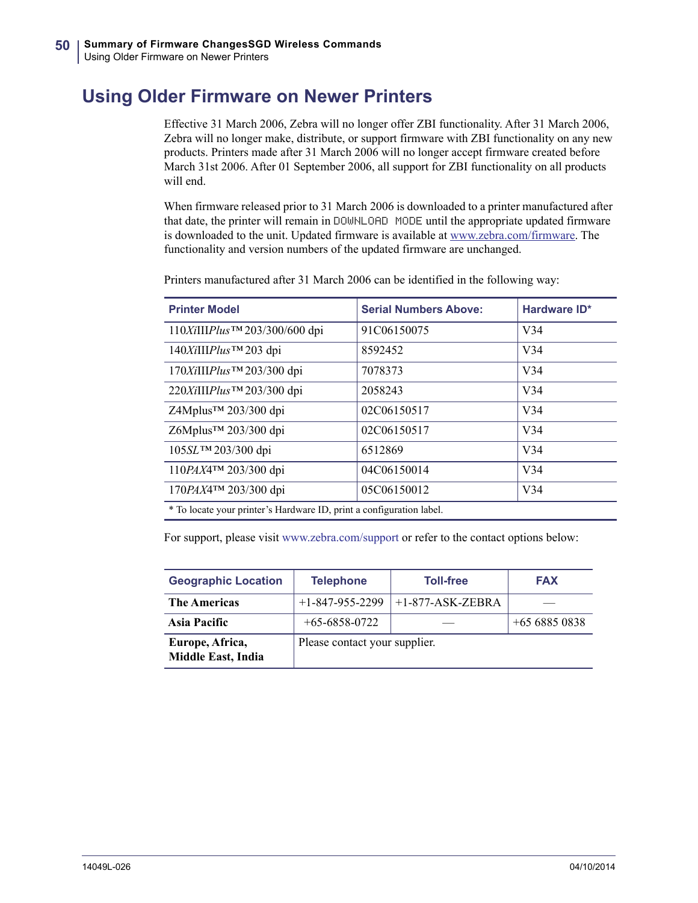# Using Older Firmware on Newer Printers

Effective 31 March 2006, Zebra will no longer offer ZBI functionality. After 31 March 2006, Zebra will no longer make, distribute, or support firmware with ZBI functionality on any new products. Printers made after 31 March 2006 will no longer accept firmware created before March 31st 2006. After 01 September 2006, all support for ZBI functionality on all products will end.

When firmware released prior to 31 March 2006 is downloaded to a printer manufactured after that date, the printer will remain in `DOWNLOAD MODE` until the appropriate updated firmware is downloaded to the unit. Updated firmware is available at www.zebra.com/firmware. The functionality and version numbers of the updated firmware are unchanged.

Printers manufactured after 31 March 2006 can be identified in the following way:

| Printer Model | Serial Numbers Above: | Hardware ID* |
|---|---|---|
| 110*Xi*III*Plus*™ 203/300/600 dpi | 91C06150075 | V34 |
| 140*Xi*III*Plus*™ 203 dpi | 8592452 | V34 |
| 170*Xi*III*Plus*™ 203/300 dpi | 7078373 | V34 |
| 220*Xi*III*Plus*™ 203/300 dpi | 2058243 | V34 |
| Z4Mplus™ 203/300 dpi | 02C06150517 | V34 |
| Z6Mplus™ 203/300 dpi | 02C06150517 | V34 |
| 105*SL*™ 203/300 dpi | 6512869 | V34 |
| 110*PAX*4™ 203/300 dpi | 04C06150014 | V34 |
| 170*PAX*4™ 203/300 dpi | 05C06150012 | V34 |

\* To locate your printer's Hardware ID, print a configuration label.

For support, please visit www.zebra.com/support or refer to the contact options below:

| Geographic Location | Telephone | Toll-free | FAX |
|---|---|---|---|
| **The Americas** | +1-847-955-2299 | +1-877-ASK-ZEBRA | — |
| **Asia Pacific** | +65-6858-0722 | — | +65 6885 0838 |
| **Europe, Africa, Middle East, India** | Please contact your supplier. | | |